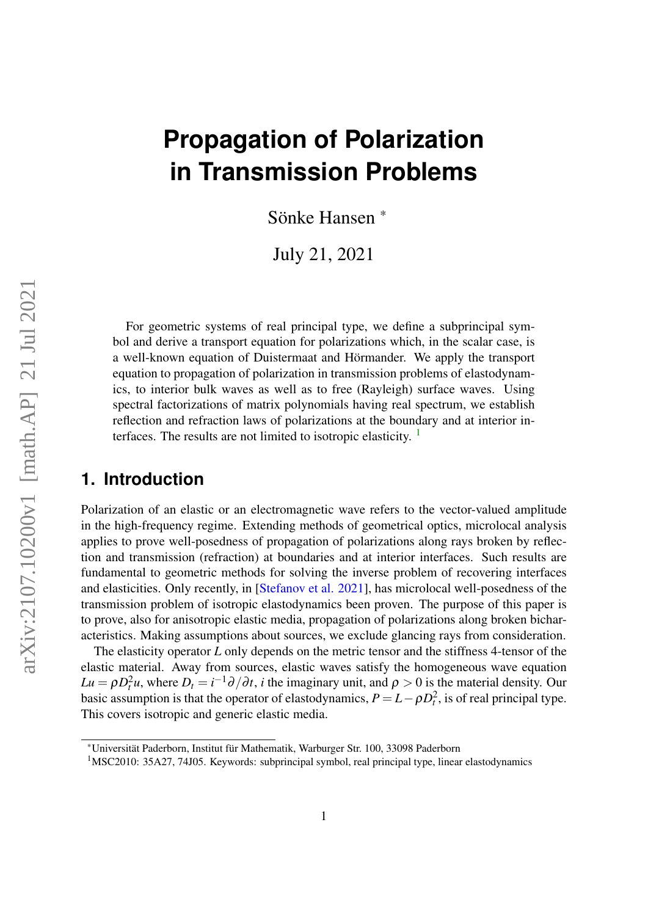# Propagation of Polarization in Transmission Problems

Sönke Hansen [*]

July 21, 2021

For geometric systems of real principal type, we define a subprincipal symbol and derive a transport equation for polarizations which, in the scalar case, is a well-known equation of Duistermaat and Hörmander. We apply the transport equation to propagation of polarization in transmission problems of elastodynamics, to interior bulk waves as well as to free (Rayleigh) surface waves. Using spectral factorizations of matrix polynomials having real spectrum, we establish reflection and refraction laws of polarizations at the boundary and at interior interfaces. The results are not limited to isotropic elasticity. [1]

## 1. Introduction

Polarization of an elastic or an electromagnetic wave refers to the vector-valued amplitude in the high-frequency regime. Extending methods of geometrical optics, microlocal analysis applies to prove well-posedness of propagation of polarizations along rays broken by reflection and transmission (refraction) at boundaries and at interior interfaces. Such results are fundamental to geometric methods for solving the inverse problem of recovering interfaces and elasticities. Only recently, in [Stefanov et al. 2021], has microlocal well-posedness of the transmission problem of isotropic elastodynamics been proven. The purpose of this paper is to prove, also for anisotropic elastic media, propagation of polarizations along broken bicharacteristics. Making assumptions about sources, we exclude glancing rays from consideration.

The elasticity operator $L$ only depends on the metric tensor and the stiffness 4-tensor of the elastic material. Away from sources, elastic waves satisfy the homogeneous wave equation $Lu = \rho D_t^2 u$, where $D_t = i^{-1}\partial/\partial t$, $i$ the imaginary unit, and $\rho > 0$ is the material density. Our basic assumption is that the operator of elastodynamics, $P = L - \rho D_t^2$, is of real principal type. This covers isotropic and generic elastic media.

---

[*] Universität Paderborn, Institut für Mathematik, Warburger Str. 100, 33098 Paderborn

[1] MSC2010: 35A27, 74J05. Keywords: subprincipal symbol, real principal type, linear elastodynamics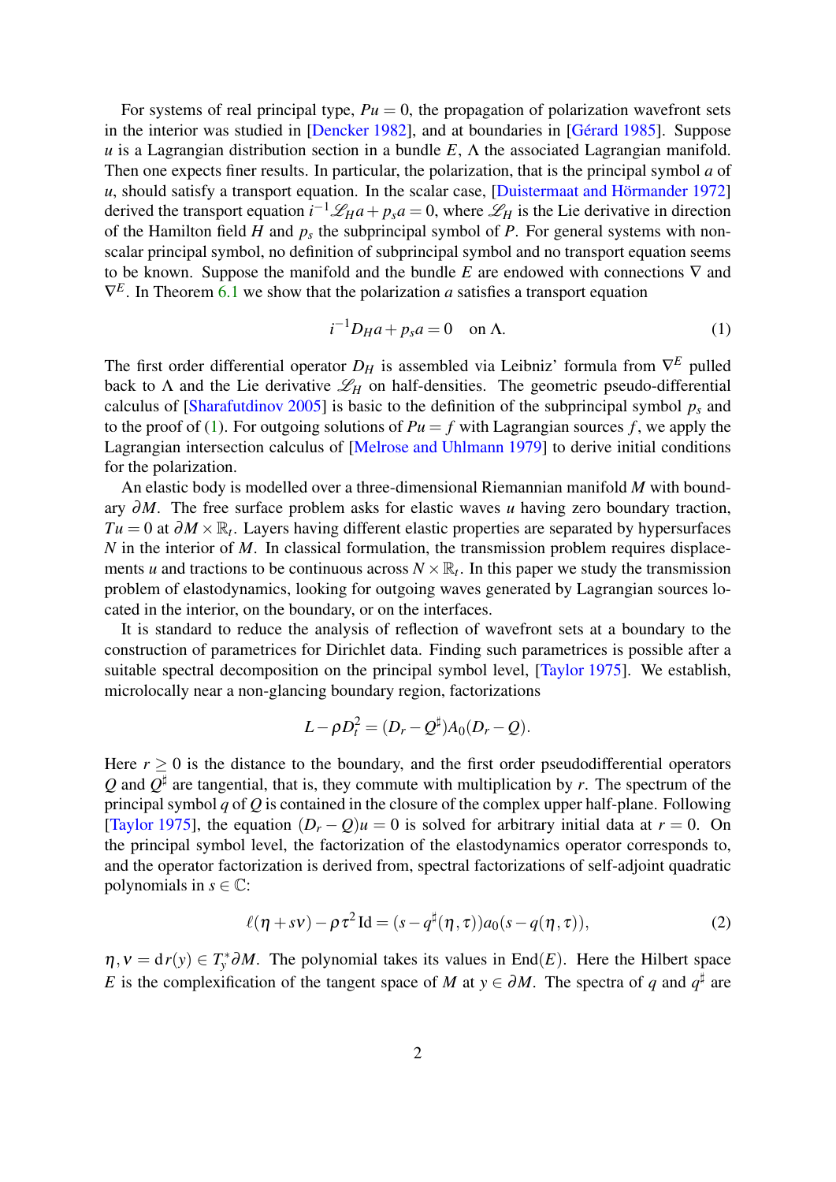For systems of real principal type, $Pu = 0$, the propagation of polarization wavefront sets in the interior was studied in [Dencker 1982], and at boundaries in [Gérard 1985]. Suppose $u$ is a Lagrangian distribution section in a bundle $E$, $\Lambda$ the associated Lagrangian manifold. Then one expects finer results. In particular, the polarization, that is the principal symbol $a$ of $u$, should satisfy a transport equation. In the scalar case, [Duistermaat and Hörmander 1972] derived the transport equation $i^{-1}\mathscr{L}_H a + p_s a = 0$, where $\mathscr{L}_H$ is the Lie derivative in direction of the Hamilton field $H$ and $p_s$ the subprincipal symbol of $P$. For general systems with non-scalar principal symbol, no definition of subprincipal symbol and no transport equation seems to be known. Suppose the manifold and the bundle $E$ are endowed with connections $\nabla$ and $\nabla^E$. In Theorem 6.1 we show that the polarization $a$ satisfies a transport equation

$$i^{-1}D_H a + p_s a = 0 \quad \text{on } \Lambda. \tag{1}$$

The first order differential operator $D_H$ is assembled via Leibniz' formula from $\nabla^E$ pulled back to $\Lambda$ and the Lie derivative $\mathscr{L}_H$ on half-densities. The geometric pseudo-differential calculus of [Sharafutdinov 2005] is basic to the definition of the subprincipal symbol $p_s$ and to the proof of (1). For outgoing solutions of $Pu = f$ with Lagrangian sources $f$, we apply the Lagrangian intersection calculus of [Melrose and Uhlmann 1979] to derive initial conditions for the polarization.

An elastic body is modelled over a three-dimensional Riemannian manifold $M$ with boundary $\partial M$. The free surface problem asks for elastic waves $u$ having zero boundary traction, $Tu = 0$ at $\partial M \times \mathbb{R}_t$. Layers having different elastic properties are separated by hypersurfaces $N$ in the interior of $M$. In classical formulation, the transmission problem requires displacements $u$ and tractions to be continuous across $N \times \mathbb{R}_t$. In this paper we study the transmission problem of elastodynamics, looking for outgoing waves generated by Lagrangian sources located in the interior, on the boundary, or on the interfaces.

It is standard to reduce the analysis of reflection of wavefront sets at a boundary to the construction of parametrices for Dirichlet data. Finding such parametrices is possible after a suitable spectral decomposition on the principal symbol level, [Taylor 1975]. We establish, microlocally near a non-glancing boundary region, factorizations

$$L - \rho D_t^2 = (D_r - Q^\sharp)A_0(D_r - Q).$$

Here $r \geq 0$ is the distance to the boundary, and the first order pseudodifferential operators $Q$ and $Q^\sharp$ are tangential, that is, they commute with multiplication by $r$. The spectrum of the principal symbol $q$ of $Q$ is contained in the closure of the complex upper half-plane. Following [Taylor 1975], the equation $(D_r - Q)u = 0$ is solved for arbitrary initial data at $r = 0$. On the principal symbol level, the factorization of the elastodynamics operator corresponds to, and the operator factorization is derived from, spectral factorizations of self-adjoint quadratic polynomials in $s \in \mathbb{C}$:

$$\ell(\eta + s\nu) - \rho\tau^2 \,\mathrm{Id} = (s - q^\sharp(\eta,\tau))a_0(s - q(\eta,\tau)), \tag{2}$$

$\eta, \nu = \mathrm{d}r(y) \in T_y^*\partial M$. The polynomial takes its values in $\mathrm{End}(E)$. Here the Hilbert space $E$ is the complexification of the tangent space of $M$ at $y \in \partial M$. The spectra of $q$ and $q^\sharp$ are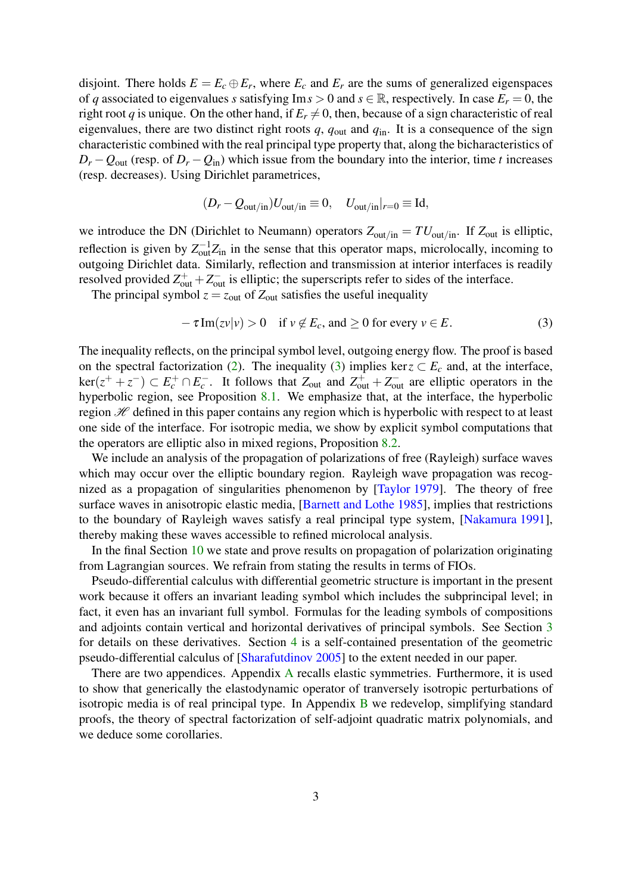disjoint. There holds $E = E_c \oplus E_r$, where $E_c$ and $E_r$ are the sums of generalized eigenspaces of $q$ associated to eigenvalues $s$ satisfying $\operatorname{Im} s > 0$ and $s \in \mathbb{R}$, respectively. In case $E_r = 0$, the right root $q$ is unique. On the other hand, if $E_r \neq 0$, then, because of a sign characteristic of real eigenvalues, there are two distinct right roots $q$, $q_{\text{out}}$ and $q_{\text{in}}$. It is a consequence of the sign characteristic combined with the real principal type property that, along the bicharacteristics of $D_r - Q_{\text{out}}$ (resp. of $D_r - Q_{\text{in}}$) which issue from the boundary into the interior, time $t$ increases (resp. decreases). Using Dirichlet parametrices,

$$(D_r - Q_{\text{out/in}})U_{\text{out/in}} \equiv 0, \quad U_{\text{out/in}}|_{r=0} \equiv \text{Id},$$

we introduce the DN (Dirichlet to Neumann) operators $Z_{\text{out/in}} = TU_{\text{out/in}}$. If $Z_{\text{out}}$ is elliptic, reflection is given by $Z_{\text{out}}^{-1} Z_{\text{in}}$ in the sense that this operator maps, microlocally, incoming to outgoing Dirichlet data. Similarly, reflection and transmission at interior interfaces is readily resolved provided $Z_{\text{out}}^{+} + Z_{\text{out}}^{-}$ is elliptic; the superscripts refer to sides of the interface.

The principal symbol $z = z_{\text{out}}$ of $Z_{\text{out}}$ satisfies the useful inequality

$$-\tau \operatorname{Im}(zv|v) > 0 \quad \text{if } v \notin E_c, \text{ and } \geq 0 \text{ for every } v \in E. \tag{3}$$

The inequality reflects, on the principal symbol level, outgoing energy flow. The proof is based on the spectral factorization (2). The inequality (3) implies $\ker z \subset E_c$ and, at the interface, $\ker(z^+ + z^-) \subset E_c^+ \cap E_c^-$. It follows that $Z_{\text{out}}$ and $Z_{\text{out}}^{+} + Z_{\text{out}}^{-}$ are elliptic operators in the hyperbolic region, see Proposition 8.1. We emphasize that, at the interface, the hyperbolic region $\mathscr{H}$ defined in this paper contains any region which is hyperbolic with respect to at least one side of the interface. For isotropic media, we show by explicit symbol computations that the operators are elliptic also in mixed regions, Proposition 8.2.

We include an analysis of the propagation of polarizations of free (Rayleigh) surface waves which may occur over the elliptic boundary region. Rayleigh wave propagation was recognized as a propagation of singularities phenomenon by [Taylor 1979]. The theory of free surface waves in anisotropic elastic media, [Barnett and Lothe 1985], implies that restrictions to the boundary of Rayleigh waves satisfy a real principal type system, [Nakamura 1991], thereby making these waves accessible to refined microlocal analysis.

In the final Section 10 we state and prove results on propagation of polarization originating from Lagrangian sources. We refrain from stating the results in terms of FIOs.

Pseudo-differential calculus with differential geometric structure is important in the present work because it offers an invariant leading symbol which includes the subprincipal level; in fact, it even has an invariant full symbol. Formulas for the leading symbols of compositions and adjoints contain vertical and horizontal derivatives of principal symbols. See Section 3 for details on these derivatives. Section 4 is a self-contained presentation of the geometric pseudo-differential calculus of [Sharafutdinov 2005] to the extent needed in our paper.

There are two appendices. Appendix A recalls elastic symmetries. Furthermore, it is used to show that generically the elastodynamic operator of tranversely isotropic perturbations of isotropic media is of real principal type. In Appendix B we redevelop, simplifying standard proofs, the theory of spectral factorization of self-adjoint quadratic matrix polynomials, and we deduce some corollaries.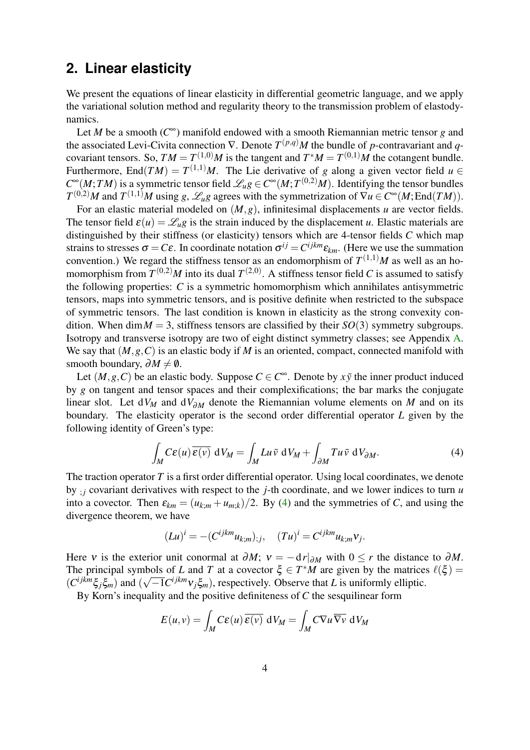## 2. Linear elasticity

We present the equations of linear elasticity in differential geometric language, and we apply the variational solution method and regularity theory to the transmission problem of elastodynamics.

Let $M$ be a smooth ($C^\infty$) manifold endowed with a smooth Riemannian metric tensor $g$ and the associated Levi-Civita connection $\nabla$. Denote $T^{(p,q)}M$ the bundle of $p$-contravariant and $q$-covariant tensors. So, $TM = T^{(1,0)}M$ is the tangent and $T^*M = T^{(0,1)}M$ the cotangent bundle. Furthermore, $\mathrm{End}(TM) = T^{(1,1)}M$. The Lie derivative of $g$ along a given vector field $u \in C^\infty(M;TM)$ is a symmetric tensor field $\mathscr{L}_u g \in C^\infty(M;T^{(0,2)}M)$. Identifying the tensor bundles $T^{(0,2)}M$ and $T^{(1,1)}M$ using $g$, $\mathscr{L}_u g$ agrees with the symmetrization of $\nabla u \in C^\infty(M;\mathrm{End}(TM))$.

For an elastic material modeled on $(M,g)$, infinitesimal displacements $u$ are vector fields. The tensor field $\varepsilon(u) = \mathscr{L}_u g$ is the strain induced by the displacement $u$. Elastic materials are distinguished by their stiffness (or elasticity) tensors which are 4-tensor fields $C$ which map strains to stresses $\sigma = C\varepsilon$. In coordinate notation $\sigma^{ij} = C^{ijkm}\varepsilon_{km}$. (Here we use the summation convention.) We regard the stiffness tensor as an endomorphism of $T^{(1,1)}M$ as well as an homomorphism from $T^{(0,2)}M$ into its dual $T^{(2,0)}$. A stiffness tensor field $C$ is assumed to satisfy the following properties: $C$ is a symmetric homomorphism which annihilates antisymmetric tensors, maps into symmetric tensors, and is positive definite when restricted to the subspace of symmetric tensors. The last condition is known in elasticity as the strong convexity condition. When $\dim M = 3$, stiffness tensors are classified by their $SO(3)$ symmetry subgroups. Isotropy and transverse isotropy are two of eight distinct symmetry classes; see Appendix A. We say that $(M,g,C)$ is an elastic body if $M$ is an oriented, compact, connected manifold with smooth boundary, $\partial M \neq \emptyset$.

Let $(M,g,C)$ be an elastic body. Suppose $C \in C^\infty$. Denote by $x\bar{y}$ the inner product induced by $g$ on tangent and tensor spaces and their complexifications; the bar marks the conjugate linear slot. Let $\mathrm{d}V_M$ and $\mathrm{d}V_{\partial M}$ denote the Riemannian volume elements on $M$ and on its boundary. The elasticity operator is the second order differential operator $L$ given by the following identity of Green's type:

$$\int_M C\varepsilon(u)\,\overline{\varepsilon(v)}\ \mathrm{d}V_M = \int_M Lu\,\bar{v}\ \mathrm{d}V_M + \int_{\partial M} Tu\,\bar{v}\ \mathrm{d}V_{\partial M}. \tag{4}$$

The traction operator $T$ is a first order differential operator. Using local coordinates, we denote by $_{;j}$ covariant derivatives with respect to the $j$-th coordinate, and we lower indices to turn $u$ into a covector. Then $\varepsilon_{km} = (u_{k;m} + u_{m;k})/2$. By (4) and the symmetries of $C$, and using the divergence theorem, we have

$$(Lu)^i = -(C^{ijkm}u_{k;m})_{;j}, \quad (Tu)^i = C^{ijkm}u_{k;m}\nu_j.$$

Here $\nu$ is the exterior unit conormal at $\partial M$; $\nu = -\mathrm{d}r|_{\partial M}$ with $0 \le r$ the distance to $\partial M$. The principal symbols of $L$ and $T$ at a covector $\xi \in T^*M$ are given by the matrices $\ell(\xi) = (C^{ijkm}\xi_j\xi_m)$ and $(\sqrt{-1}C^{ijkm}\nu_j\xi_m)$, respectively. Observe that $L$ is uniformly elliptic.

By Korn's inequality and the positive definiteness of $C$ the sesquilinear form

$$E(u,v) = \int_M C\varepsilon(u)\,\overline{\varepsilon(v)}\ \mathrm{d}V_M = \int_M C\nabla u\,\overline{\nabla v}\ \mathrm{d}V_M$$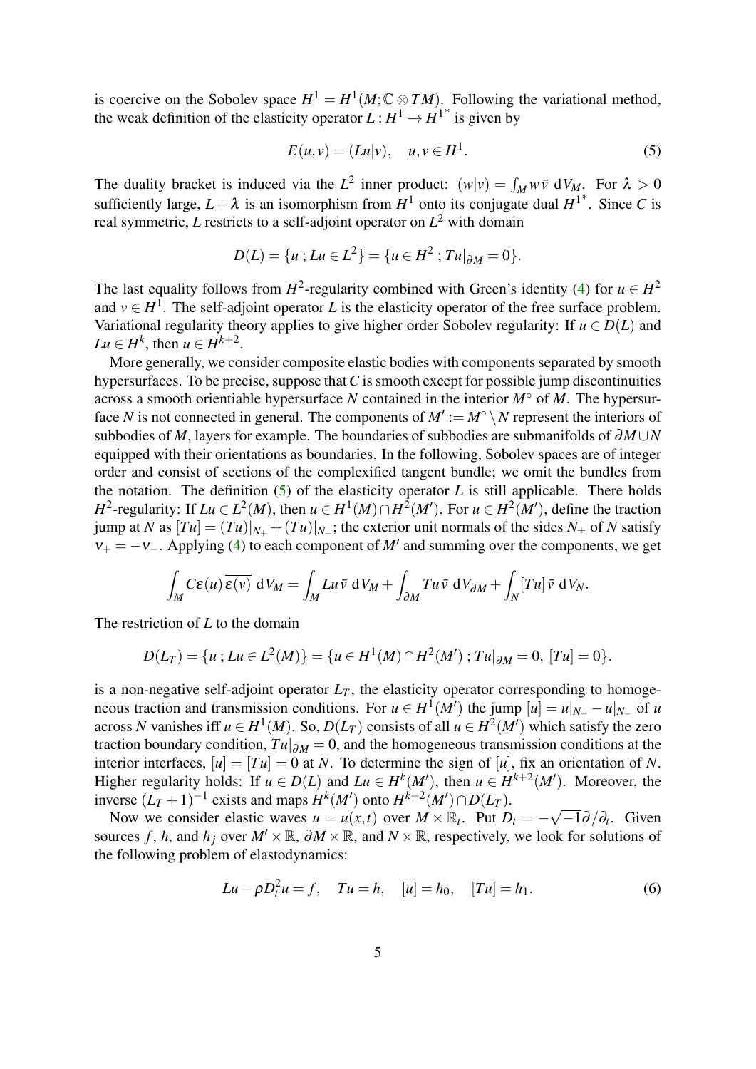is coercive on the Sobolev space $H^1 = H^1(M;\mathbb{C}\otimes TM)$. Following the variational method, the weak definition of the elasticity operator $L : H^1 \to {H^1}^*$ is given by

$$E(u,v) = (Lu|v), \quad u,v \in H^1. \tag{5}$$

The duality bracket is induced via the $L^2$ inner product: $(w|v) = \int_M w\,\bar{v}\;\mathrm{d}V_M$. For $\lambda > 0$ sufficiently large, $L+\lambda$ is an isomorphism from $H^1$ onto its conjugate dual ${H^1}^*$. Since $C$ is real symmetric, $L$ restricts to a self-adjoint operator on $L^2$ with domain

$$D(L) = \{u\,;\, Lu \in L^2\} = \{u \in H^2\,;\, Tu|_{\partial M} = 0\}.$$

The last equality follows from $H^2$-regularity combined with Green's identity (4) for $u \in H^2$ and $v \in H^1$. The self-adjoint operator $L$ is the elasticity operator of the free surface problem. Variational regularity theory applies to give higher order Sobolev regularity: If $u \in D(L)$ and $Lu \in H^k$, then $u \in H^{k+2}$.

More generally, we consider composite elastic bodies with components separated by smooth hypersurfaces. To be precise, suppose that $C$ is smooth except for possible jump discontinuities across a smooth orientiable hypersurface $N$ contained in the interior $M^\circ$ of $M$. The hypersurface $N$ is not connected in general. The components of $M' := M^\circ \setminus N$ represent the interiors of subbodies of $M$, layers for example. The boundaries of subbodies are submanifolds of $\partial M \cup N$ equipped with their orientations as boundaries. In the following, Sobolev spaces are of integer order and consist of sections of the complexified tangent bundle; we omit the bundles from the notation. The definition (5) of the elasticity operator $L$ is still applicable. There holds $H^2$-regularity: If $Lu \in L^2(M)$, then $u \in H^1(M) \cap H^2(M')$. For $u \in H^2(M')$, define the traction jump at $N$ as $[Tu] = (Tu)|_{N_+} + (Tu)|_{N_-}$; the exterior unit normals of the sides $N_\pm$ of $N$ satisfy $\nu_+ = -\nu_-$. Applying (4) to each component of $M'$ and summing over the components, we get

$$\int_M C\varepsilon(u)\,\overline{\varepsilon(v)}\;\mathrm{d}V_M = \int_M Lu\,\bar{v}\;\mathrm{d}V_M + \int_{\partial M} Tu\,\bar{v}\;\mathrm{d}V_{\partial M} + \int_N [Tu]\,\bar{v}\;\mathrm{d}V_N.$$

The restriction of $L$ to the domain

$$D(L_T) = \{u\,;\, Lu \in L^2(M)\} = \{u \in H^1(M) \cap H^2(M')\,;\, Tu|_{\partial M} = 0,\ [Tu] = 0\}.$$

is a non-negative self-adjoint operator $L_T$, the elasticity operator corresponding to homogeneous traction and transmission conditions. For $u \in H^1(M')$ the jump $[u] = u|_{N_+} - u|_{N_-}$ of $u$ across $N$ vanishes iff $u \in H^1(M)$. So, $D(L_T)$ consists of all $u \in H^2(M')$ which satisfy the zero traction boundary condition, $Tu|_{\partial M} = 0$, and the homogeneous transmission conditions at the interior interfaces, $[u] = [Tu] = 0$ at $N$. To determine the sign of $[u]$, fix an orientation of $N$. Higher regularity holds: If $u \in D(L)$ and $Lu \in H^k(M')$, then $u \in H^{k+2}(M')$. Moreover, the inverse $(L_T+1)^{-1}$ exists and maps $H^k(M')$ onto $H^{k+2}(M') \cap D(L_T)$.

Now we consider elastic waves $u = u(x,t)$ over $M \times \mathbb{R}_t$. Put $D_t = -\sqrt{-1}\,\partial/\partial_t$. Given sources $f$, $h$, and $h_j$ over $M' \times \mathbb{R}$, $\partial M \times \mathbb{R}$, and $N \times \mathbb{R}$, respectively, we look for solutions of the following problem of elastodynamics:

$$Lu - \rho D_t^2 u = f, \quad Tu = h, \quad [u] = h_0, \quad [Tu] = h_1. \tag{6}$$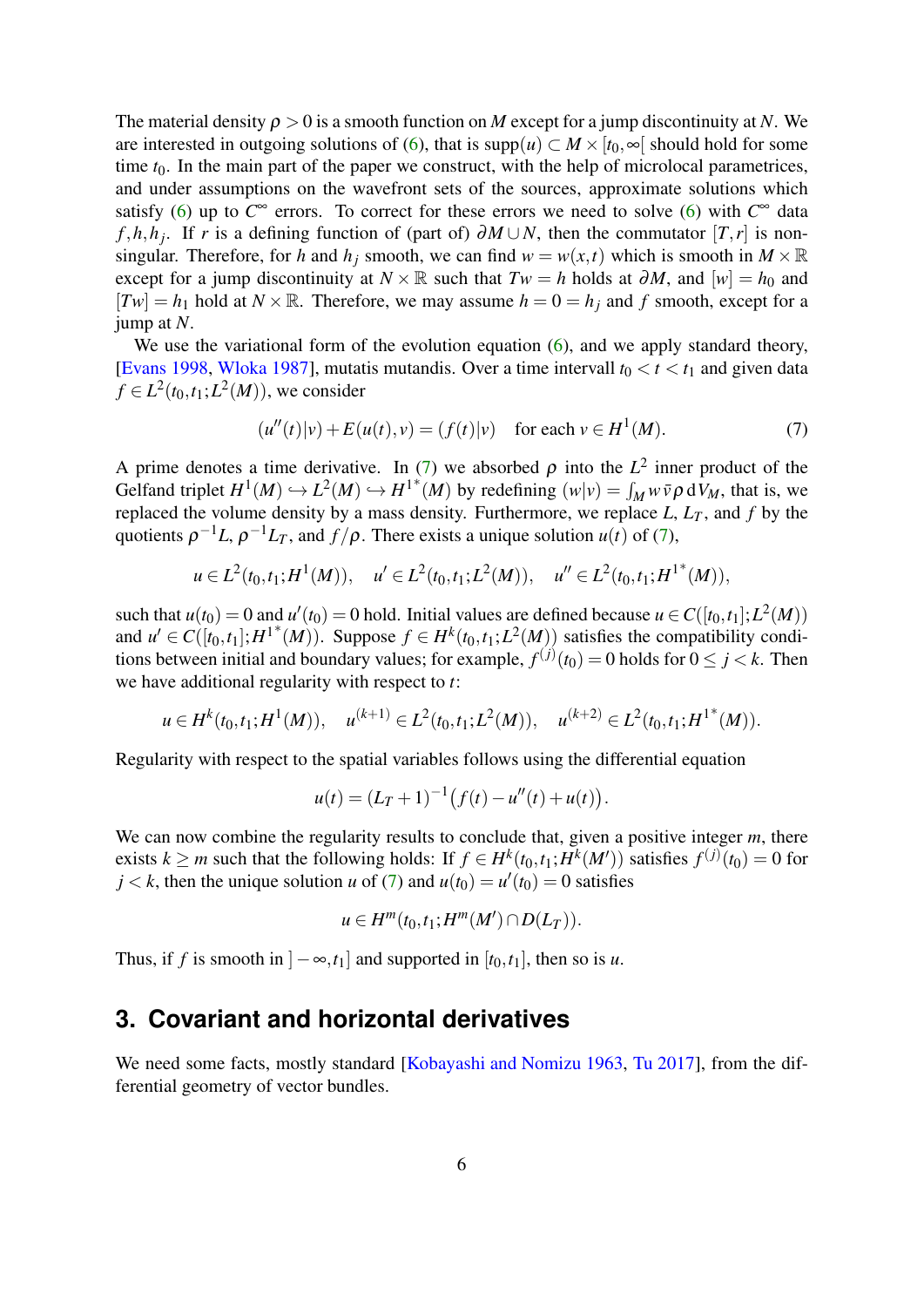The material density $\rho > 0$ is a smooth function on $M$ except for a jump discontinuity at $N$. We are interested in outgoing solutions of (6), that is $\operatorname{supp}(u) \subset M \times [t_0, \infty[$ should hold for some time $t_0$. In the main part of the paper we construct, with the help of microlocal parametrices, and under assumptions on the wavefront sets of the sources, approximate solutions which satisfy (6) up to $C^\infty$ errors. To correct for these errors we need to solve (6) with $C^\infty$ data $f, h, h_j$. If $r$ is a defining function of (part of) $\partial M \cup N$, then the commutator $[T, r]$ is non-singular. Therefore, for $h$ and $h_j$ smooth, we can find $w = w(x,t)$ which is smooth in $M \times \mathbb{R}$ except for a jump discontinuity at $N \times \mathbb{R}$ such that $Tw = h$ holds at $\partial M$, and $[w] = h_0$ and $[Tw] = h_1$ hold at $N \times \mathbb{R}$. Therefore, we may assume $h = 0 = h_j$ and $f$ smooth, except for a jump at $N$.

We use the variational form of the evolution equation (6), and we apply standard theory, [Evans 1998, Wloka 1987], mutatis mutandis. Over a time intervall $t_0 < t < t_1$ and given data $f \in L^2(t_0, t_1; L^2(M))$, we consider

$$(u''(t)|v) + E(u(t), v) = (f(t)|v) \quad \text{for each } v \in H^1(M). \tag{7}$$

A prime denotes a time derivative. In (7) we absorbed $\rho$ into the $L^2$ inner product of the Gelfand triplet $H^1(M) \hookrightarrow L^2(M) \hookrightarrow H^{1^*}(M)$ by redefining $(w|v) = \int_M w \bar{v} \rho \, \mathrm{d}V_M$, that is, we replaced the volume density by a mass density. Furthermore, we replace $L$, $L_T$, and $f$ by the quotients $\rho^{-1} L$, $\rho^{-1} L_T$, and $f/\rho$. There exists a unique solution $u(t)$ of (7),

$$u \in L^2(t_0, t_1; H^1(M)), \quad u' \in L^2(t_0, t_1; L^2(M)), \quad u'' \in L^2(t_0, t_1; H^{1^*}(M)),$$

such that $u(t_0) = 0$ and $u'(t_0) = 0$ hold. Initial values are defined because $u \in C([t_0, t_1]; L^2(M))$ and $u' \in C([t_0, t_1]; H^{1^*}(M))$. Suppose $f \in H^k(t_0, t_1; L^2(M))$ satisfies the compatibility conditions between initial and boundary values; for example, $f^{(j)}(t_0) = 0$ holds for $0 \leq j < k$. Then we have additional regularity with respect to $t$:

$$u \in H^k(t_0, t_1; H^1(M)), \quad u^{(k+1)} \in L^2(t_0, t_1; L^2(M)), \quad u^{(k+2)} \in L^2(t_0, t_1; H^{1^*}(M)).$$

Regularity with respect to the spatial variables follows using the differential equation

$$u(t) = (L_T + 1)^{-1} \big( f(t) - u''(t) + u(t) \big).$$

We can now combine the regularity results to conclude that, given a positive integer $m$, there exists $k \geq m$ such that the following holds: If $f \in H^k(t_0, t_1; H^k(M'))$ satisfies $f^{(j)}(t_0) = 0$ for $j < k$, then the unique solution $u$ of (7) and $u(t_0) = u'(t_0) = 0$ satisfies

$$u \in H^m(t_0, t_1; H^m(M') \cap D(L_T)).$$

Thus, if $f$ is smooth in $]-\infty, t_1]$ and supported in $[t_0, t_1]$, then so is $u$.

## 3. Covariant and horizontal derivatives

We need some facts, mostly standard [Kobayashi and Nomizu 1963, Tu 2017], from the differential geometry of vector bundles.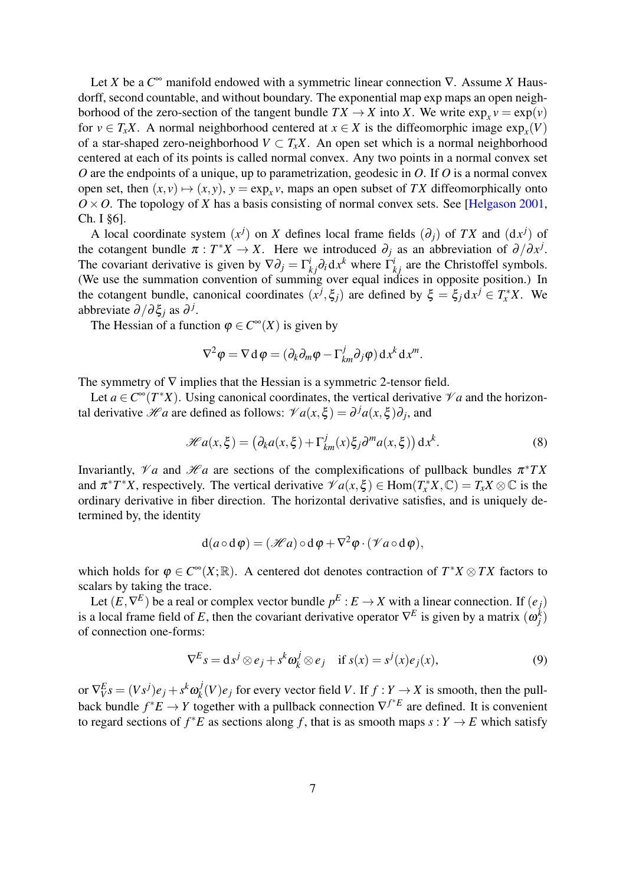Let $X$ be a $C^\infty$ manifold endowed with a symmetric linear connection $\nabla$. Assume $X$ Hausdorff, second countable, and without boundary. The exponential map exp maps an open neighborhood of the zero-section of the tangent bundle $TX \to X$ into $X$. We write $\exp_x v = \exp(v)$ for $v \in T_xX$. A normal neighborhood centered at $x \in X$ is the diffeomorphic image $\exp_x(V)$ of a star-shaped zero-neighborhood $V \subset T_xX$. An open set which is a normal neighborhood centered at each of its points is called normal convex. Any two points in a normal convex set $O$ are the endpoints of a unique, up to parametrization, geodesic in $O$. If $O$ is a normal convex open set, then $(x,v) \mapsto (x,y)$, $y = \exp_x v$, maps an open subset of $TX$ diffeomorphically onto $O \times O$. The topology of $X$ has a basis consisting of normal convex sets. See [Helgason 2001, Ch. I §6].

A local coordinate system $(x^j)$ on $X$ defines local frame fields $(\partial_j)$ of $TX$ and $(\mathrm{d}x^j)$ of the cotangent bundle $\pi : T^*X \to X$. Here we introduced $\partial_j$ as an abbreviation of $\partial/\partial x^j$. The covariant derivative is given by $\nabla \partial_j = \Gamma^i_{kj} \partial_i \,\mathrm{d}x^k$ where $\Gamma^i_{kj}$ are the Christoffel symbols. (We use the summation convention of summing over equal indices in opposite position.) In the cotangent bundle, canonical coordinates $(x^j, \xi_j)$ are defined by $\xi = \xi_j \,\mathrm{d}x^j \in T^*_xX$. We abbreviate $\partial/\partial \xi_j$ as $\partial^j$.

The Hessian of a function $\varphi \in C^\infty(X)$ is given by

$$\nabla^2 \varphi = \nabla \,\mathrm{d}\varphi = (\partial_k \partial_m \varphi - \Gamma^j_{km} \partial_j \varphi)\,\mathrm{d}x^k \,\mathrm{d}x^m.$$

The symmetry of $\nabla$ implies that the Hessian is a symmetric 2-tensor field.

Let $a \in C^\infty(T^*X)$. Using canonical coordinates, the vertical derivative $\mathscr{V}a$ and the horizontal derivative $\mathscr{H}a$ are defined as follows: $\mathscr{V}a(x,\xi) = \partial^j a(x,\xi)\partial_j$, and

$$\mathscr{H}a(x,\xi) = \big(\partial_k a(x,\xi) + \Gamma^j_{km}(x)\xi_j \partial^m a(x,\xi)\big)\,\mathrm{d}x^k. \tag{8}$$

Invariantly, $\mathscr{V}a$ and $\mathscr{H}a$ are sections of the complexifications of pullback bundles $\pi^*TX$ and $\pi^*T^*X$, respectively. The vertical derivative $\mathscr{V}a(x,\xi) \in \mathrm{Hom}(T^*_xX, \mathbb{C}) = T_xX \otimes \mathbb{C}$ is the ordinary derivative in fiber direction. The horizontal derivative satisfies, and is uniquely determined by, the identity

$$\mathrm{d}(a \circ \mathrm{d}\varphi) = (\mathscr{H}a) \circ \mathrm{d}\varphi + \nabla^2 \varphi \cdot (\mathscr{V}a \circ \mathrm{d}\varphi),$$

which holds for $\varphi \in C^\infty(X;\mathbb{R})$. A centered dot denotes contraction of $T^*X \otimes TX$ factors to scalars by taking the trace.

Let $(E, \nabla^E)$ be a real or complex vector bundle $p^E : E \to X$ with a linear connection. If $(e_j)$ is a local frame field of $E$, then the covariant derivative operator $\nabla^E$ is given by a matrix $(\omega^k_j)$ of connection one-forms:

$$\nabla^E s = \mathrm{d}s^j \otimes e_j + s^k \omega^j_k \otimes e_j \quad \text{if } s(x) = s^j(x) e_j(x), \tag{9}$$

or $\nabla^E_V s = (Vs^j)e_j + s^k \omega^j_k(V) e_j$ for every vector field $V$. If $f : Y \to X$ is smooth, then the pullback bundle $f^*E \to Y$ together with a pullback connection $\nabla^{f^*E}$ are defined. It is convenient to regard sections of $f^*E$ as sections along $f$, that is as smooth maps $s : Y \to E$ which satisfy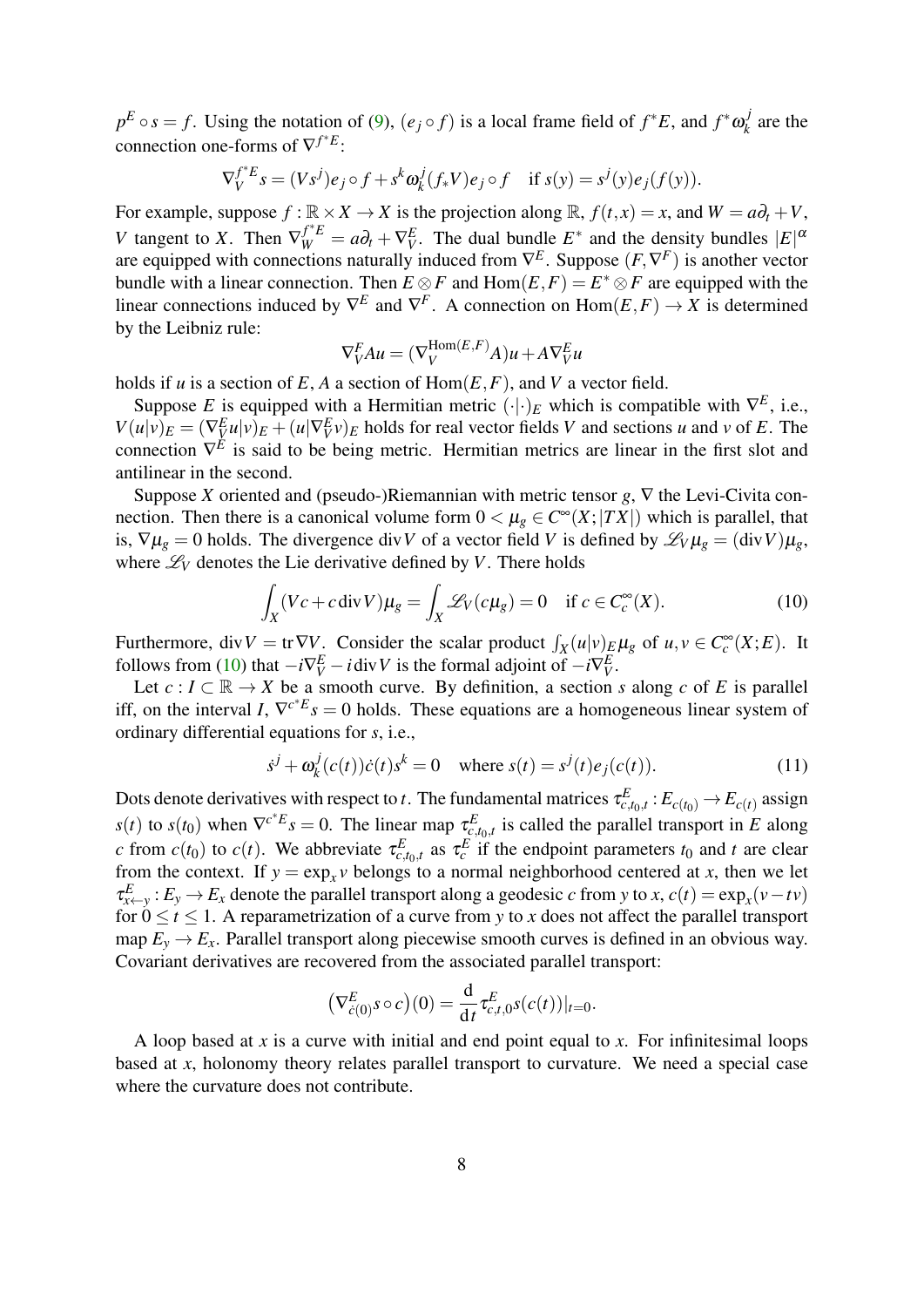$p^E \circ s = f$. Using the notation of (9), $(e_j \circ f)$ is a local frame field of $f^*E$, and $f^*\omega_k^j$ are the connection one-forms of $\nabla^{f^*E}$:

$$\nabla_V^{f^*E} s = (Vs^j) e_j \circ f + s^k \omega_k^j (f_* V) e_j \circ f \quad \text{if } s(y) = s^j(y) e_j(f(y)).$$

For example, suppose $f : \mathbb{R} \times X \to X$ is the projection along $\mathbb{R}$, $f(t,x) = x$, and $W = a\partial_t + V$, $V$ tangent to $X$. Then $\nabla_W^{f^*E} = a\partial_t + \nabla_V^E$. The dual bundle $E^*$ and the density bundles $|E|^\alpha$ are equipped with connections naturally induced from $\nabla^E$. Suppose $(F, \nabla^F)$ is another vector bundle with a linear connection. Then $E \otimes F$ and $\operatorname{Hom}(E,F) = E^* \otimes F$ are equipped with the linear connections induced by $\nabla^E$ and $\nabla^F$. A connection on $\operatorname{Hom}(E,F) \to X$ is determined by the Leibniz rule:

$$\nabla_V^F A u = (\nabla_V^{\operatorname{Hom}(E,F)} A) u + A \nabla_V^E u$$

holds if $u$ is a section of $E$, $A$ a section of $\operatorname{Hom}(E,F)$, and $V$ a vector field.

Suppose $E$ is equipped with a Hermitian metric $(\cdot|\cdot)_E$ which is compatible with $\nabla^E$, i.e., $V(u|v)_E = (\nabla_V^E u|v)_E + (u|\nabla_V^E v)_E$ holds for real vector fields $V$ and sections $u$ and $v$ of $E$. The connection $\nabla^E$ is said to be being metric. Hermitian metrics are linear in the first slot and antilinear in the second.

Suppose $X$ oriented and (pseudo-)Riemannian with metric tensor $g$, $\nabla$ the Levi-Civita connection. Then there is a canonical volume form $0 < \mu_g \in C^\infty(X; |TX|)$ which is parallel, that is, $\nabla \mu_g = 0$ holds. The divergence $\operatorname{div} V$ of a vector field $V$ is defined by $\mathscr{L}_V \mu_g = (\operatorname{div} V)\mu_g$, where $\mathscr{L}_V$ denotes the Lie derivative defined by $V$. There holds

$$\int_X (Vc + c \operatorname{div} V)\mu_g = \int_X \mathscr{L}_V (c\mu_g) = 0 \quad \text{if } c \in C_c^\infty(X). \tag{10}$$

Furthermore, $\operatorname{div} V = \operatorname{tr} \nabla V$. Consider the scalar product $\int_X (u|v)_E \mu_g$ of $u, v \in C_c^\infty(X;E)$. It follows from (10) that $-i\nabla_V^E - i \operatorname{div} V$ is the formal adjoint of $-i\nabla_V^E$.

Let $c : I \subset \mathbb{R} \to X$ be a smooth curve. By definition, a section $s$ along $c$ of $E$ is parallel iff, on the interval $I$, $\nabla^{c^*E} s = 0$ holds. These equations are a homogeneous linear system of ordinary differential equations for $s$, i.e.,

$$\dot{s}^j + \omega_k^j(c(t))\dot{c}(t) s^k = 0 \quad \text{where } s(t) = s^j(t) e_j(c(t)). \tag{11}$$

Dots denote derivatives with respect to $t$. The fundamental matrices $\tau_{c,t_0,t}^E : E_{c(t_0)} \to E_{c(t)}$ assign $s(t)$ to $s(t_0)$ when $\nabla^{c^*E} s = 0$. The linear map $\tau_{c,t_0,t}^E$ is called the parallel transport in $E$ along $c$ from $c(t_0)$ to $c(t)$. We abbreviate $\tau_{c,t_0,t}^E$ as $\tau_c^E$ if the endpoint parameters $t_0$ and $t$ are clear from the context. If $y = \exp_x v$ belongs to a normal neighborhood centered at $x$, then we let $\tau_{x \leftarrow y}^E : E_y \to E_x$ denote the parallel transport along a geodesic $c$ from $y$ to $x$, $c(t) = \exp_x(v - tv)$ for $0 \le t \le 1$. A reparametrization of a curve from $y$ to $x$ does not affect the parallel transport map $E_y \to E_x$. Parallel transport along piecewise smooth curves is defined in an obvious way. Covariant derivatives are recovered from the associated parallel transport:

$$\big(\nabla_{\dot{c}(0)}^E s \circ c\big)(0) = \frac{\mathrm{d}}{\mathrm{d}t} \tau_{c,t,0}^E s(c(t))|_{t=0}.$$

A loop based at $x$ is a curve with initial and end point equal to $x$. For infinitesimal loops based at $x$, holonomy theory relates parallel transport to curvature. We need a special case where the curvature does not contribute.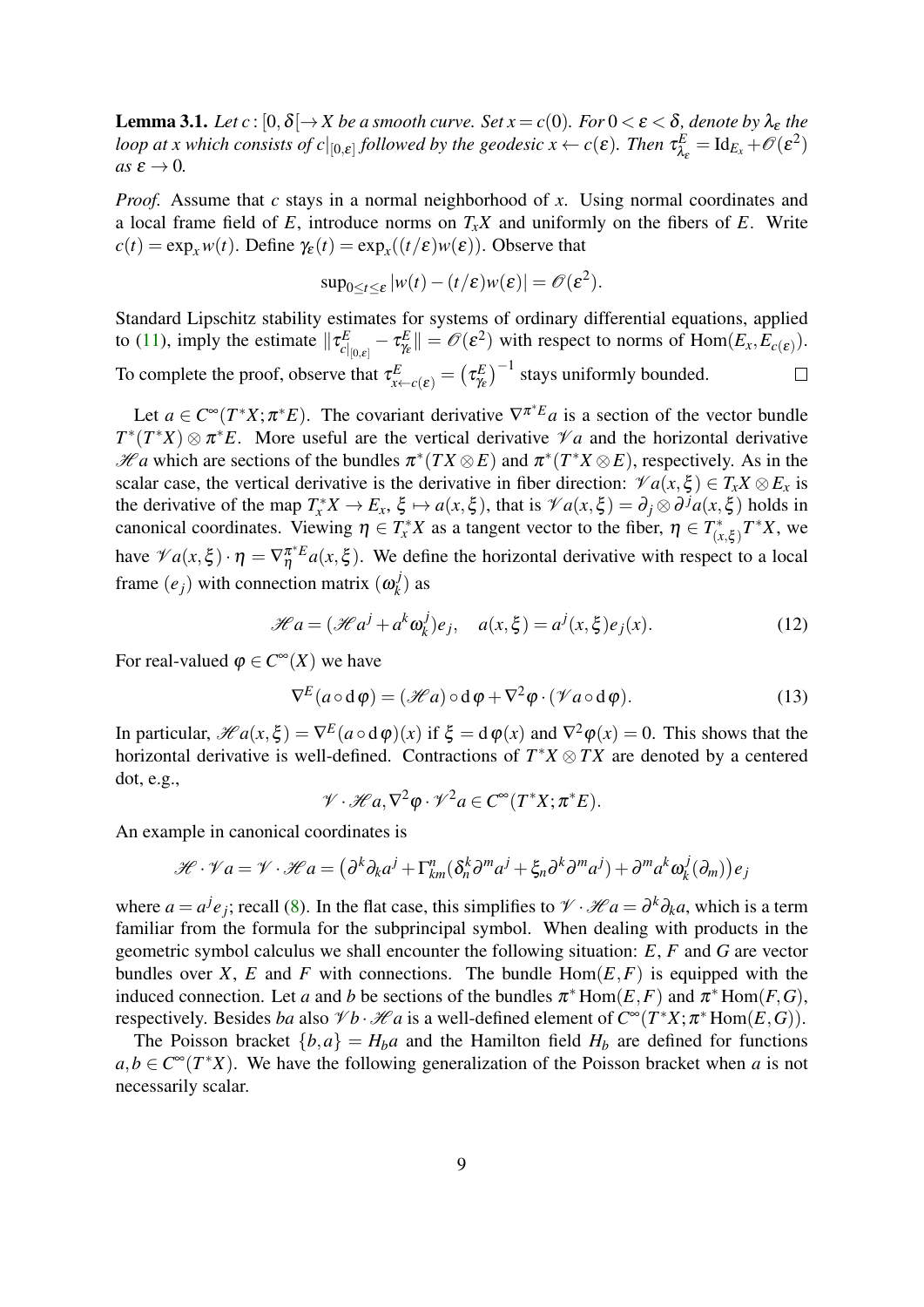**Lemma 3.1.** *Let $c : [0, \delta[ \to X$ be a smooth curve. Set $x = c(0)$. For $0 < \varepsilon < \delta$, denote by $\lambda_\varepsilon$ the loop at $x$ which consists of $c|_{[0,\varepsilon]}$ followed by the geodesic $x \leftarrow c(\varepsilon)$. Then $\tau^E_{\lambda_\varepsilon} = \mathrm{Id}_{E_x} + \mathscr{O}(\varepsilon^2)$ as $\varepsilon \to 0$.*

*Proof.* Assume that $c$ stays in a normal neighborhood of $x$. Using normal coordinates and a local frame field of $E$, introduce norms on $T_xX$ and uniformly on the fibers of $E$. Write $c(t) = \exp_x w(t)$. Define $\gamma_\varepsilon(t) = \exp_x((t/\varepsilon)w(\varepsilon))$. Observe that

$$\sup_{0 \le t \le \varepsilon} |w(t) - (t/\varepsilon)w(\varepsilon)| = \mathscr{O}(\varepsilon^2).$$

Standard Lipschitz stability estimates for systems of ordinary differential equations, applied to (11), imply the estimate $\|\tau^E_{c|_{[0,\varepsilon]}} - \tau^E_{\gamma_\varepsilon}\| = \mathscr{O}(\varepsilon^2)$ with respect to norms of $\mathrm{Hom}(E_x, E_{c(\varepsilon)})$. To complete the proof, observe that $\tau^E_{x \leftarrow c(\varepsilon)} = \left(\tau^E_{\gamma_\varepsilon}\right)^{-1}$ stays uniformly bounded. $\square$

Let $a \in C^\infty(T^*X; \pi^*E)$. The covariant derivative $\nabla^{\pi^*E} a$ is a section of the vector bundle $T^*(T^*X) \otimes \pi^*E$. More useful are the vertical derivative $\mathscr{V} a$ and the horizontal derivative $\mathscr{H} a$ which are sections of the bundles $\pi^*(TX \otimes E)$ and $\pi^*(T^*X \otimes E)$, respectively. As in the scalar case, the vertical derivative is the derivative in fiber direction: $\mathscr{V} a(x,\xi) \in T_xX \otimes E_x$ is the derivative of the map $T^*_xX \to E_x$, $\xi \mapsto a(x,\xi)$, that is $\mathscr{V} a(x,\xi) = \partial_j \otimes \partial^j a(x,\xi)$ holds in canonical coordinates. Viewing $\eta \in T^*_xX$ as a tangent vector to the fiber, $\eta \in T^*_{(x,\xi)}T^*X$, we have $\mathscr{V} a(x,\xi) \cdot \eta = \nabla^{\pi^*E}_\eta a(x,\xi)$. We define the horizontal derivative with respect to a local frame $(e_j)$ with connection matrix $(\omega^j_k)$ as

$$\mathscr{H} a = (\mathscr{H} a^j + a^k \omega^j_k) e_j, \quad a(x,\xi) = a^j(x,\xi) e_j(x). \tag{12}$$

For real-valued $\varphi \in C^\infty(X)$ we have

$$\nabla^E(a \circ \mathrm{d}\varphi) = (\mathscr{H} a) \circ \mathrm{d}\varphi + \nabla^2 \varphi \cdot (\mathscr{V} a \circ \mathrm{d}\varphi). \tag{13}$$

In particular, $\mathscr{H} a(x,\xi) = \nabla^E(a \circ \mathrm{d}\varphi)(x)$ if $\xi = \mathrm{d}\varphi(x)$ and $\nabla^2\varphi(x) = 0$. This shows that the horizontal derivative is well-defined. Contractions of $T^*X \otimes TX$ are denoted by a centered dot, e.g.,

$$\mathscr{V} \cdot \mathscr{H} a, \nabla^2 \varphi \cdot \mathscr{V}^2 a \in C^\infty(T^*X; \pi^*E).$$

An example in canonical coordinates is

$$\mathscr{H} \cdot \mathscr{V} a = \mathscr{V} \cdot \mathscr{H} a = \left(\partial^k \partial_k a^j + \Gamma^n_{km}(\delta^k_n \partial^m a^j + \xi_n \partial^k \partial^m a^j) + \partial^m a^k \omega^j_k(\partial_m)\right) e_j$$

where $a = a^j e_j$; recall (8). In the flat case, this simplifies to $\mathscr{V} \cdot \mathscr{H} a = \partial^k \partial_k a$, which is a term familiar from the formula for the subprincipal symbol. When dealing with products in the geometric symbol calculus we shall encounter the following situation: $E$, $F$ and $G$ are vector bundles over $X$, $E$ and $F$ with connections. The bundle $\mathrm{Hom}(E,F)$ is equipped with the induced connection. Let $a$ and $b$ be sections of the bundles $\pi^* \mathrm{Hom}(E,F)$ and $\pi^* \mathrm{Hom}(F,G)$, respectively. Besides $ba$ also $\mathscr{V} b \cdot \mathscr{H} a$ is a well-defined element of $C^\infty(T^*X; \pi^* \mathrm{Hom}(E,G))$.

The Poisson bracket $\{b,a\} = H_b a$ and the Hamilton field $H_b$ are defined for functions $a, b \in C^\infty(T^*X)$. We have the following generalization of the Poisson bracket when $a$ is not necessarily scalar.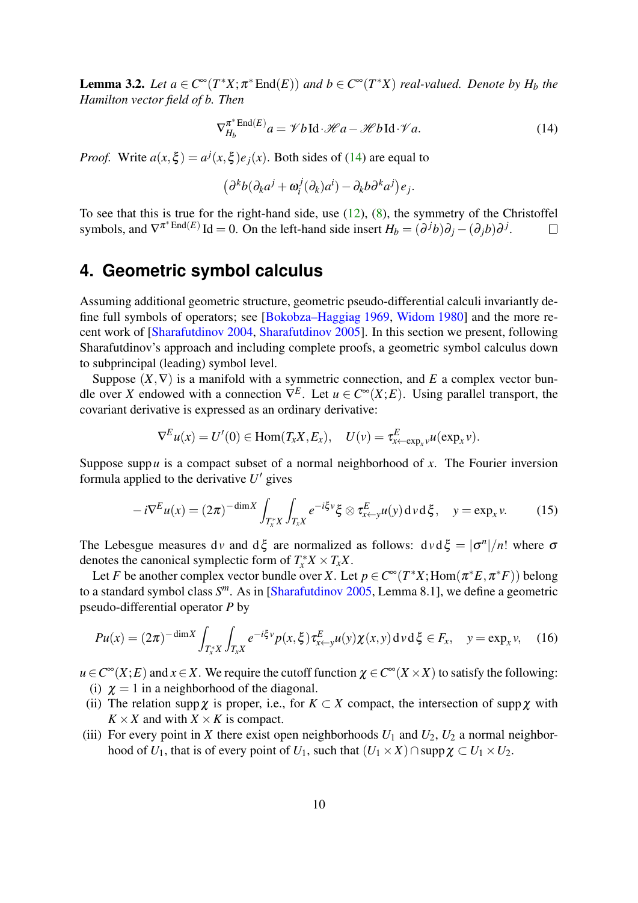**Lemma 3.2.** *Let $a \in C^\infty(T^*X; \pi^* \operatorname{End}(E))$ and $b \in C^\infty(T^*X)$ real-valued. Denote by $H_b$ the Hamilton vector field of $b$. Then*

$$\nabla^{\pi^* \operatorname{End}(E)}_{H_b} a = \mathscr{V} b \operatorname{Id} \cdot \mathscr{H} a - \mathscr{H} b \operatorname{Id} \cdot \mathscr{V} a. \tag{14}$$

*Proof.* Write $a(x,\xi) = a^j(x,\xi) e_j(x)$. Both sides of (14) are equal to

$$\big(\partial^k b(\partial_k a^j + \omega_i^j(\partial_k) a^i) - \partial_k b \partial^k a^j\big) e_j.$$

To see that this is true for the right-hand side, use (12), (8), the symmetry of the Christoffel symbols, and $\nabla^{\pi^* \operatorname{End}(E)} \operatorname{Id} = 0$. On the left-hand side insert $H_b = (\partial^j b)\partial_j - (\partial_j b)\partial^j$. □

## 4. Geometric symbol calculus

Assuming additional geometric structure, geometric pseudo-differential calculi invariantly define full symbols of operators; see [Bokobza–Haggiag 1969, Widom 1980] and the more recent work of [Sharafutdinov 2004, Sharafutdinov 2005]. In this section we present, following Sharafutdinov's approach and including complete proofs, a geometric symbol calculus down to subprincipal (leading) symbol level.

Suppose $(X, \nabla)$ is a manifold with a symmetric connection, and $E$ a complex vector bundle over $X$ endowed with a connection $\nabla^E$. Let $u \in C^\infty(X; E)$. Using parallel transport, the covariant derivative is expressed as an ordinary derivative:

$$\nabla^E u(x) = U'(0) \in \operatorname{Hom}(T_x X, E_x), \quad U(v) = \tau^E_{x \leftarrow \exp_x v} u(\exp_x v).$$

Suppose $\operatorname{supp} u$ is a compact subset of a normal neighborhood of $x$. The Fourier inversion formula applied to the derivative $U'$ gives

$$-i\nabla^E u(x) = (2\pi)^{-\dim X} \int_{T_x^* X} \int_{T_x X} e^{-i\xi v} \xi \otimes \tau^E_{x \leftarrow y} u(y) \, \mathrm{d}v \, \mathrm{d}\xi, \quad y = \exp_x v. \tag{15}$$

The Lebesgue measures $\mathrm{d}v$ and $\mathrm{d}\xi$ are normalized as follows: $\mathrm{d}v\,\mathrm{d}\xi = |\sigma^n|/n!$ where $\sigma$ denotes the canonical symplectic form of $T_x^* X \times T_x X$.

Let $F$ be another complex vector bundle over $X$. Let $p \in C^\infty(T^*X; \operatorname{Hom}(\pi^* E, \pi^* F))$ belong to a standard symbol class $S^m$. As in [Sharafutdinov 2005, Lemma 8.1], we define a geometric pseudo-differential operator $P$ by

$$Pu(x) = (2\pi)^{-\dim X} \int_{T_x^* X} \int_{T_x X} e^{-i\xi v} p(x,\xi) \tau^E_{x \leftarrow y} u(y) \chi(x,y) \, \mathrm{d}v \, \mathrm{d}\xi \in F_x, \quad y = \exp_x v, \tag{16}$$

$u \in C^\infty(X; E)$ and $x \in X$. We require the cutoff function $\chi \in C^\infty(X \times X)$ to satisfy the following:

- (i) $\chi = 1$ in a neighborhood of the diagonal.
- (ii) The relation $\operatorname{supp} \chi$ is proper, i.e., for $K \subset X$ compact, the intersection of $\operatorname{supp} \chi$ with $K \times X$ and with $X \times K$ is compact.
- (iii) For every point in $X$ there exist open neighborhoods $U_1$ and $U_2$, $U_2$ a normal neighborhood of $U_1$, that is of every point of $U_1$, such that $(U_1 \times X) \cap \operatorname{supp} \chi \subset U_1 \times U_2$.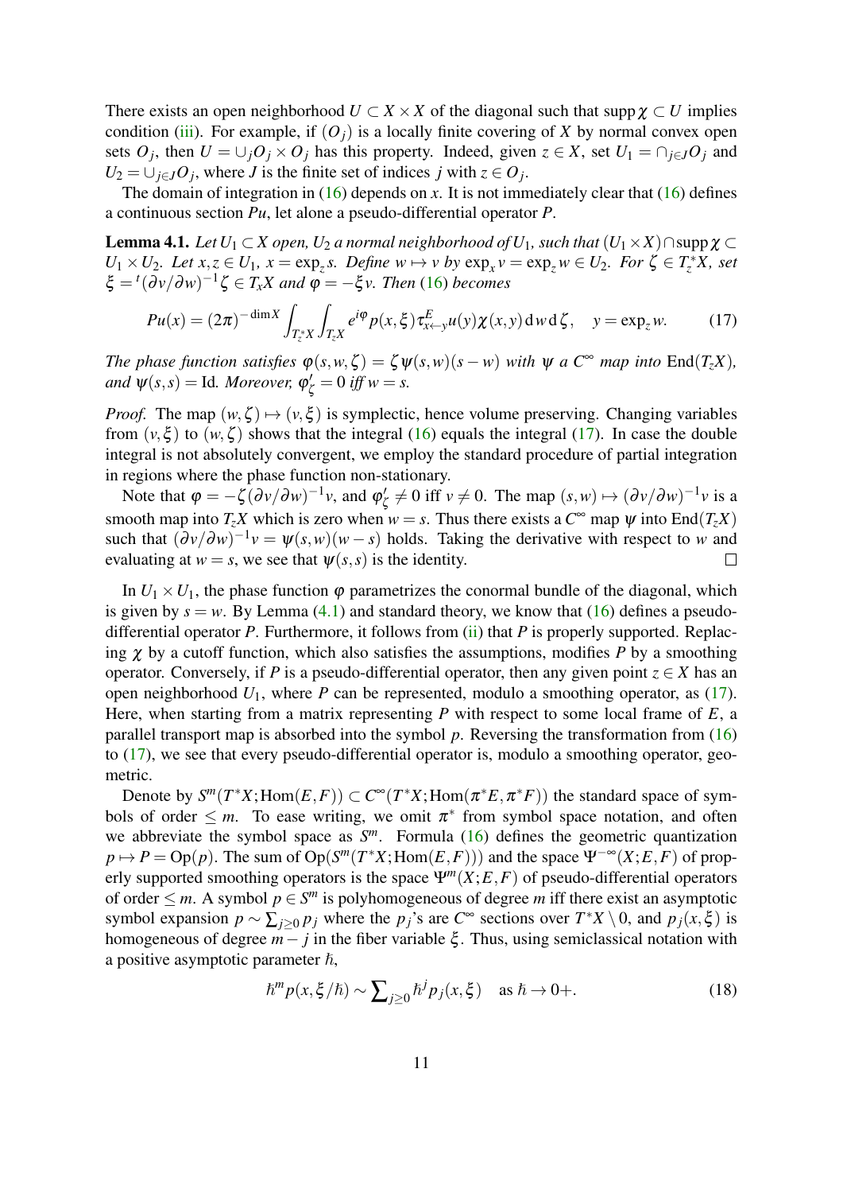There exists an open neighborhood $U \subset X \times X$ of the diagonal such that $\operatorname{supp}\chi \subset U$ implies condition (iii). For example, if $(O_j)$ is a locally finite covering of $X$ by normal convex open sets $O_j$, then $U = \cup_j O_j \times O_j$ has this property. Indeed, given $z \in X$, set $U_1 = \cap_{j \in J} O_j$ and $U_2 = \cup_{j \in J} O_j$, where $J$ is the finite set of indices $j$ with $z \in O_j$.

The domain of integration in (16) depends on $x$. It is not immediately clear that (16) defines a continuous section $Pu$, let alone a pseudo-differential operator $P$.

**Lemma 4.1.** *Let $U_1 \subset X$ open, $U_2$ a normal neighborhood of $U_1$, such that $(U_1 \times X) \cap \operatorname{supp}\chi \subset U_1 \times U_2$. Let $x, z \in U_1$, $x = \exp_z s$. Define $w \mapsto v$ by $\exp_x v = \exp_z w \in U_2$. For $\zeta \in T_z^*X$, set $\xi = {}^t(\partial v/\partial w)^{-1}\zeta \in T_xX$ and $\varphi = -\xi v$. Then (16) becomes*

$$Pu(x) = (2\pi)^{-\dim X} \int_{T_z^*X} \int_{T_zX} e^{i\varphi} p(x,\xi)\, \tau^E_{x \leftarrow y} u(y) \chi(x,y)\, \mathrm{d}w\, \mathrm{d}\zeta, \quad y = \exp_z w. \tag{17}$$

*The phase function satisfies $\varphi(s,w,\zeta) = \zeta\psi(s,w)(s-w)$ with $\psi$ a $C^\infty$ map into $\operatorname{End}(T_zX)$, and $\psi(s,s) = \mathrm{Id}$. Moreover, $\varphi'_\zeta = 0$ iff $w = s$.*

*Proof.* The map $(w,\zeta) \mapsto (v,\xi)$ is symplectic, hence volume preserving. Changing variables from $(v,\xi)$ to $(w,\zeta)$ shows that the integral (16) equals the integral (17). In case the double integral is not absolutely convergent, we employ the standard procedure of partial integration in regions where the phase function non-stationary.

Note that $\varphi = -\zeta(\partial v/\partial w)^{-1}v$, and $\varphi'_\zeta \neq 0$ iff $v \neq 0$. The map $(s,w) \mapsto (\partial v/\partial w)^{-1}v$ is a smooth map into $T_zX$ which is zero when $w = s$. Thus there exists a $C^\infty$ map $\psi$ into $\operatorname{End}(T_zX)$ such that $(\partial v/\partial w)^{-1}v = \psi(s,w)(w-s)$ holds. Taking the derivative with respect to $w$ and evaluating at $w = s$, we see that $\psi(s,s)$ is the identity. $\square$

In $U_1 \times U_1$, the phase function $\varphi$ parametrizes the conormal bundle of the diagonal, which is given by $s = w$. By Lemma (4.1) and standard theory, we know that (16) defines a pseudo-differential operator $P$. Furthermore, it follows from (ii) that $P$ is properly supported. Replacing $\chi$ by a cutoff function, which also satisfies the assumptions, modifies $P$ by a smoothing operator. Conversely, if $P$ is a pseudo-differential operator, then any given point $z \in X$ has an open neighborhood $U_1$, where $P$ can be represented, modulo a smoothing operator, as (17). Here, when starting from a matrix representing $P$ with respect to some local frame of $E$, a parallel transport map is absorbed into the symbol $p$. Reversing the transformation from (16) to (17), we see that every pseudo-differential operator is, modulo a smoothing operator, geometric.

Denote by $S^m(T^*X; \operatorname{Hom}(E,F)) \subset C^\infty(T^*X; \operatorname{Hom}(\pi^*E, \pi^*F))$ the standard space of symbols of order $\leq m$. To ease writing, we omit $\pi^*$ from symbol space notation, and often we abbreviate the symbol space as $S^m$. Formula (16) defines the geometric quantization $p \mapsto P = \operatorname{Op}(p)$. The sum of $\operatorname{Op}(S^m(T^*X; \operatorname{Hom}(E,F)))$ and the space $\Psi^{-\infty}(X;E,F)$ of properly supported smoothing operators is the space $\Psi^m(X;E,F)$ of pseudo-differential operators of order $\leq m$. A symbol $p \in S^m$ is polyhomogeneous of degree $m$ iff there exist an asymptotic symbol expansion $p \sim \sum_{j \geq 0} p_j$ where the $p_j$'s are $C^\infty$ sections over $T^*X \setminus 0$, and $p_j(x,\xi)$ is homogeneous of degree $m-j$ in the fiber variable $\xi$. Thus, using semiclassical notation with a positive asymptotic parameter $\hbar$,

$$\hbar^m p(x,\xi/\hbar) \sim \sum\nolimits_{j \geq 0} \hbar^j p_j(x,\xi) \quad \text{as } \hbar \to 0+. \tag{18}$$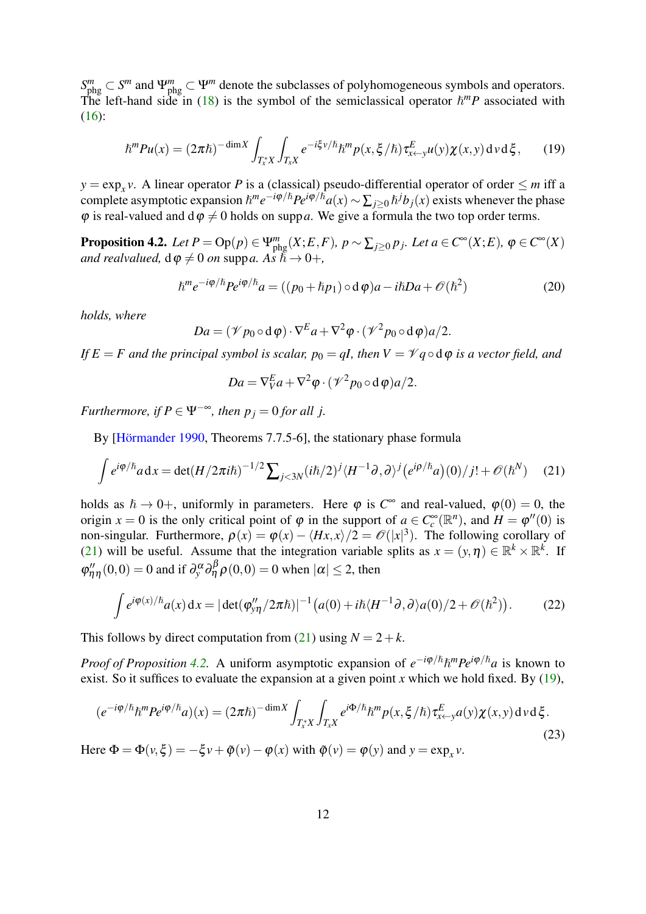$S^m_{\mathrm{phg}} \subset S^m$ and $\Psi^m_{\mathrm{phg}} \subset \Psi^m$ denote the subclasses of polyhomogeneous symbols and operators. The left-hand side in (18) is the symbol of the semiclassical operator $\hbar^m P$ associated with (16):

$$\hbar^m P u(x) = (2\pi\hbar)^{-\dim X} \int_{T^*_x X} \int_{T_x X} e^{-i\xi v/\hbar} \hbar^m p(x, \xi/\hbar) \tau^E_{x\leftarrow y} u(y)\chi(x,y)\,\mathrm{d}v\,\mathrm{d}\xi, \tag{19}$$

$y = \exp_x v$. A linear operator $P$ is a (classical) pseudo-differential operator of order $\leq m$ iff a complete asymptotic expansion $\hbar^m e^{-i\varphi/\hbar} P e^{i\varphi/\hbar} a(x) \sim \sum_{j\geq 0} \hbar^j b_j(x)$ exists whenever the phase $\varphi$ is real-valued and $\mathrm{d}\varphi \neq 0$ holds on $\operatorname{supp} a$. We give a formula the two top order terms.

**Proposition 4.2.** *Let $P = \mathrm{Op}(p) \in \Psi^m_{\mathrm{phg}}(X; E, F)$, $p \sim \sum_{j\geq 0} p_j$. Let $a \in C^\infty(X; E)$, $\varphi \in C^\infty(X)$ and realvalued, $\mathrm{d}\varphi \neq 0$ on $\operatorname{supp} a$. As $\hbar \to 0+$,*

$$\hbar^m e^{-i\varphi/\hbar} P e^{i\varphi/\hbar} a = ((p_0 + \hbar p_1) \circ \mathrm{d}\varphi) a - i\hbar D a + \mathscr{O}(\hbar^2) \tag{20}$$

*holds, where*

$$Da = (\mathscr{V} p_0 \circ \mathrm{d}\varphi) \cdot \nabla^E a + \nabla^2 \varphi \cdot (\mathscr{V}^2 p_0 \circ \mathrm{d}\varphi) a/2.$$

*If $E = F$ and the principal symbol is scalar, $p_0 = qI$, then $V = \mathscr{V} q \circ \mathrm{d}\varphi$ is a vector field, and*

$$Da = \nabla^E_V a + \nabla^2 \varphi \cdot (\mathscr{V}^2 p_0 \circ \mathrm{d}\varphi) a/2.$$

*Furthermore, if $P \in \Psi^{-\infty}$, then $p_j = 0$ for all $j$.*

By [Hörmander 1990, Theorems 7.7.5-6], the stationary phase formula

$$\int e^{i\varphi/\hbar} a\,\mathrm{d}x = \det(H/2\pi i\hbar)^{-1/2} \sum_{j<3N} (i\hbar/2)^j \langle H^{-1}\partial, \partial\rangle^j \big(e^{i\rho/\hbar} a\big)(0)/j! + \mathscr{O}(\hbar^N) \tag{21}$$

holds as $\hbar \to 0+$, uniformly in parameters. Here $\varphi$ is $C^\infty$ and real-valued, $\varphi(0) = 0$, the origin $x = 0$ is the only critical point of $\varphi$ in the support of $a \in C^\infty_c(\mathbb{R}^n)$, and $H = \varphi''(0)$ is non-singular. Furthermore, $\rho(x) = \varphi(x) - \langle Hx, x\rangle/2 = \mathscr{O}(|x|^3)$. The following corollary of (21) will be useful. Assume that the integration variable splits as $x = (y, \eta) \in \mathbb{R}^k \times \mathbb{R}^k$. If $\varphi''_{\eta\eta}(0,0) = 0$ and if $\partial^\alpha_y \partial^\beta_\eta \rho(0,0) = 0$ when $|\alpha| \leq 2$, then

$$\int e^{i\varphi(x)/\hbar} a(x)\,\mathrm{d}x = |\det(\varphi''_{y\eta}/2\pi\hbar)|^{-1} \big(a(0) + i\hbar \langle H^{-1}\partial, \partial\rangle a(0)/2 + \mathscr{O}(\hbar^2)\big). \tag{22}$$

This follows by direct computation from (21) using $N = 2 + k$.

*Proof of Proposition 4.2.* A uniform asymptotic expansion of $e^{-i\varphi/\hbar}\hbar^m P e^{i\varphi/\hbar} a$ is known to exist. So it suffices to evaluate the expansion at a given point $x$ which we hold fixed. By (19),

$$(e^{-i\varphi/\hbar}\hbar^m P e^{i\varphi/\hbar} a)(x) = (2\pi\hbar)^{-\dim X} \int_{T^*_x X} \int_{T_x X} e^{i\Phi/\hbar} \hbar^m p(x, \xi/\hbar) \tau^E_{x\leftarrow y} a(y)\chi(x,y)\,\mathrm{d}v\,\mathrm{d}\xi. \tag{23}$$

Here $\Phi = \Phi(v, \xi) = -\xi v + \tilde{\varphi}(v) - \varphi(x)$ with $\tilde{\varphi}(v) = \varphi(y)$ and $y = \exp_x v$.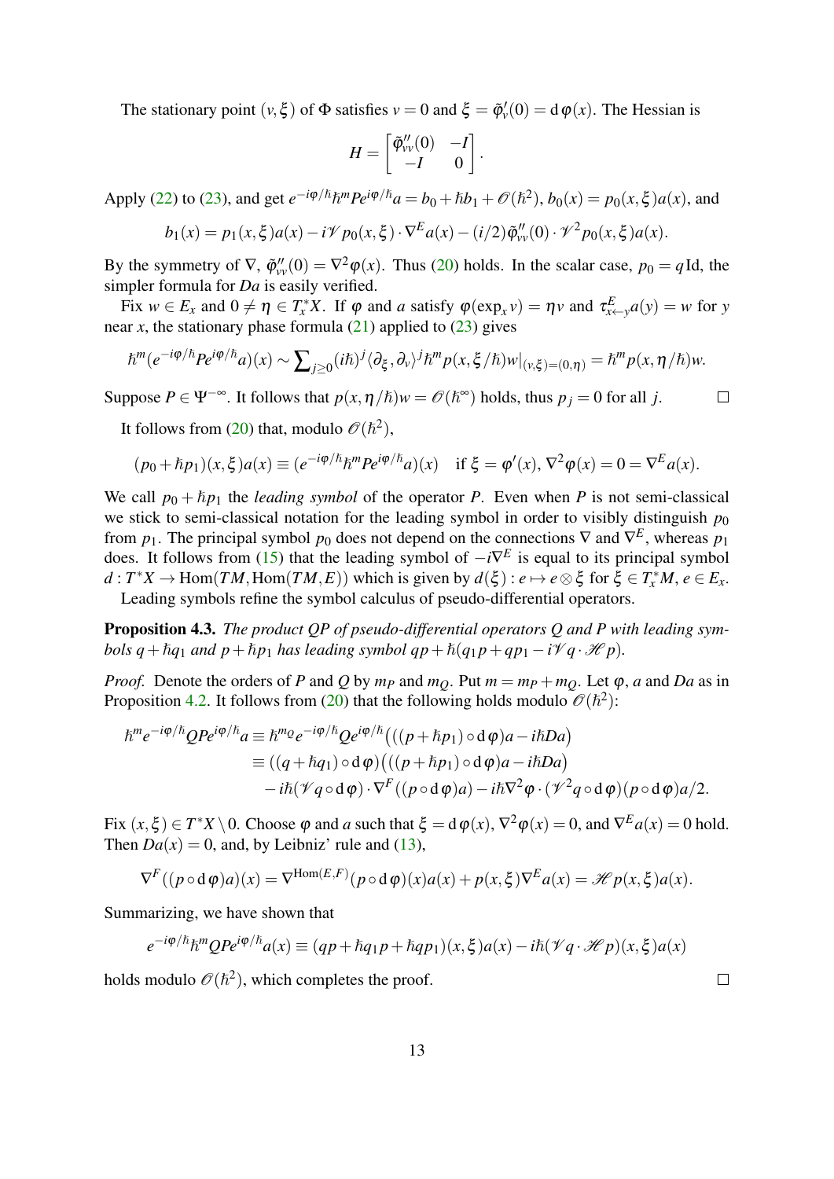The stationary point $(v, \xi)$ of $\Phi$ satisfies $v = 0$ and $\xi = \tilde{\varphi}'_v(0) = \mathrm{d}\,\varphi(x)$. The Hessian is

$$H = \begin{bmatrix} \tilde{\varphi}''_{vv}(0) & -I \\ -I & 0 \end{bmatrix}.$$

Apply (22) to (23), and get $e^{-i\varphi/\hbar}\hbar^m P e^{i\varphi/\hbar} a = b_0 + \hbar b_1 + \mathscr{O}(\hbar^2)$, $b_0(x) = p_0(x,\xi)a(x)$, and

$$b_1(x) = p_1(x,\xi)a(x) - i\mathscr{V} p_0(x,\xi) \cdot \nabla^E a(x) - (i/2)\tilde{\varphi}''_{vv}(0) \cdot \mathscr{V}^2 p_0(x,\xi)a(x).$$

By the symmetry of $\nabla$, $\tilde{\varphi}''_{vv}(0) = \nabla^2\varphi(x)$. Thus (20) holds. In the scalar case, $p_0 = q\,\mathrm{Id}$, the simpler formula for $Da$ is easily verified.

Fix $w \in E_x$ and $0 \neq \eta \in T_x^*X$. If $\varphi$ and $a$ satisfy $\varphi(\exp_x v) = \eta v$ and $\tau^E_{x\leftarrow y} a(y) = w$ for $y$ near $x$, the stationary phase formula (21) applied to (23) gives

$$\hbar^m(e^{-i\varphi/\hbar}Pe^{i\varphi/\hbar}a)(x) \sim \textstyle\sum_{j\geq 0}(i\hbar)^j \langle \partial_\xi, \partial_v\rangle^j \hbar^m p(x,\xi/\hbar)w|_{(v,\xi)=(0,\eta)} = \hbar^m p(x,\eta/\hbar)w.$$

Suppose $P \in \Psi^{-\infty}$. It follows that $p(x,\eta/\hbar)w = \mathscr{O}(\hbar^\infty)$ holds, thus $p_j = 0$ for all $j$. $\square$

It follows from (20) that, modulo $\mathscr{O}(\hbar^2)$,

$$(p_0 + \hbar p_1)(x,\xi)a(x) \equiv (e^{-i\varphi/\hbar}\hbar^m P e^{i\varphi/\hbar}a)(x) \quad \text{if } \xi = \varphi'(x),\ \nabla^2\varphi(x) = 0 = \nabla^E a(x).$$

We call $p_0 + \hbar p_1$ the *leading symbol* of the operator $P$. Even when $P$ is not semi-classical we stick to semi-classical notation for the leading symbol in order to visibly distinguish $p_0$ from $p_1$. The principal symbol $p_0$ does not depend on the connections $\nabla$ and $\nabla^E$, whereas $p_1$ does. It follows from (15) that the leading symbol of $-i\nabla^E$ is equal to its principal symbol $d : T^*X \to \mathrm{Hom}(TM, \mathrm{Hom}(TM, E))$ which is given by $d(\xi) : e \mapsto e \otimes \xi$ for $\xi \in T_x^*M$, $e \in E_x$.

Leading symbols refine the symbol calculus of pseudo-differential operators.

**Proposition 4.3.** *The product $QP$ of pseudo-differential operators $Q$ and $P$ with leading symbols $q + \hbar q_1$ and $p + \hbar p_1$ has leading symbol $qp + \hbar(q_1 p + qp_1 - i\mathscr{V} q \cdot \mathscr{H} p)$.*

*Proof.* Denote the orders of $P$ and $Q$ by $m_P$ and $m_Q$. Put $m = m_P + m_Q$. Let $\varphi$, $a$ and $Da$ as in Proposition 4.2. It follows from (20) that the following holds modulo $\mathscr{O}(\hbar^2)$:

$$\begin{aligned}
\hbar^m e^{-i\varphi/\hbar}QPe^{i\varphi/\hbar}a &\equiv \hbar^{m_Q} e^{-i\varphi/\hbar}Qe^{i\varphi/\hbar}\big(((p+\hbar p_1)\circ \mathrm{d}\,\varphi)a - i\hbar Da\big) \\
&\equiv ((q+\hbar q_1)\circ \mathrm{d}\,\varphi)\big(((p+\hbar p_1)\circ \mathrm{d}\,\varphi)a - i\hbar Da\big) \\
&\quad - i\hbar(\mathscr{V} q\circ \mathrm{d}\,\varphi)\cdot \nabla^F((p\circ \mathrm{d}\,\varphi)a) - i\hbar\nabla^2\varphi\cdot(\mathscr{V}^2 q\circ \mathrm{d}\,\varphi)(p\circ \mathrm{d}\,\varphi)a/2.
\end{aligned}$$

Fix $(x,\xi) \in T^*X \setminus 0$. Choose $\varphi$ and $a$ such that $\xi = \mathrm{d}\,\varphi(x)$, $\nabla^2\varphi(x) = 0$, and $\nabla^E a(x) = 0$ hold. Then $Da(x) = 0$, and, by Leibniz' rule and (13),

$$\nabla^F((p\circ \mathrm{d}\,\varphi)a)(x) = \nabla^{\mathrm{Hom}(E,F)}(p\circ \mathrm{d}\,\varphi)(x)a(x) + p(x,\xi)\nabla^E a(x) = \mathscr{H} p(x,\xi)a(x).$$

Summarizing, we have shown that

$$e^{-i\varphi/\hbar}\hbar^m QPe^{i\varphi/\hbar}a(x) \equiv (qp + \hbar q_1 p + \hbar qp_1)(x,\xi)a(x) - i\hbar(\mathscr{V} q\cdot\mathscr{H} p)(x,\xi)a(x)$$

holds modulo $\mathscr{O}(\hbar^2)$, which completes the proof. $\square$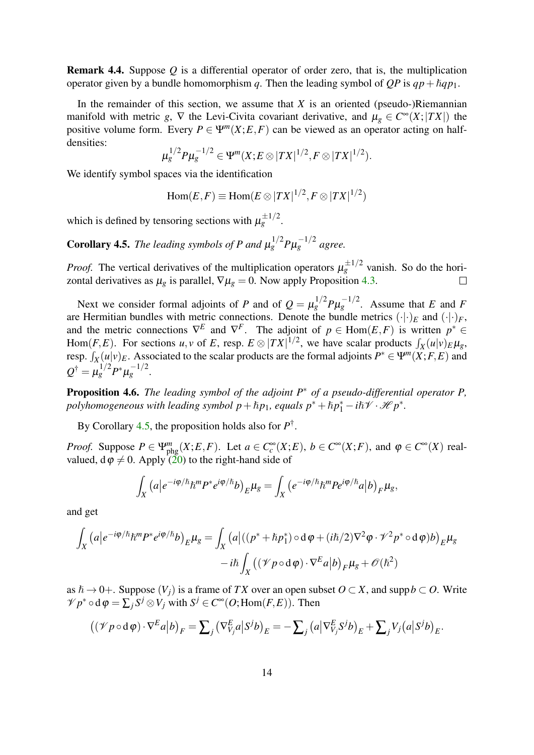**Remark 4.4.** Suppose $Q$ is a differential operator of order zero, that is, the multiplication operator given by a bundle homomorphism $q$. Then the leading symbol of $QP$ is $qp + \hbar q p_1$.

In the remainder of this section, we assume that $X$ is an oriented (pseudo-)Riemannian manifold with metric $g$, $\nabla$ the Levi-Civita covariant derivative, and $\mu_g \in C^\infty(X;|TX|)$ the positive volume form. Every $P \in \Psi^m(X;E,F)$ can be viewed as an operator acting on half-densities:

$$\mu_g^{1/2} P \mu_g^{-1/2} \in \Psi^m(X; E \otimes |TX|^{1/2}, F \otimes |TX|^{1/2}).$$

We identify symbol spaces via the identification

$$\mathrm{Hom}(E,F) \equiv \mathrm{Hom}(E \otimes |TX|^{1/2}, F \otimes |TX|^{1/2})$$

which is defined by tensoring sections with $\mu_g^{\pm 1/2}$.

**Corollary 4.5.** *The leading symbols of $P$ and $\mu_g^{1/2} P \mu_g^{-1/2}$ agree.*

*Proof.* The vertical derivatives of the multiplication operators $\mu_g^{\pm 1/2}$ vanish. So do the horizontal derivatives as $\mu_g$ is parallel, $\nabla \mu_g = 0$. Now apply Proposition 4.3. □

Next we consider formal adjoints of $P$ and of $Q = \mu_g^{1/2} P \mu_g^{-1/2}$. Assume that $E$ and $F$ are Hermitian bundles with metric connections. Denote the bundle metrics $(\cdot|\cdot)_E$ and $(\cdot|\cdot)_F$, and the metric connections $\nabla^E$ and $\nabla^F$. The adjoint of $p \in \mathrm{Hom}(E,F)$ is written $p^* \in \mathrm{Hom}(F,E)$. For sections $u, v$ of $E$, resp. $E \otimes |TX|^{1/2}$, we have scalar products $\int_X (u|v)_E \mu_g$, resp. $\int_X (u|v)_E$. Associated to the scalar products are the formal adjoints $P^* \in \Psi^m(X;F,E)$ and $Q^\dagger = \mu_g^{1/2} P^* \mu_g^{-1/2}$.

**Proposition 4.6.** *The leading symbol of the adjoint $P^*$ of a pseudo-differential operator $P$, polyhomogeneous with leading symbol $p + \hbar p_1$, equals $p^* + \hbar p_1^* - i\hbar \mathscr{V} \cdot \mathscr{H} p^*$.*

By Corollary 4.5, the proposition holds also for $P^\dagger$.

*Proof.* Suppose $P \in \Psi^m_{\mathrm{phg}}(X;E,F)$. Let $a \in C_c^\infty(X;E)$, $b \in C^\infty(X;F)$, and $\varphi \in C^\infty(X)$ real-valued, $\mathrm{d}\varphi \neq 0$. Apply (20) to the right-hand side of

$$\int_X \big(a \big| e^{-i\varphi/\hbar} \hbar^m P^* e^{i\varphi/\hbar} b\big)_E \mu_g = \int_X \big(e^{-i\varphi/\hbar} \hbar^m P e^{i\varphi/\hbar} a \big| b\big)_F \mu_g,$$

and get

$$\begin{aligned}\int_X \big(a \big| e^{-i\varphi/\hbar} \hbar^m P^* e^{i\varphi/\hbar} b\big)_E \mu_g = \int_X \big(a \big| ((p^* + \hbar p_1^*) \circ \mathrm{d}\varphi + (i\hbar/2) \nabla^2 \varphi \cdot \mathscr{V}^2 p^* \circ \mathrm{d}\varphi) b\big)_E \mu_g \\ - i\hbar \int_X \big( (\mathscr{V} p \circ \mathrm{d}\varphi) \cdot \nabla^E a \big| b\big)_F \mu_g + \mathscr{O}(\hbar^2)\end{aligned}$$

as $\hbar \to 0+$. Suppose $(V_j)$ is a frame of $TX$ over an open subset $O \subset X$, and $\operatorname{supp} b \subset O$. Write $\mathscr{V} p^* \circ \mathrm{d}\varphi = \sum_j S^j \otimes V_j$ with $S^j \in C^\infty(O; \mathrm{Hom}(F,E))$. Then

$$\big((\mathscr{V} p \circ \mathrm{d}\varphi) \cdot \nabla^E a \big| b\big)_F = \sum\nolimits_j \big(\nabla^E_{V_j} a \big| S^j b\big)_E = -\sum\nolimits_j \big(a \big| \nabla^E_{V_j} S^j b\big)_E + \sum\nolimits_j V_j \big(a \big| S^j b\big)_E.$$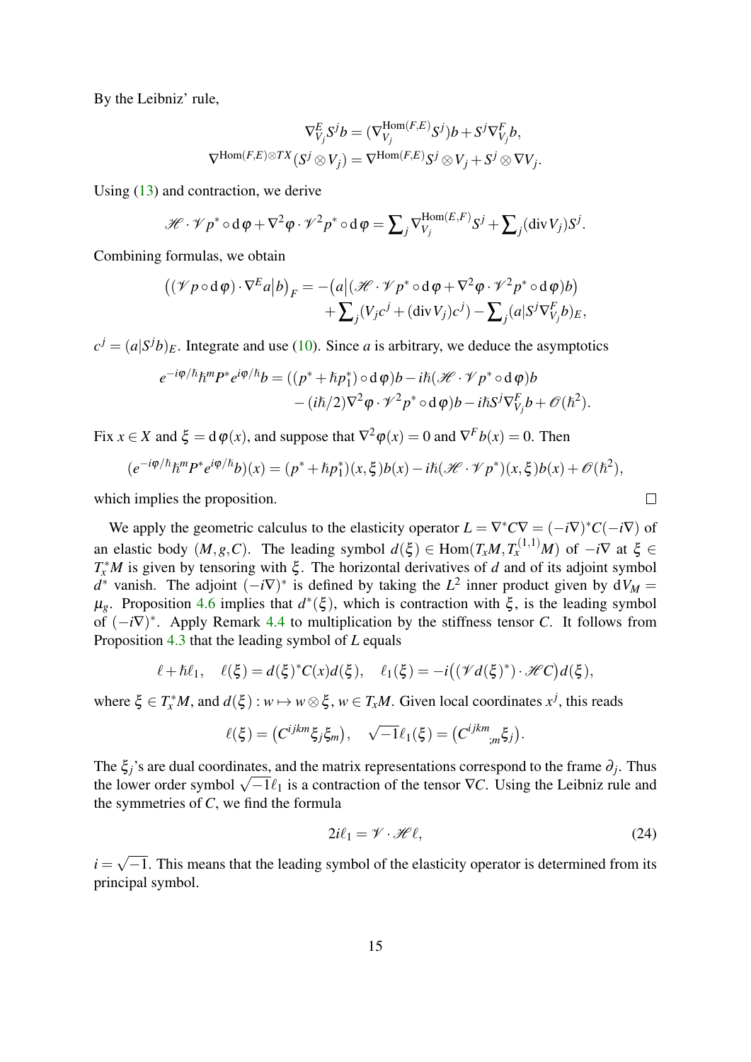By the Leibniz' rule,

$$\nabla^E_{V_j} S^j b = (\nabla^{\mathrm{Hom}(F,E)}_{V_j} S^j) b + S^j \nabla^F_{V_j} b,$$
$$\nabla^{\mathrm{Hom}(F,E)\otimes TX}(S^j \otimes V_j) = \nabla^{\mathrm{Hom}(F,E)} S^j \otimes V_j + S^j \otimes \nabla V_j.$$

Using (13) and contraction, we derive

$$\mathscr{H} \cdot \mathscr{V} p^* \circ \mathrm{d}\varphi + \nabla^2 \varphi \cdot \mathscr{V}^2 p^* \circ \mathrm{d}\varphi = \sum\nolimits_j \nabla^{\mathrm{Hom}(E,F)}_{V_j} S^j + \sum\nolimits_j (\operatorname{div} V_j) S^j.$$

Combining formulas, we obtain

$$\begin{aligned}\big((\mathscr{V} p \circ \mathrm{d}\varphi) \cdot \nabla^E a \big| b\big)_F = -\big(a\big|(\mathscr{H} \cdot \mathscr{V} p^* \circ \mathrm{d}\varphi + \nabla^2 \varphi \cdot \mathscr{V}^2 p^* \circ \mathrm{d}\varphi) b\big) \\ + \sum\nolimits_j (V_j c^j + (\operatorname{div} V_j) c^j) - \sum\nolimits_j (a | S^j \nabla^F_{V_j} b)_E,\end{aligned}$$

$c^j = (a|S^j b)_E$. Integrate and use (10). Since $a$ is arbitrary, we deduce the asymptotics

$$\begin{aligned}e^{-i\varphi/\hbar} \hbar^m P^* e^{i\varphi/\hbar} b = ((p^* + \hbar p_1^*) \circ \mathrm{d}\varphi) b - i\hbar (\mathscr{H} \cdot \mathscr{V} p^* \circ \mathrm{d}\varphi) b \\ - (i\hbar/2) \nabla^2 \varphi \cdot \mathscr{V}^2 p^* \circ \mathrm{d}\varphi) b - i\hbar S^j \nabla^F_{V_j} b + \mathscr{O}(\hbar^2).\end{aligned}$$

Fix $x \in X$ and $\xi = \mathrm{d}\varphi(x)$, and suppose that $\nabla^2 \varphi(x) = 0$ and $\nabla^F b(x) = 0$. Then

$$(e^{-i\varphi/\hbar} \hbar^m P^* e^{i\varphi/\hbar} b)(x) = (p^* + \hbar p_1^*)(x, \xi) b(x) - i\hbar (\mathscr{H} \cdot \mathscr{V} p^*)(x, \xi) b(x) + \mathscr{O}(\hbar^2),$$

which implies the proposition. ∎

We apply the geometric calculus to the elasticity operator $L = \nabla^* C \nabla = (-i\nabla)^* C (-i\nabla)$ of an elastic body $(M, g, C)$. The leading symbol $d(\xi) \in \mathrm{Hom}(T_x M, T_x^{(1,1)} M)$ of $-i\nabla$ at $\xi \in T_x^* M$ is given by tensoring with $\xi$. The horizontal derivatives of $d$ and of its adjoint symbol $d^*$ vanish. The adjoint $(-i\nabla)^*$ is defined by taking the $L^2$ inner product given by $\mathrm{d}V_M = \mu_g$. Proposition 4.6 implies that $d^*(\xi)$, which is contraction with $\xi$, is the leading symbol of $(-i\nabla)^*$. Apply Remark 4.4 to multiplication by the stiffness tensor $C$. It follows from Proposition 4.3 that the leading symbol of $L$ equals

$$\ell + \hbar \ell_1, \quad \ell(\xi) = d(\xi)^* C(x) d(\xi), \quad \ell_1(\xi) = -i\big((\mathscr{V} d(\xi)^*) \cdot \mathscr{H} C\big) d(\xi),$$

where $\xi \in T_x^* M$, and $d(\xi) : w \mapsto w \otimes \xi$, $w \in T_x M$. Given local coordinates $x^j$, this reads

$$\ell(\xi) = \big(C^{ijkm} \xi_j \xi_m\big), \quad \sqrt{-1} \ell_1(\xi) = \big(C^{ijkm}{}_{;m} \xi_j\big).$$

The $\xi_j$'s are dual coordinates, and the matrix representations correspond to the frame $\partial_j$. Thus the lower order symbol $\sqrt{-1}\ell_1$ is a contraction of the tensor $\nabla C$. Using the Leibniz rule and the symmetries of $C$, we find the formula

$$2i\ell_1 = \mathscr{V} \cdot \mathscr{H} \ell, \tag{24}$$

$i = \sqrt{-1}$. This means that the leading symbol of the elasticity operator is determined from its principal symbol.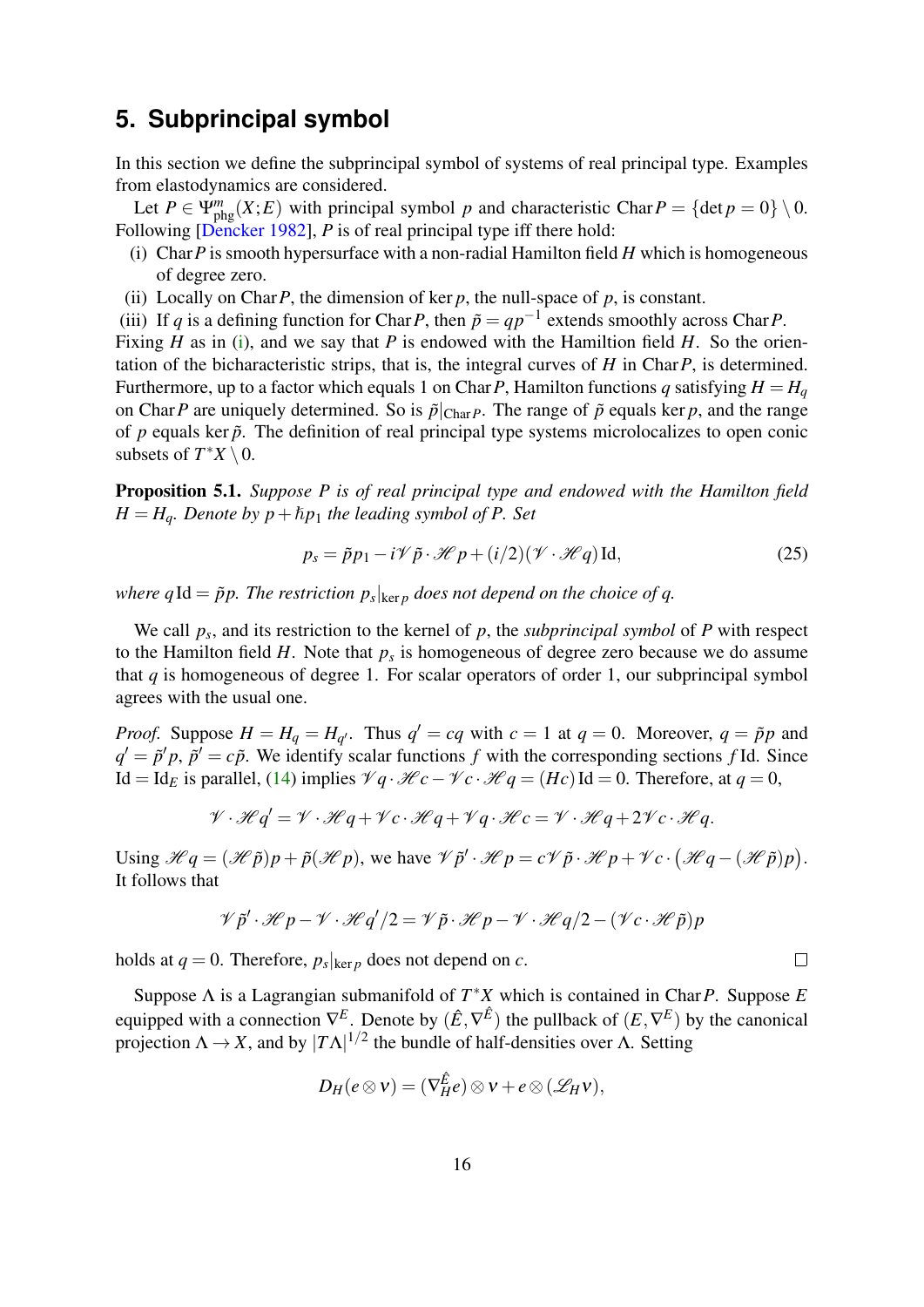## 5. Subprincipal symbol

In this section we define the subprincipal symbol of systems of real principal type. Examples from elastodynamics are considered.

Let $P \in \Psi^m_{\mathrm{phg}}(X;E)$ with principal symbol $p$ and characteristic $\operatorname{Char} P = \{\det p = 0\} \setminus 0$. Following [Dencker 1982], $P$ is of real principal type iff there hold:

(i) $\operatorname{Char} P$ is smooth hypersurface with a non-radial Hamilton field $H$ which is homogeneous of degree zero.

(ii) Locally on $\operatorname{Char} P$, the dimension of $\ker p$, the null-space of $p$, is constant.

(iii) If $q$ is a defining function for $\operatorname{Char} P$, then $\tilde{p} = qp^{-1}$ extends smoothly across $\operatorname{Char} P$.

Fixing $H$ as in (i), and we say that $P$ is endowed with the Hamilton field $H$. So the orientation of the bicharacteristic strips, that is, the integral curves of $H$ in $\operatorname{Char} P$, is determined. Furthermore, up to a factor which equals 1 on $\operatorname{Char} P$, Hamilton functions $q$ satisfying $H = H_q$ on $\operatorname{Char} P$ are uniquely determined. So is $\tilde{p}|_{\operatorname{Char} P}$. The range of $\tilde{p}$ equals $\ker p$, and the range of $p$ equals $\ker \tilde{p}$. The definition of real principal type systems microlocalizes to open conic subsets of $T^*X \setminus 0$.

**Proposition 5.1.** *Suppose $P$ is of real principal type and endowed with the Hamilton field $H = H_q$. Denote by $p + \hbar p_1$ the leading symbol of $P$. Set*

$$p_s = \tilde{p} p_1 - i \mathscr{V} \tilde{p} \cdot \mathscr{H} p + (i/2)(\mathscr{V} \cdot \mathscr{H} q)\,\mathrm{Id}, \tag{25}$$

*where $q\,\mathrm{Id} = \tilde{p}p$. The restriction $p_s|_{\ker p}$ does not depend on the choice of $q$.*

We call $p_s$, and its restriction to the kernel of $p$, the *subprincipal symbol* of $P$ with respect to the Hamilton field $H$. Note that $p_s$ is homogeneous of degree zero because we do assume that $q$ is homogeneous of degree 1. For scalar operators of order 1, our subprincipal symbol agrees with the usual one.

*Proof.* Suppose $H = H_q = H_{q'}$. Thus $q' = cq$ with $c = 1$ at $q = 0$. Moreover, $q = \tilde{p}p$ and $q' = \tilde{p}' p$, $\tilde{p}' = c\tilde{p}$. We identify scalar functions $f$ with the corresponding sections $f\,\mathrm{Id}$. Since $\mathrm{Id} = \mathrm{Id}_E$ is parallel, (14) implies $\mathscr{V} q \cdot \mathscr{H} c - \mathscr{V} c \cdot \mathscr{H} q = (Hc)\,\mathrm{Id} = 0$. Therefore, at $q = 0$,

$$\mathscr{V} \cdot \mathscr{H} q' = \mathscr{V} \cdot \mathscr{H} q + \mathscr{V} c \cdot \mathscr{H} q + \mathscr{V} q \cdot \mathscr{H} c = \mathscr{V} \cdot \mathscr{H} q + 2 \mathscr{V} c \cdot \mathscr{H} q.$$

Using $\mathscr{H} q = (\mathscr{H} \tilde{p})p + \tilde{p}(\mathscr{H} p)$, we have $\mathscr{V} \tilde{p}' \cdot \mathscr{H} p = c \mathscr{V} \tilde{p} \cdot \mathscr{H} p + \mathscr{V} c \cdot \big(\mathscr{H} q - (\mathscr{H} \tilde{p})p\big)$. It follows that

$$\mathscr{V} \tilde{p}' \cdot \mathscr{H} p - \mathscr{V} \cdot \mathscr{H} q'/2 = \mathscr{V} \tilde{p} \cdot \mathscr{H} p - \mathscr{V} \cdot \mathscr{H} q/2 - (\mathscr{V} c \cdot \mathscr{H} \tilde{p})p$$

holds at $q = 0$. Therefore, $p_s|_{\ker p}$ does not depend on $c$. $\square$

Suppose $\Lambda$ is a Lagrangian submanifold of $T^*X$ which is contained in $\operatorname{Char} P$. Suppose $E$ equipped with a connection $\nabla^E$. Denote by $(\hat{E}, \nabla^{\hat{E}})$ the pullback of $(E, \nabla^E)$ by the canonical projection $\Lambda \to X$, and by $|T\Lambda|^{1/2}$ the bundle of half-densities over $\Lambda$. Setting

$$D_H(e \otimes \nu) = (\nabla^{\hat{E}}_H e) \otimes \nu + e \otimes (\mathscr{L}_H \nu),$$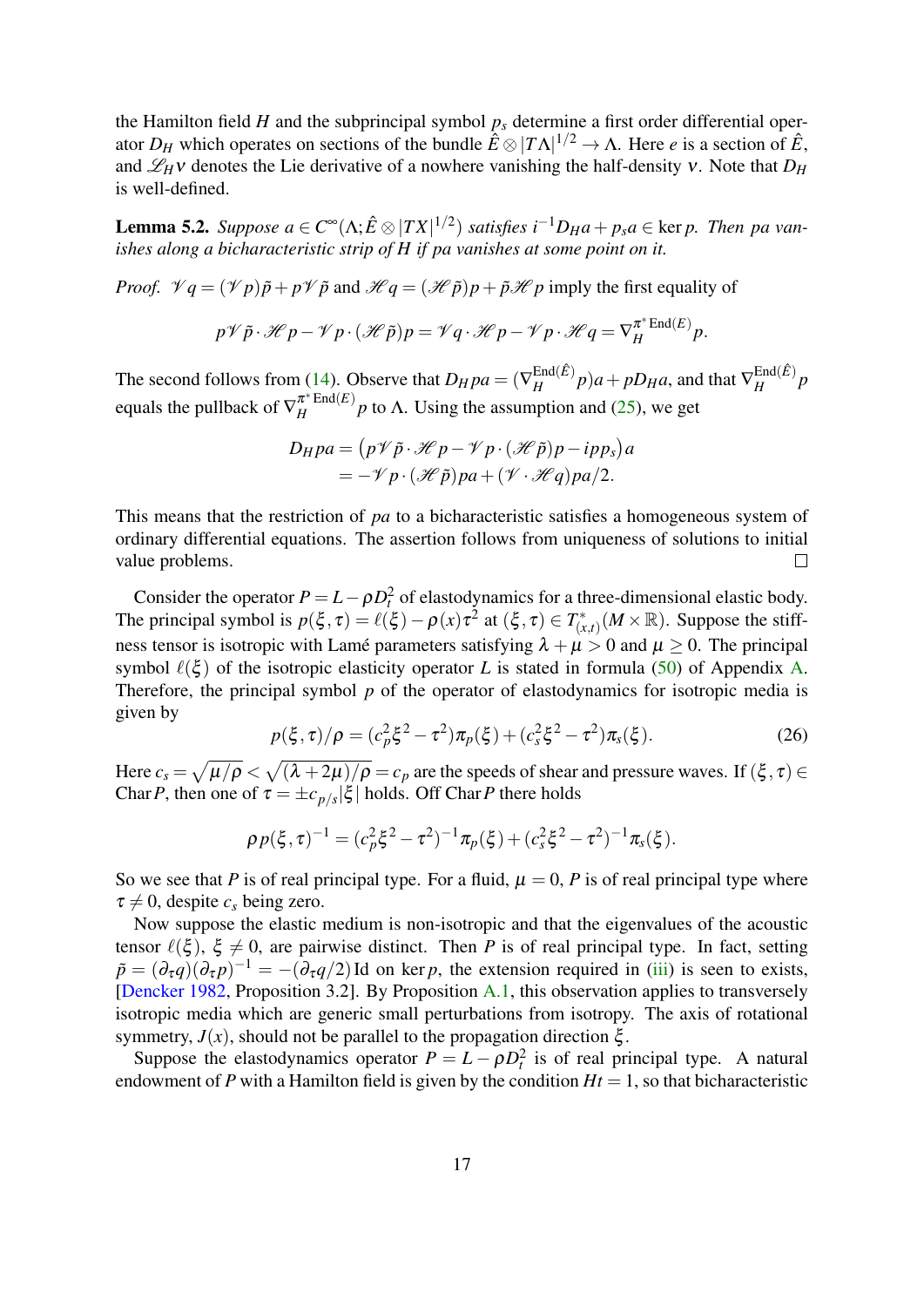the Hamilton field $H$ and the subprincipal symbol $p_s$ determine a first order differential operator $D_H$ which operates on sections of the bundle $\hat{E} \otimes |T\Lambda|^{1/2} \to \Lambda$. Here $e$ is a section of $\hat{E}$, and $\mathscr{L}_H \nu$ denotes the Lie derivative of a nowhere vanishing the half-density $\nu$. Note that $D_H$ is well-defined.

**Lemma 5.2.** *Suppose $a \in C^\infty(\Lambda; \hat{E} \otimes |TX|^{1/2})$ satisfies $i^{-1} D_H a + p_s a \in \ker p$. Then $pa$ vanishes along a bicharacteristic strip of $H$ if $pa$ vanishes at some point on it.*

*Proof.* $\mathscr{V} q = (\mathscr{V} p)\tilde{p} + p\mathscr{V}\tilde{p}$ and $\mathscr{H} q = (\mathscr{H}\tilde{p})p + \tilde{p}\mathscr{H} p$ imply the first equality of

$$p\mathscr{V}\tilde{p} \cdot \mathscr{H} p - \mathscr{V} p \cdot (\mathscr{H}\tilde{p})p = \mathscr{V} q \cdot \mathscr{H} p - \mathscr{V} p \cdot \mathscr{H} q = \nabla_H^{\pi^* \operatorname{End}(E)} p.$$

The second follows from (14). Observe that $D_H pa = (\nabla_H^{\operatorname{End}(\hat{E})} p)a + pD_H a$, and that $\nabla_H^{\operatorname{End}(\hat{E})} p$ equals the pullback of $\nabla_H^{\pi^* \operatorname{End}(E)} p$ to $\Lambda$. Using the assumption and (25), we get

$$\begin{aligned} D_H pa &= \big(p\mathscr{V}\tilde{p} \cdot \mathscr{H} p - \mathscr{V} p \cdot (\mathscr{H}\tilde{p})p - ipp_s\big)a \\ &= -\mathscr{V} p \cdot (\mathscr{H}\tilde{p})pa + (\mathscr{V} \cdot \mathscr{H} q)pa/2. \end{aligned}$$

This means that the restriction of $pa$ to a bicharacteristic satisfies a homogeneous system of ordinary differential equations. The assertion follows from uniqueness of solutions to initial value problems. □

Consider the operator $P = L - \rho D_t^2$ of elastodynamics for a three-dimensional elastic body. The principal symbol is $p(\xi, \tau) = \ell(\xi) - \rho(x)\tau^2$ at $(\xi, \tau) \in T^*_{(x,t)}(M \times \mathbb{R})$. Suppose the stiffness tensor is isotropic with Lamé parameters satisfying $\lambda + \mu > 0$ and $\mu \geq 0$. The principal symbol $\ell(\xi)$ of the isotropic elasticity operator $L$ is stated in formula (50) of Appendix A. Therefore, the principal symbol $p$ of the operator of elastodynamics for isotropic media is given by

$$p(\xi, \tau)/\rho = (c_p^2 \xi^2 - \tau^2)\pi_p(\xi) + (c_s^2 \xi^2 - \tau^2)\pi_s(\xi). \tag{26}$$

Here $c_s = \sqrt{\mu/\rho} < \sqrt{(\lambda + 2\mu)/\rho} = c_p$ are the speeds of shear and pressure waves. If $(\xi, \tau) \in \operatorname{Char} P$, then one of $\tau = \pm c_{p/s}|\xi|$ holds. Off $\operatorname{Char} P$ there holds

$$\rho p(\xi, \tau)^{-1} = (c_p^2 \xi^2 - \tau^2)^{-1}\pi_p(\xi) + (c_s^2 \xi^2 - \tau^2)^{-1}\pi_s(\xi).$$

So we see that $P$ is of real principal type. For a fluid, $\mu = 0$, $P$ is of real principal type where $\tau \neq 0$, despite $c_s$ being zero.

Now suppose the elastic medium is non-isotropic and that the eigenvalues of the acoustic tensor $\ell(\xi)$, $\xi \neq 0$, are pairwise distinct. Then $P$ is of real principal type. In fact, setting $\tilde{p} = (\partial_\tau q)(\partial_\tau p)^{-1} = -(\partial_\tau q/2)\operatorname{Id}$ on $\ker p$, the extension required in (iii) is seen to exists, [Dencker 1982, Proposition 3.2]. By Proposition A.1, this observation applies to transversely isotropic media which are generic small perturbations from isotropy. The axis of rotational symmetry, $J(x)$, should not be parallel to the propagation direction $\xi$.

Suppose the elastodynamics operator $P = L - \rho D_t^2$ is of real principal type. A natural endowment of $P$ with a Hamilton field is given by the condition $Ht = 1$, so that bicharacteristic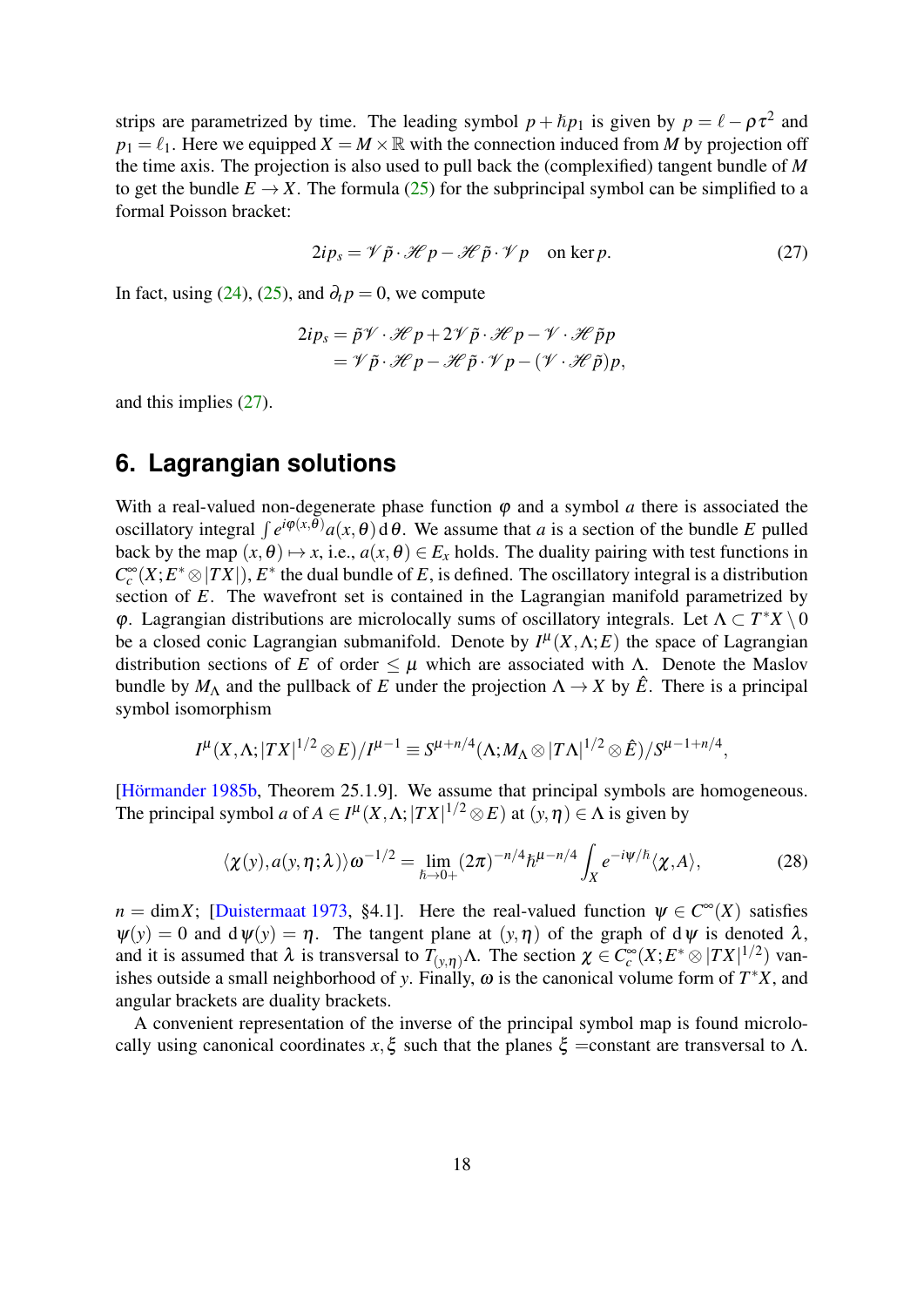strips are parametrized by time. The leading symbol $p + \hbar p_1$ is given by $p = \ell - \rho\tau^2$ and $p_1 = \ell_1$. Here we equipped $X = M \times \mathbb{R}$ with the connection induced from $M$ by projection off the time axis. The projection is also used to pull back the (complexified) tangent bundle of $M$ to get the bundle $E \to X$. The formula (25) for the subprincipal symbol can be simplified to a formal Poisson bracket:

$$2ip_s = \mathscr{V}\tilde{p} \cdot \mathscr{H}p - \mathscr{H}\tilde{p} \cdot \mathscr{V}p \quad \text{on } \ker p. \tag{27}$$

In fact, using (24), (25), and $\partial_t p = 0$, we compute

$$\begin{aligned} 2ip_s &= \tilde{p}\mathscr{V} \cdot \mathscr{H}p + 2\mathscr{V}\tilde{p} \cdot \mathscr{H}p - \mathscr{V} \cdot \mathscr{H}\tilde{p}p \\ &= \mathscr{V}\tilde{p} \cdot \mathscr{H}p - \mathscr{H}\tilde{p} \cdot \mathscr{V}p - (\mathscr{V} \cdot \mathscr{H}\tilde{p})p, \end{aligned}$$

and this implies (27).

## 6. Lagrangian solutions

With a real-valued non-degenerate phase function $\varphi$ and a symbol $a$ there is associated the oscillatory integral $\int e^{i\varphi(x,\theta)}a(x,\theta)\,\mathrm{d}\theta$. We assume that $a$ is a section of the bundle $E$ pulled back by the map $(x,\theta) \mapsto x$, i.e., $a(x,\theta) \in E_x$ holds. The duality pairing with test functions in $C_c^\infty(X; E^* \otimes |TX|)$, $E^*$ the dual bundle of $E$, is defined. The oscillatory integral is a distribution section of $E$. The wavefront set is contained in the Lagrangian manifold parametrized by $\varphi$. Lagrangian distributions are microlocally sums of oscillatory integrals. Let $\Lambda \subset T^*X \setminus 0$ be a closed conic Lagrangian submanifold. Denote by $I^\mu(X, \Lambda; E)$ the space of Lagrangian distribution sections of $E$ of order $\leq \mu$ which are associated with $\Lambda$. Denote the Maslov bundle by $M_\Lambda$ and the pullback of $E$ under the projection $\Lambda \to X$ by $\hat{E}$. There is a principal symbol isomorphism

$$I^\mu(X, \Lambda; |TX|^{1/2} \otimes E)/I^{\mu-1} \equiv S^{\mu+n/4}(\Lambda; M_\Lambda \otimes |T\Lambda|^{1/2} \otimes \hat{E})/S^{\mu-1+n/4},$$

[Hörmander 1985b, Theorem 25.1.9]. We assume that principal symbols are homogeneous. The principal symbol $a$ of $A \in I^\mu(X, \Lambda; |TX|^{1/2} \otimes E)$ at $(y,\eta) \in \Lambda$ is given by

$$\langle \chi(y), a(y,\eta;\lambda) \rangle \omega^{-1/2} = \lim_{\hbar \to 0+} (2\pi)^{-n/4} \hbar^{\mu - n/4} \int_X e^{-i\psi/\hbar} \langle \chi, A \rangle, \tag{28}$$

$n = \dim X$; [Duistermaat 1973, §4.1]. Here the real-valued function $\psi \in C^\infty(X)$ satisfies $\psi(y) = 0$ and $\mathrm{d}\psi(y) = \eta$. The tangent plane at $(y,\eta)$ of the graph of $\mathrm{d}\psi$ is denoted $\lambda$, and it is assumed that $\lambda$ is transversal to $T_{(y,\eta)}\Lambda$. The section $\chi \in C_c^\infty(X; E^* \otimes |TX|^{1/2})$ vanishes outside a small neighborhood of $y$. Finally, $\omega$ is the canonical volume form of $T^*X$, and angular brackets are duality brackets.

A convenient representation of the inverse of the principal symbol map is found microlocally using canonical coordinates $x, \xi$ such that the planes $\xi$ =constant are transversal to $\Lambda$.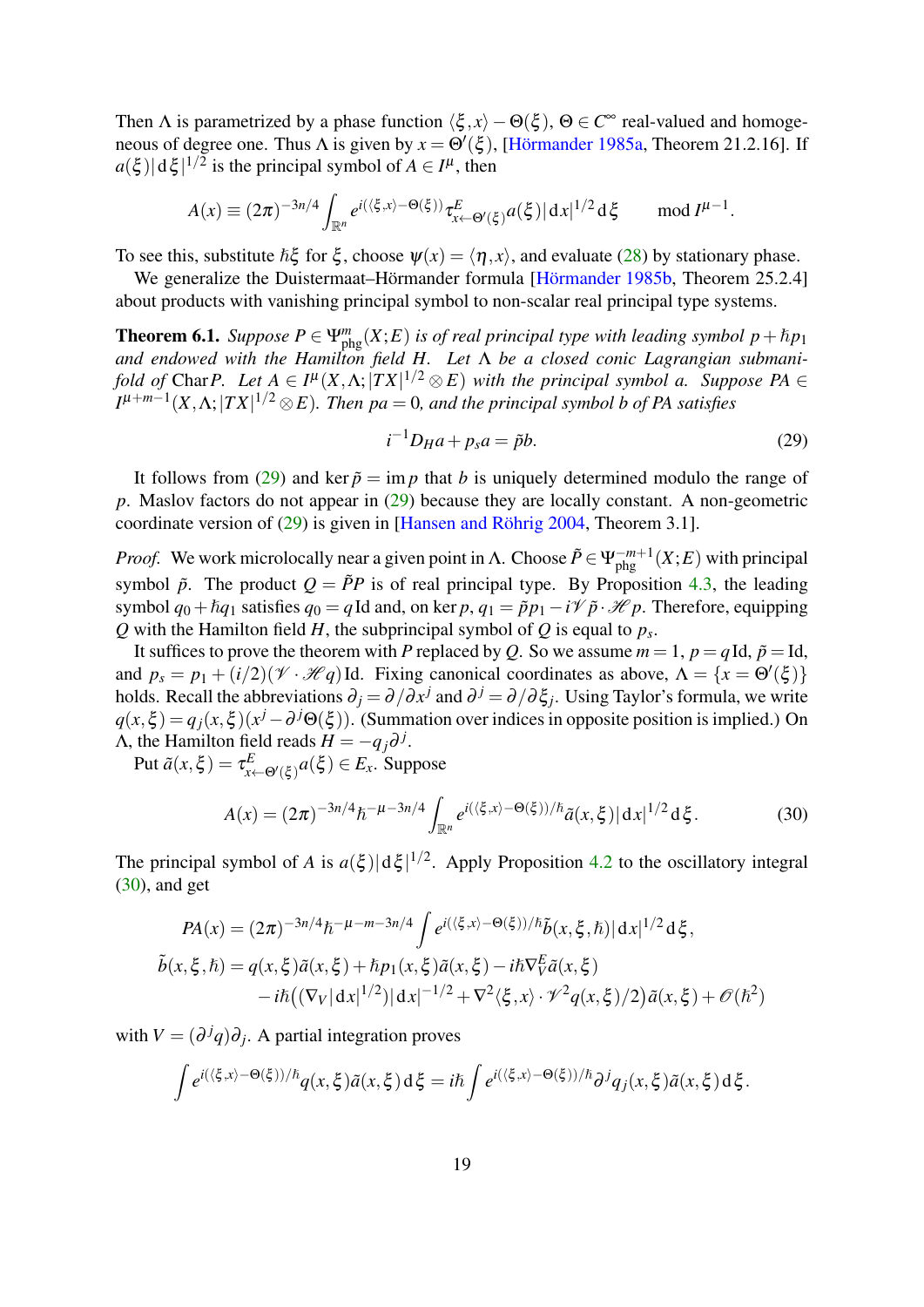Then $\Lambda$ is parametrized by a phase function $\langle \xi, x\rangle - \Theta(\xi)$, $\Theta \in C^\infty$ real-valued and homogeneous of degree one. Thus $\Lambda$ is given by $x = \Theta'(\xi)$, [Hörmander 1985a, Theorem 21.2.16]. If $a(\xi)|\mathrm{d}\xi|^{1/2}$ is the principal symbol of $A \in I^\mu$, then

$$A(x) \equiv (2\pi)^{-3n/4} \int_{\mathbb{R}^n} e^{i(\langle \xi, x\rangle - \Theta(\xi))} \tau^E_{x \leftarrow \Theta'(\xi)} a(\xi) |\mathrm{d}x|^{1/2} \,\mathrm{d}\xi \qquad \mod I^{\mu-1}.$$

To see this, substitute $\hbar\xi$ for $\xi$, choose $\psi(x) = \langle \eta, x\rangle$, and evaluate (28) by stationary phase.

We generalize the Duistermaat–Hörmander formula [Hörmander 1985b, Theorem 25.2.4] about products with vanishing principal symbol to non-scalar real principal type systems.

**Theorem 6.1.** *Suppose $P \in \Psi^m_{\mathrm{phg}}(X;E)$ is of real principal type with leading symbol $p + \hbar p_1$ and endowed with the Hamilton field $H$. Let $\Lambda$ be a closed conic Lagrangian submanifold of* Char $P$*. Let $A \in I^\mu(X,\Lambda;|TX|^{1/2}\otimes E)$ with the principal symbol $a$. Suppose $PA \in I^{\mu+m-1}(X,\Lambda;|TX|^{1/2}\otimes E)$. Then $pa = 0$, and the principal symbol $b$ of $PA$ satisfies*

$$i^{-1}D_H a + p_s a = \tilde{p} b. \tag{29}$$

It follows from (29) and $\ker \tilde{p} = \operatorname{im} p$ that $b$ is uniquely determined modulo the range of $p$. Maslov factors do not appear in (29) because they are locally constant. A non-geometric coordinate version of (29) is given in [Hansen and Röhrig 2004, Theorem 3.1].

*Proof.* We work microlocally near a given point in $\Lambda$. Choose $\tilde{P} \in \Psi^{-m+1}_{\mathrm{phg}}(X;E)$ with principal symbol $\tilde{p}$. The product $Q = \tilde{P}P$ is of real principal type. By Proposition 4.3, the leading symbol $q_0 + \hbar q_1$ satisfies $q_0 = q\,\mathrm{Id}$ and, on $\ker p$, $q_1 = \tilde{p}p_1 - i\mathscr{V}\tilde{p}\cdot\mathscr{H}p$. Therefore, equipping $Q$ with the Hamilton field $H$, the subprincipal symbol of $Q$ is equal to $p_s$.

It suffices to prove the theorem with $P$ replaced by $Q$. So we assume $m = 1$, $p = q\,\mathrm{Id}$, $\tilde{p} = \mathrm{Id}$, and $p_s = p_1 + (i/2)(\mathscr{V}\cdot\mathscr{H}q)\,\mathrm{Id}$. Fixing canonical coordinates as above, $\Lambda = \{x = \Theta'(\xi)\}$ holds. Recall the abbreviations $\partial_j = \partial/\partial x^j$ and $\partial^j = \partial/\partial\xi_j$. Using Taylor's formula, we write $q(x,\xi) = q_j(x,\xi)(x^j - \partial^j\Theta(\xi))$. (Summation over indices in opposite position is implied.) On $\Lambda$, the Hamilton field reads $H = -q_j\partial^j$.

Put $\tilde{a}(x,\xi) = \tau^E_{x\leftarrow\Theta'(\xi)} a(\xi) \in E_x$. Suppose

$$A(x) = (2\pi)^{-3n/4}\hbar^{-\mu-3n/4} \int_{\mathbb{R}^n} e^{i(\langle\xi,x\rangle - \Theta(\xi))/\hbar} \tilde{a}(x,\xi)|\mathrm{d}x|^{1/2}\,\mathrm{d}\xi. \tag{30}$$

The principal symbol of $A$ is $a(\xi)|\mathrm{d}\xi|^{1/2}$. Apply Proposition 4.2 to the oscillatory integral (30), and get

$$\begin{aligned}
PA(x) &= (2\pi)^{-3n/4}\hbar^{-\mu-m-3n/4} \int e^{i(\langle\xi,x\rangle - \Theta(\xi))/\hbar} \tilde{b}(x,\xi,\hbar)|\mathrm{d}x|^{1/2}\,\mathrm{d}\xi,\\
\tilde{b}(x,\xi,\hbar) &= q(x,\xi)\tilde{a}(x,\xi) + \hbar p_1(x,\xi)\tilde{a}(x,\xi) - i\hbar\nabla^E_V\tilde{a}(x,\xi)\\
&\quad - i\hbar\big((\nabla_V|\mathrm{d}x|^{1/2})|\mathrm{d}x|^{-1/2} + \nabla^2\langle\xi,x\rangle\cdot\mathscr{V}^2 q(x,\xi)/2\big)\tilde{a}(x,\xi) + \mathscr{O}(\hbar^2)
\end{aligned}$$

with $V = (\partial^j q)\partial_j$. A partial integration proves

$$\int e^{i(\langle\xi,x\rangle - \Theta(\xi))/\hbar} q(x,\xi)\tilde{a}(x,\xi)\,\mathrm{d}\xi = i\hbar \int e^{i(\langle\xi,x\rangle - \Theta(\xi))/\hbar} \partial^j q_j(x,\xi)\tilde{a}(x,\xi)\,\mathrm{d}\xi.$$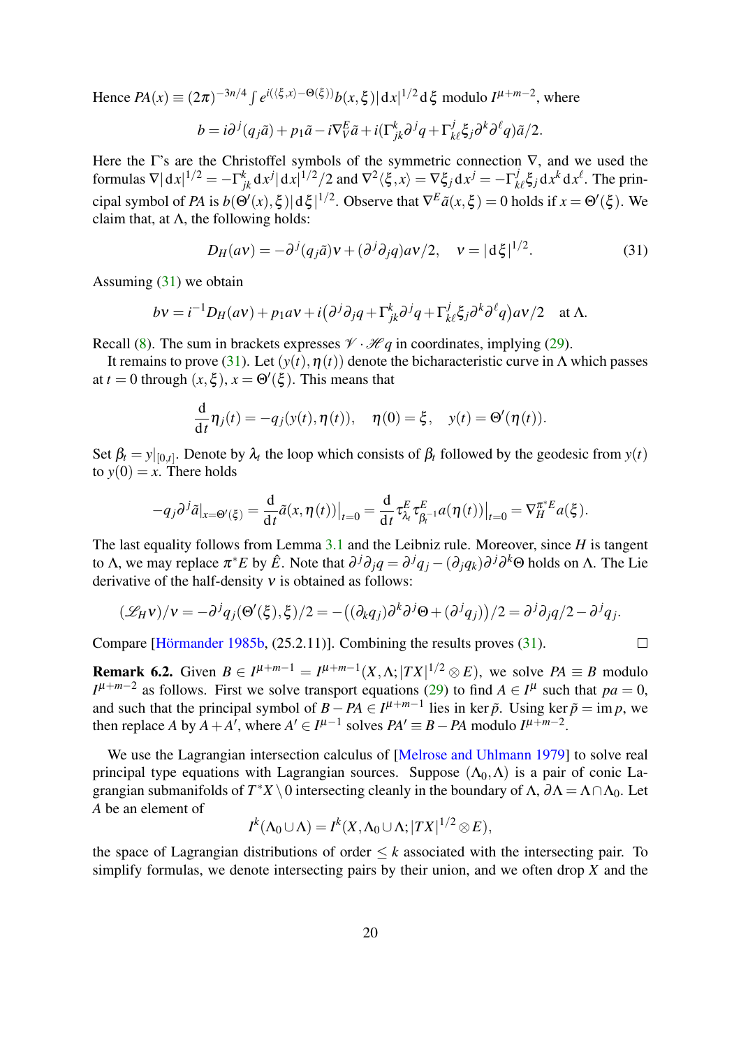Hence $PA(x) \equiv (2\pi)^{-3n/4} \int e^{i(\langle \xi, x\rangle - \Theta(\xi))} b(x,\xi)|\mathrm{d}x|^{1/2}\,\mathrm{d}\xi$ modulo $I^{\mu+m-2}$, where

$$b = i\partial^j(q_j\tilde{a}) + p_1\tilde{a} - i\nabla^E_V \tilde{a} + i(\Gamma^k_{jk}\partial^j q + \Gamma^j_{k\ell}\xi_j \partial^k\partial^\ell q)\tilde{a}/2.$$

Here the $\Gamma$'s are the Christoffel symbols of the symmetric connection $\nabla$, and we used the formulas $\nabla|\mathrm{d}x|^{1/2} = -\Gamma^k_{jk}\,\mathrm{d}x^j|\mathrm{d}x|^{1/2}/2$ and $\nabla^2\langle \xi, x\rangle = \nabla\xi_j\,\mathrm{d}x^j = -\Gamma^j_{k\ell}\xi_j\,\mathrm{d}x^k\,\mathrm{d}x^\ell$. The principal symbol of $PA$ is $b(\Theta'(x),\xi)|\mathrm{d}\xi|^{1/2}$. Observe that $\nabla^E\tilde{a}(x,\xi) = 0$ holds if $x = \Theta'(\xi)$. We claim that, at $\Lambda$, the following holds:

$$D_H(av) = -\partial^j(q_j\tilde{a})v + (\partial^j\partial_j q)av/2, \quad v = |\mathrm{d}\xi|^{1/2}. \tag{31}$$

Assuming (31) we obtain

$$bv = i^{-1}D_H(av) + p_1 av + i\big(\partial^j\partial_j q + \Gamma^k_{jk}\partial^j q + \Gamma^j_{k\ell}\xi_j\partial^k\partial^\ell q\big)av/2 \quad \text{at } \Lambda.$$

Recall (8). The sum in brackets expresses $\mathscr{V}\cdot\mathscr{H} q$ in coordinates, implying (29).

It remains to prove (31). Let $(y(t),\eta(t))$ denote the bicharacteristic curve in $\Lambda$ which passes at $t=0$ through $(x,\xi)$, $x = \Theta'(\xi)$. This means that

$$\frac{\mathrm{d}}{\mathrm{d}t}\eta_j(t) = -q_j(y(t),\eta(t)), \quad \eta(0) = \xi, \quad y(t) = \Theta'(\eta(t)).$$

Set $\beta_t = y|_{[0,t]}$. Denote by $\lambda_t$ the loop which consists of $\beta_t$ followed by the geodesic from $y(t)$ to $y(0) = x$. There holds

$$-q_j\partial^j\tilde{a}|_{x=\Theta'(\xi)} = \frac{\mathrm{d}}{\mathrm{d}t}\tilde{a}(x,\eta(t))\big|_{t=0} = \frac{\mathrm{d}}{\mathrm{d}t}\tau^E_{\lambda_t}\tau^E_{\beta_t^{-1}}a(\eta(t))\big|_{t=0} = \nabla^{\pi^*E}_H a(\xi).$$

The last equality follows from Lemma 3.1 and the Leibniz rule. Moreover, since $H$ is tangent to $\Lambda$, we may replace $\pi^*E$ by $\hat{E}$. Note that $\partial^j\partial_j q = \partial^j q_j - (\partial_j q_k)\partial^j\partial^k\Theta$ holds on $\Lambda$. The Lie derivative of the half-density $v$ is obtained as follows:

$$(\mathscr{L}_H v)/v = -\partial^j q_j(\Theta'(\xi),\xi)/2 = -\big((\partial_k q_j)\partial^k\partial^j\Theta + (\partial^j q_j)\big)/2 = \partial^j\partial_j q/2 - \partial^j q_j.$$

Compare [Hörmander 1985b, (25.2.11)]. Combining the results proves (31). □

**Remark 6.2.** Given $B \in I^{\mu+m-1} = I^{\mu+m-1}(X,\Lambda;|TX|^{1/2}\otimes E)$, we solve $PA \equiv B$ modulo $I^{\mu+m-2}$ as follows. First we solve transport equations (29) to find $A \in I^\mu$ such that $pa = 0$, and such that the principal symbol of $B - PA \in I^{\mu+m-1}$ lies in $\ker\tilde{p}$. Using $\ker\tilde{p} = \operatorname{im} p$, we then replace $A$ by $A + A'$, where $A' \in I^{\mu-1}$ solves $PA' \equiv B - PA$ modulo $I^{\mu+m-2}$.

We use the Lagrangian intersection calculus of [Melrose and Uhlmann 1979] to solve real principal type equations with Lagrangian sources. Suppose $(\Lambda_0,\Lambda)$ is a pair of conic Lagrangian submanifolds of $T^*X\setminus 0$ intersecting cleanly in the boundary of $\Lambda$, $\partial\Lambda = \Lambda\cap\Lambda_0$. Let $A$ be an element of

$$I^k(\Lambda_0\cup\Lambda) = I^k(X,\Lambda_0\cup\Lambda;|TX|^{1/2}\otimes E),$$

the space of Lagrangian distributions of order $\leq k$ associated with the intersecting pair. To simplify formulas, we denote intersecting pairs by their union, and we often drop $X$ and the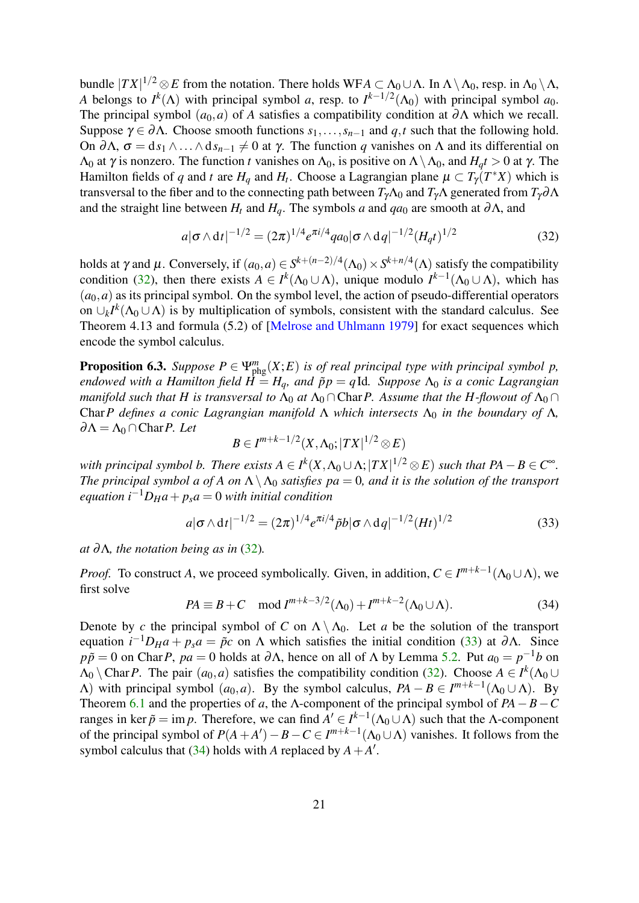bundle $|TX|^{1/2} \otimes E$ from the notation. There holds $\mathrm{WF}A \subset \Lambda_0 \cup \Lambda$. In $\Lambda \setminus \Lambda_0$, resp. in $\Lambda_0 \setminus \Lambda$, $A$ belongs to $I^k(\Lambda)$ with principal symbol $a$, resp. to $I^{k-1/2}(\Lambda_0)$ with principal symbol $a_0$. The principal symbol $(a_0, a)$ of $A$ satisfies a compatibility condition at $\partial\Lambda$ which we recall. Suppose $\gamma \in \partial\Lambda$. Choose smooth functions $s_1, \ldots, s_{n-1}$ and $q, t$ such that the following hold. On $\partial\Lambda$, $\sigma = \mathrm{d}s_1 \wedge \ldots \wedge \mathrm{d}s_{n-1} \neq 0$ at $\gamma$. The function $q$ vanishes on $\Lambda$ and its differential on $\Lambda_0$ at $\gamma$ is nonzero. The function $t$ vanishes on $\Lambda_0$, is positive on $\Lambda \setminus \Lambda_0$, and $H_q t > 0$ at $\gamma$. The Hamilton fields of $q$ and $t$ are $H_q$ and $H_t$. Choose a Lagrangian plane $\mu \subset T_\gamma(T^*X)$ which is transversal to the fiber and to the connecting path between $T_\gamma\Lambda_0$ and $T_\gamma\Lambda$ generated from $T_\gamma\partial\Lambda$ and the straight line between $H_t$ and $H_q$. The symbols $a$ and $qa_0$ are smooth at $\partial\Lambda$, and

$$a|\sigma \wedge \mathrm{d}t|^{-1/2} = (2\pi)^{1/4} e^{\pi i/4} q a_0 |\sigma \wedge \mathrm{d}q|^{-1/2} (H_q t)^{1/2} \tag{32}$$

holds at $\gamma$ and $\mu$. Conversely, if $(a_0, a) \in S^{k+(n-2)/4}(\Lambda_0) \times S^{k+n/4}(\Lambda)$ satisfy the compatibility condition (32), then there exists $A \in I^k(\Lambda_0 \cup \Lambda)$, unique modulo $I^{k-1}(\Lambda_0 \cup \Lambda)$, which has $(a_0, a)$ as its principal symbol. On the symbol level, the action of pseudo-differential operators on $\cup_k I^k(\Lambda_0 \cup \Lambda)$ is by multiplication of symbols, consistent with the standard calculus. See Theorem 4.13 and formula (5.2) of [Melrose and Uhlmann 1979] for exact sequences which encode the symbol calculus.

**Proposition 6.3.** *Suppose $P \in \Psi^m_{\mathrm{phg}}(X; E)$ is of real principal type with principal symbol $p$, endowed with a Hamilton field $H = H_q$, and $\tilde{p}p = q\,\mathrm{Id}$. Suppose $\Lambda_0$ is a conic Lagrangian manifold such that $H$ is transversal to $\Lambda_0$ at $\Lambda_0 \cap \mathrm{Char}\,P$. Assume that the $H$-flowout of $\Lambda_0 \cap \mathrm{Char}\,P$ defines a conic Lagrangian manifold $\Lambda$ which intersects $\Lambda_0$ in the boundary of $\Lambda$, $\partial\Lambda = \Lambda_0 \cap \mathrm{Char}\,P$. Let*

$$B \in I^{m+k-1/2}(X, \Lambda_0; |TX|^{1/2} \otimes E)$$

*with principal symbol $b$. There exists $A \in I^k(X, \Lambda_0 \cup \Lambda; |TX|^{1/2} \otimes E)$ such that $PA - B \in C^\infty$. The principal symbol $a$ of $A$ on $\Lambda \setminus \Lambda_0$ satisfies $pa = 0$, and it is the solution of the transport equation $i^{-1}D_H a + p_s a = 0$ with initial condition*

$$a|\sigma \wedge \mathrm{d}t|^{-1/2} = (2\pi)^{1/4} e^{\pi i/4} \tilde{p} b |\sigma \wedge \mathrm{d}q|^{-1/2} (Ht)^{1/2} \tag{33}$$

*at $\partial\Lambda$, the notation being as in (32).*

*Proof.* To construct $A$, we proceed symbolically. Given, in addition, $C \in I^{m+k-1}(\Lambda_0 \cup \Lambda)$, we first solve

$$PA \equiv B + C \mod I^{m+k-3/2}(\Lambda_0) + I^{m+k-2}(\Lambda_0 \cup \Lambda). \tag{34}$$

Denote by $c$ the principal symbol of $C$ on $\Lambda \setminus \Lambda_0$. Let $a$ be the solution of the transport equation $i^{-1}D_H a + p_s a = \tilde{p}c$ on $\Lambda$ which satisfies the initial condition (33) at $\partial\Lambda$. Since $p\tilde{p} = 0$ on $\mathrm{Char}\,P$, $pa = 0$ holds at $\partial\Lambda$, hence on all of $\Lambda$ by Lemma 5.2. Put $a_0 = p^{-1}b$ on $\Lambda_0 \setminus \mathrm{Char}\,P$. The pair $(a_0, a)$ satisfies the compatibility condition (32). Choose $A \in I^k(\Lambda_0 \cup \Lambda)$ with principal symbol $(a_0, a)$. By the symbol calculus, $PA - B \in I^{m+k-1}(\Lambda_0 \cup \Lambda)$. By Theorem 6.1 and the properties of $a$, the $\Lambda$-component of the principal symbol of $PA - B - C$ ranges in $\ker \tilde{p} = \mathrm{im}\, p$. Therefore, we can find $A' \in I^{k-1}(\Lambda_0 \cup \Lambda)$ such that the $\Lambda$-component of the principal symbol of $P(A + A') - B - C \in I^{m+k-1}(\Lambda_0 \cup \Lambda)$ vanishes. It follows from the symbol calculus that (34) holds with $A$ replaced by $A + A'$.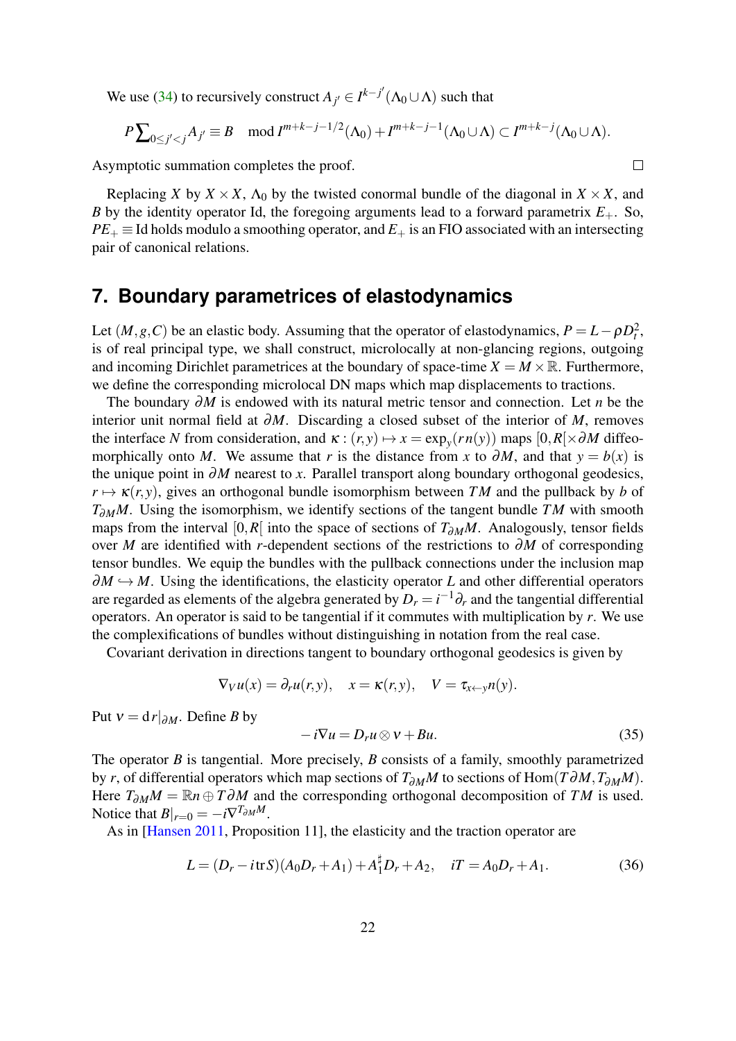We use (34) to recursively construct $A_{j'} \in I^{k-j'}(\Lambda_0 \cup \Lambda)$ such that

$$P \sum\nolimits_{0 \le j' < j} A_{j'} \equiv B \mod I^{m+k-j-1/2}(\Lambda_0) + I^{m+k-j-1}(\Lambda_0 \cup \Lambda) \subset I^{m+k-j}(\Lambda_0 \cup \Lambda).$$

Asymptotic summation completes the proof. $\square$

Replacing $X$ by $X \times X$, $\Lambda_0$ by the twisted conormal bundle of the diagonal in $X \times X$, and $B$ by the identity operator Id, the foregoing arguments lead to a forward parametrix $E_+$. So, $PE_+ \equiv \mathrm{Id}$ holds modulo a smoothing operator, and $E_+$ is an FIO associated with an intersecting pair of canonical relations.

## 7. Boundary parametrices of elastodynamics

Let $(M, g, C)$ be an elastic body. Assuming that the operator of elastodynamics, $P = L - \rho D_t^2$, is of real principal type, we shall construct, microlocally at non-glancing regions, outgoing and incoming Dirichlet parametrices at the boundary of space-time $X = M \times \mathbb{R}$. Furthermore, we define the corresponding microlocal DN maps which map displacements to tractions.

The boundary $\partial M$ is endowed with its natural metric tensor and connection. Let $n$ be the interior unit normal field at $\partial M$. Discarding a closed subset of the interior of $M$, removes the interface $N$ from consideration, and $\kappa : (r, y) \mapsto x = \exp_y(rn(y))$ maps $[0, R[\times \partial M$ diffeomorphically onto $M$. We assume that $r$ is the distance from $x$ to $\partial M$, and that $y = b(x)$ is the unique point in $\partial M$ nearest to $x$. Parallel transport along boundary orthogonal geodesics, $r \mapsto \kappa(r, y)$, gives an orthogonal bundle isomorphism between $TM$ and the pullback by $b$ of $T_{\partial M}M$. Using the isomorphism, we identify sections of the tangent bundle $TM$ with smooth maps from the interval $[0, R[$ into the space of sections of $T_{\partial M}M$. Analogously, tensor fields over $M$ are identified with $r$-dependent sections of the restrictions to $\partial M$ of corresponding tensor bundles. We equip the bundles with the pullback connections under the inclusion map $\partial M \hookrightarrow M$. Using the identifications, the elasticity operator $L$ and other differential operators are regarded as elements of the algebra generated by $D_r = i^{-1}\partial_r$ and the tangential differential operators. An operator is said to be tangential if it commutes with multiplication by $r$. We use the complexifications of bundles without distinguishing in notation from the real case.

Covariant derivation in directions tangent to boundary orthogonal geodesics is given by

$$\nabla_V u(x) = \partial_r u(r, y), \quad x = \kappa(r, y), \quad V = \tau_{x \leftarrow y} n(y).$$

Put $\nu = \mathrm{d}r|_{\partial M}$. Define $B$ by

$$-i\nabla u = D_r u \otimes \nu + Bu. \tag{35}$$

The operator $B$ is tangential. More precisely, $B$ consists of a family, smoothly parametrized by $r$, of differential operators which map sections of $T_{\partial M}M$ to sections of $\mathrm{Hom}(T\partial M, T_{\partial M}M)$. Here $T_{\partial M}M = \mathbb{R}n \oplus T\partial M$ and the corresponding orthogonal decomposition of $TM$ is used. Notice that $B|_{r=0} = -i\nabla^{T_{\partial M}M}$.

As in [Hansen 2011, Proposition 11], the elasticity and the traction operator are

$$L = (D_r - i \operatorname{tr} S)(A_0 D_r + A_1) + A_1^\sharp D_r + A_2, \quad iT = A_0 D_r + A_1. \tag{36}$$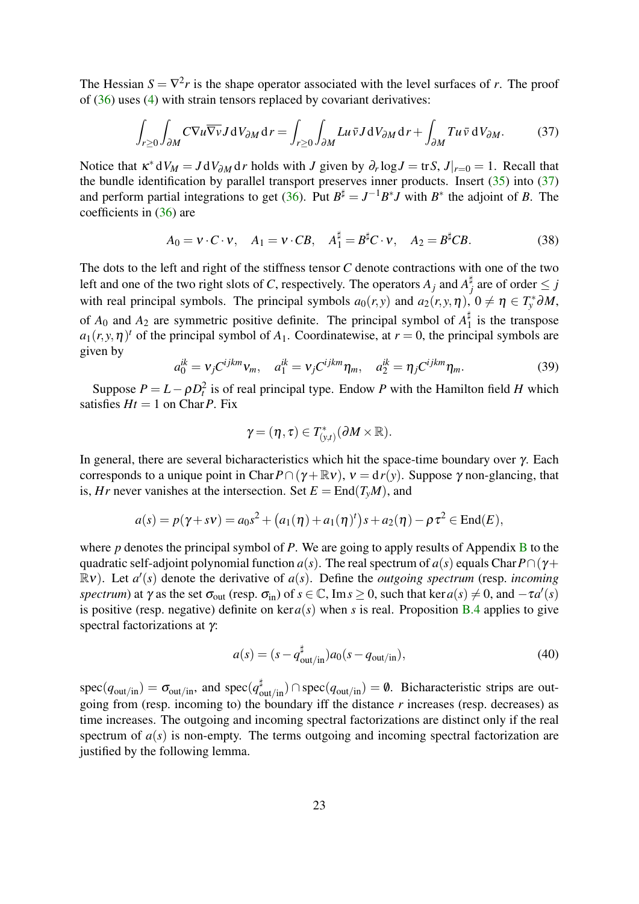The Hessian $S = \nabla^2 r$ is the shape operator associated with the level surfaces of $r$. The proof of (36) uses (4) with strain tensors replaced by covariant derivatives:

$$\int_{r\geq 0}\int_{\partial M} C\nabla u\overline{\nabla v}\, J\,\mathrm{d}V_{\partial M}\,\mathrm{d}r = \int_{r\geq 0}\int_{\partial M} Lu\,\bar{v}\,J\,\mathrm{d}V_{\partial M}\,\mathrm{d}r + \int_{\partial M} Tu\,\bar{v}\,\mathrm{d}V_{\partial M}. \tag{37}$$

Notice that $\kappa^*\,\mathrm{d}V_M = J\,\mathrm{d}V_{\partial M}\,\mathrm{d}r$ holds with $J$ given by $\partial_r \log J = \operatorname{tr} S$, $J|_{r=0} = 1$. Recall that the bundle identification by parallel transport preserves inner products. Insert (35) into (37) and perform partial integrations to get (36). Put $B^\sharp = J^{-1}B^* J$ with $B^*$ the adjoint of $B$. The coefficients in (36) are

$$A_0 = \nu\cdot C\cdot\nu, \quad A_1 = \nu\cdot CB, \quad A_1^\sharp = B^\sharp C\cdot\nu, \quad A_2 = B^\sharp CB. \tag{38}$$

The dots to the left and right of the stiffness tensor $C$ denote contractions with one of the two left and one of the two right slots of $C$, respectively. The operators $A_j$ and $A_j^\sharp$ are of order $\leq j$ with real principal symbols. The principal symbols $a_0(r,y)$ and $a_2(r,y,\eta)$, $0 \neq \eta \in T_y^*\partial M$, of $A_0$ and $A_2$ are symmetric positive definite. The principal symbol of $A_1^\sharp$ is the transpose $a_1(r,y,\eta)^t$ of the principal symbol of $A_1$. Coordinatewise, at $r=0$, the principal symbols are given by

$$a_0^{ik} = \nu_j C^{ijkm}\nu_m, \quad a_1^{ik} = \nu_j C^{ijkm}\eta_m, \quad a_2^{ik} = \eta_j C^{ijkm}\eta_m. \tag{39}$$

Suppose $P = L - \rho D_t^2$ is of real principal type. Endow $P$ with the Hamilton field $H$ which satisfies $Ht = 1$ on $\operatorname{Char} P$. Fix

$$\gamma = (\eta,\tau) \in T^*_{(y,t)}(\partial M\times\mathbb{R}).$$

In general, there are several bicharacteristics which hit the space-time boundary over $\gamma$. Each corresponds to a unique point in $\operatorname{Char} P \cap (\gamma + \mathbb{R}\nu)$, $\nu = \mathrm{d}r(y)$. Suppose $\gamma$ non-glancing, that is, $Hr$ never vanishes at the intersection. Set $E = \operatorname{End}(T_y M)$, and

$$a(s) = p(\gamma + s\nu) = a_0 s^2 + \big(a_1(\eta) + a_1(\eta)^t\big)s + a_2(\eta) - \rho\tau^2 \in \operatorname{End}(E),$$

where $p$ denotes the principal symbol of $P$. We are going to apply results of Appendix B to the quadratic self-adjoint polynomial function $a(s)$. The real spectrum of $a(s)$ equals $\operatorname{Char} P \cap (\gamma + \mathbb{R}\nu)$. Let $a'(s)$ denote the derivative of $a(s)$. Define the *outgoing spectrum* (resp. *incoming spectrum*) at $\gamma$ as the set $\sigma_{\text{out}}$ (resp. $\sigma_{\text{in}}$) of $s \in \mathbb{C}$, $\operatorname{Im} s \geq 0$, such that $\ker a(s) \neq 0$, and $-\tau a'(s)$ is positive (resp. negative) definite on $\ker a(s)$ when $s$ is real. Proposition B.4 applies to give spectral factorizations at $\gamma$:

$$a(s) = (s - q^\sharp_{\text{out/in}})a_0(s - q_{\text{out/in}}), \tag{40}$$

$\operatorname{spec}(q_{\text{out/in}}) = \sigma_{\text{out/in}}$, and $\operatorname{spec}(q^\sharp_{\text{out/in}}) \cap \operatorname{spec}(q_{\text{out/in}}) = \emptyset$. Bicharacteristic strips are outgoing from (resp. incoming to) the boundary iff the distance $r$ increases (resp. decreases) as time increases. The outgoing and incoming spectral factorizations are distinct only if the real spectrum of $a(s)$ is non-empty. The terms outgoing and incoming spectral factorization are justified by the following lemma.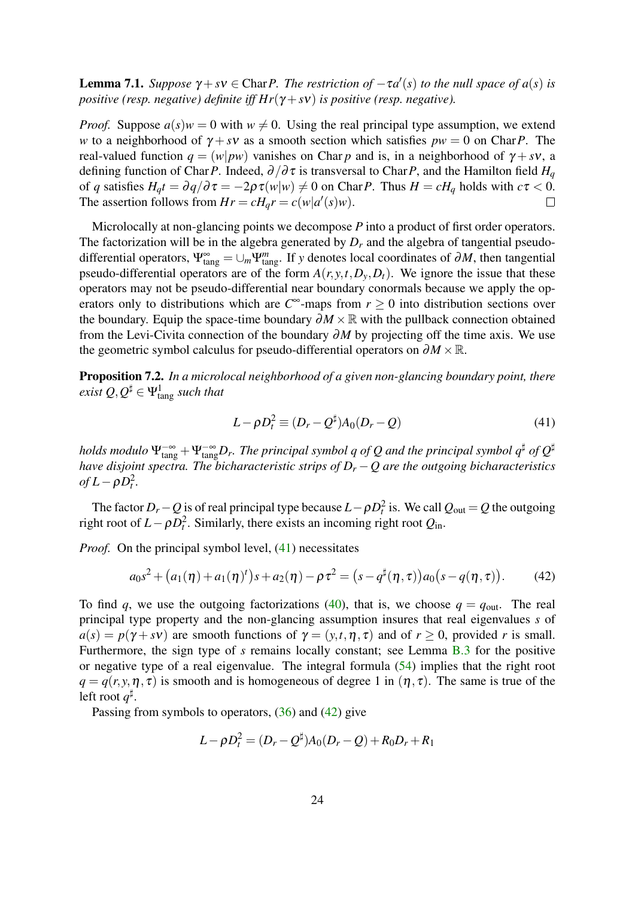**Lemma 7.1.** *Suppose $\gamma + s\nu \in \operatorname{Char} P$. The restriction of $-\tau a'(s)$ to the null space of $a(s)$ is positive (resp. negative) definite iff $Hr(\gamma + s\nu)$ is positive (resp. negative).*

*Proof.* Suppose $a(s)w = 0$ with $w \neq 0$. Using the real principal type assumption, we extend $w$ to a neighborhood of $\gamma + s\nu$ as a smooth section which satisfies $pw = 0$ on $\operatorname{Char} P$. The real-valued function $q = (w|pw)$ vanishes on $\operatorname{Char} p$ and is, in a neighborhood of $\gamma + s\nu$, a defining function of $\operatorname{Char} P$. Indeed, $\partial/\partial\tau$ is transversal to $\operatorname{Char} P$, and the Hamilton field $H_q$ of $q$ satisfies $H_q t = \partial q/\partial\tau = -2\rho\tau(w|w) \neq 0$ on $\operatorname{Char} P$. Thus $H = cH_q$ holds with $c\tau < 0$. The assertion follows from $Hr = cH_q r = c(w|a'(s)w)$. □

Microlocally at non-glancing points we decompose $P$ into a product of first order operators. The factorization will be in the algebra generated by $D_r$ and the algebra of tangential pseudo-differential operators, $\Psi^\infty_{\mathrm{tang}} = \cup_m \Psi^m_{\mathrm{tang}}$. If $y$ denotes local coordinates of $\partial M$, then tangential pseudo-differential operators are of the form $A(r, y, t, D_y, D_t)$. We ignore the issue that these operators may not be pseudo-differential near boundary conormals because we apply the operators only to distributions which are $C^\infty$-maps from $r \geq 0$ into distribution sections over the boundary. Equip the space-time boundary $\partial M \times \mathbb{R}$ with the pullback connection obtained from the Levi-Civita connection of the boundary $\partial M$ by projecting off the time axis. We use the geometric symbol calculus for pseudo-differential operators on $\partial M \times \mathbb{R}$.

**Proposition 7.2.** *In a microlocal neighborhood of a given non-glancing boundary point, there exist $Q, Q^\sharp \in \Psi^1_{\mathrm{tang}}$ such that*

$$L - \rho D_t^2 \equiv (D_r - Q^\sharp) A_0 (D_r - Q) \tag{41}$$

*holds modulo $\Psi^{-\infty}_{\mathrm{tang}} + \Psi^{-\infty}_{\mathrm{tang}} D_r$. The principal symbol $q$ of $Q$ and the principal symbol $q^\sharp$ of $Q^\sharp$ have disjoint spectra. The bicharacteristic strips of $D_r - Q$ are the outgoing bicharacteristics of $L - \rho D_t^2$.*

The factor $D_r - Q$ is of real principal type because $L - \rho D_t^2$ is. We call $Q_{\mathrm{out}} = Q$ the outgoing right root of $L - \rho D_t^2$. Similarly, there exists an incoming right root $Q_{\mathrm{in}}$.

*Proof.* On the principal symbol level, (41) necessitates

$$a_0 s^2 + \big(a_1(\eta) + a_1(\eta)^t\big)s + a_2(\eta) - \rho\tau^2 = \big(s - q^\sharp(\eta,\tau)\big) a_0 \big(s - q(\eta,\tau)\big). \tag{42}$$

To find $q$, we use the outgoing factorizations (40), that is, we choose $q = q_{\mathrm{out}}$. The real principal type property and the non-glancing assumption insures that real eigenvalues $s$ of $a(s) = p(\gamma + s\nu)$ are smooth functions of $\gamma = (y, t, \eta, \tau)$ and of $r \geq 0$, provided $r$ is small. Furthermore, the sign type of $s$ remains locally constant; see Lemma B.3 for the positive or negative type of a real eigenvalue. The integral formula (54) implies that the right root $q = q(r, y, \eta, \tau)$ is smooth and is homogeneous of degree 1 in $(\eta, \tau)$. The same is true of the left root $q^\sharp$.

Passing from symbols to operators, (36) and (42) give

$$L - \rho D_t^2 = (D_r - Q^\sharp) A_0 (D_r - Q) + R_0 D_r + R_1$$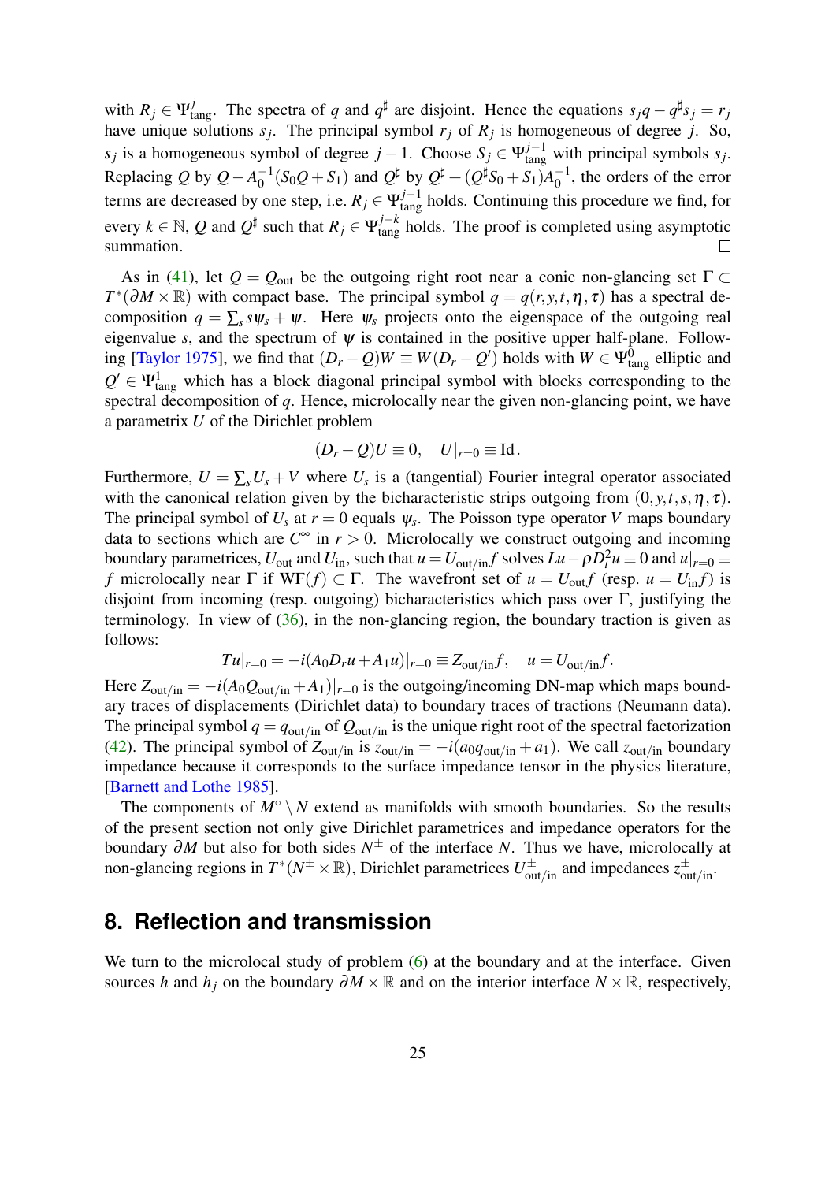with $R_j \in \Psi^j_{\text{tang}}$. The spectra of $q$ and $q^\sharp$ are disjoint. Hence the equations $s_j q - q^\sharp s_j = r_j$ have unique solutions $s_j$. The principal symbol $r_j$ of $R_j$ is homogeneous of degree $j$. So, $s_j$ is a homogeneous symbol of degree $j-1$. Choose $S_j \in \Psi^{j-1}_{\text{tang}}$ with principal symbols $s_j$. Replacing $Q$ by $Q - A_0^{-1}(S_0 Q + S_1)$ and $Q^\sharp$ by $Q^\sharp + (Q^\sharp S_0 + S_1)A_0^{-1}$, the orders of the error terms are decreased by one step, i.e. $R_j \in \Psi^{j-1}_{\text{tang}}$ holds. Continuing this procedure we find, for every $k \in \mathbb{N}$, $Q$ and $Q^\sharp$ such that $R_j \in \Psi^{j-k}_{\text{tang}}$ holds. The proof is completed using asymptotic summation. □

As in (41), let $Q = Q_{\text{out}}$ be the outgoing right root near a conic non-glancing set $\Gamma \subset T^*(\partial M \times \mathbb{R})$ with compact base. The principal symbol $q = q(r,y,t,\eta,\tau)$ has a spectral decomposition $q = \sum_s s\psi_s + \psi$. Here $\psi_s$ projects onto the eigenspace of the outgoing real eigenvalue $s$, and the spectrum of $\psi$ is contained in the positive upper half-plane. Following [Taylor 1975], we find that $(D_r - Q)W \equiv W(D_r - Q')$ holds with $W \in \Psi^0_{\text{tang}}$ elliptic and $Q' \in \Psi^1_{\text{tang}}$ which has a block diagonal principal symbol with blocks corresponding to the spectral decomposition of $q$. Hence, microlocally near the given non-glancing point, we have a parametrix $U$ of the Dirichlet problem

$$(D_r - Q)U \equiv 0, \quad U|_{r=0} \equiv \text{Id}.$$

Furthermore, $U = \sum_s U_s + V$ where $U_s$ is a (tangential) Fourier integral operator associated with the canonical relation given by the bicharacteristic strips outgoing from $(0,y,t,s,\eta,\tau)$. The principal symbol of $U_s$ at $r = 0$ equals $\psi_s$. The Poisson type operator $V$ maps boundary data to sections which are $C^\infty$ in $r > 0$. Microlocally we construct outgoing and incoming boundary parametrices, $U_{\text{out}}$ and $U_{\text{in}}$, such that $u = U_{\text{out/in}} f$ solves $Lu - \rho D_t^2 u \equiv 0$ and $u|_{r=0} \equiv f$ microlocally near $\Gamma$ if $\text{WF}(f) \subset \Gamma$. The wavefront set of $u = U_{\text{out}} f$ (resp. $u = U_{\text{in}} f$) is disjoint from incoming (resp. outgoing) bicharacteristics which pass over $\Gamma$, justifying the terminology. In view of (36), in the non-glancing region, the boundary traction is given as follows:

$$Tu|_{r=0} = -i(A_0 D_r u + A_1 u)|_{r=0} \equiv Z_{\text{out/in}} f, \quad u = U_{\text{out/in}} f.$$

Here $Z_{\text{out/in}} = -i(A_0 Q_{\text{out/in}} + A_1)|_{r=0}$ is the outgoing/incoming DN-map which maps boundary traces of displacements (Dirichlet data) to boundary traces of tractions (Neumann data). The principal symbol $q = q_{\text{out/in}}$ of $Q_{\text{out/in}}$ is the unique right root of the spectral factorization (42). The principal symbol of $Z_{\text{out/in}}$ is $z_{\text{out/in}} = -i(a_0 q_{\text{out/in}} + a_1)$. We call $z_{\text{out/in}}$ boundary impedance because it corresponds to the surface impedance tensor in the physics literature, [Barnett and Lothe 1985].

The components of $M^\circ \setminus N$ extend as manifolds with smooth boundaries. So the results of the present section not only give Dirichlet parametrices and impedance operators for the boundary $\partial M$ but also for both sides $N^\pm$ of the interface $N$. Thus we have, microlocally at non-glancing regions in $T^*(N^\pm \times \mathbb{R})$, Dirichlet parametrices $U^\pm_{\text{out/in}}$ and impedances $z^\pm_{\text{out/in}}$.

## 8. Reflection and transmission

We turn to the microlocal study of problem (6) at the boundary and at the interface. Given sources $h$ and $h_j$ on the boundary $\partial M \times \mathbb{R}$ and on the interior interface $N \times \mathbb{R}$, respectively,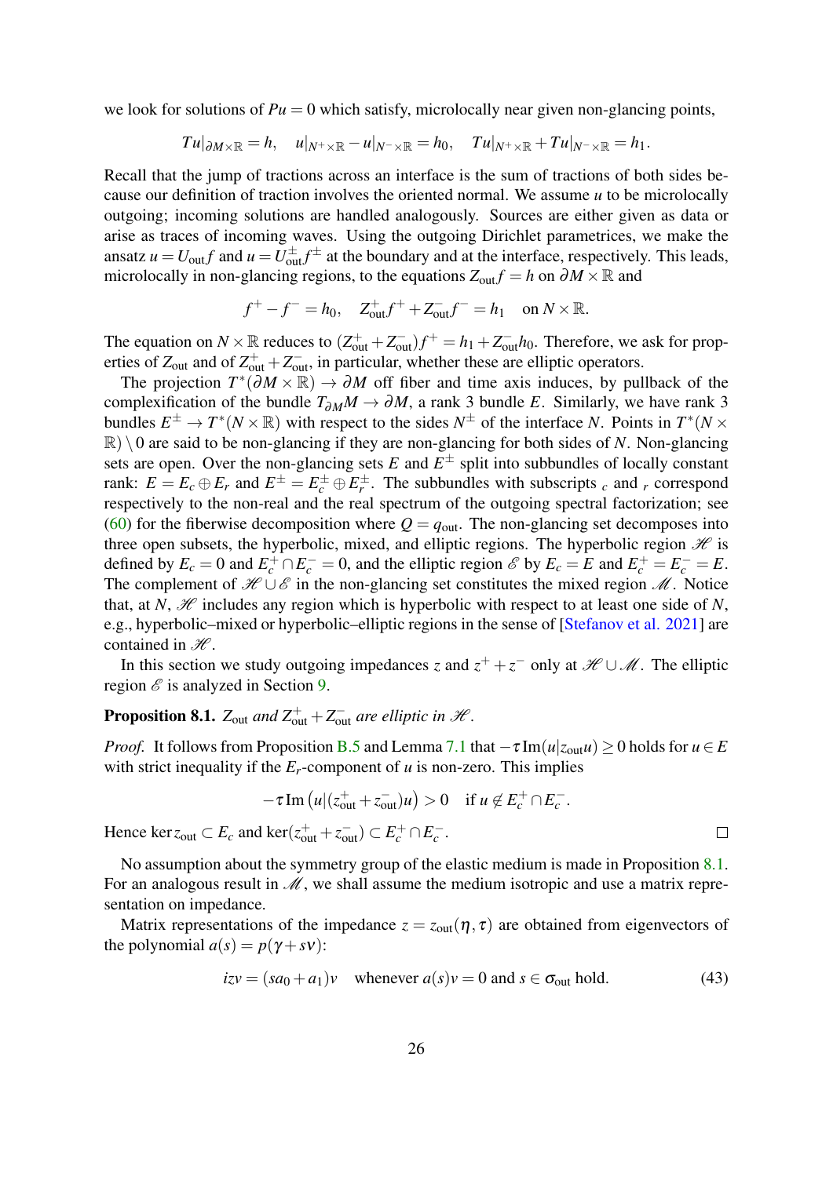we look for solutions of $Pu = 0$ which satisfy, microlocally near given non-glancing points,

$$Tu|_{\partial M\times\mathbb{R}} = h, \quad u|_{N^+\times\mathbb{R}} - u|_{N^-\times\mathbb{R}} = h_0, \quad Tu|_{N^+\times\mathbb{R}} + Tu|_{N^-\times\mathbb{R}} = h_1.$$

Recall that the jump of tractions across an interface is the sum of tractions of both sides because our definition of traction involves the oriented normal. We assume $u$ to be microlocally outgoing; incoming solutions are handled analogously. Sources are either given as data or arise as traces of incoming waves. Using the outgoing Dirichlet parametrices, we make the ansatz $u = U_{\text{out}} f$ and $u = U^{\pm}_{\text{out}} f^{\pm}$ at the boundary and at the interface, respectively. This leads, microlocally in non-glancing regions, to the equations $Z_{\text{out}} f = h$ on $\partial M \times \mathbb{R}$ and

$$f^+ - f^- = h_0, \quad Z^+_{\text{out}} f^+ + Z^-_{\text{out}} f^- = h_1 \quad \text{on } N \times \mathbb{R}.$$

The equation on $N\times\mathbb{R}$ reduces to $(Z^+_{\text{out}} + Z^-_{\text{out}}) f^+ = h_1 + Z^-_{\text{out}} h_0$. Therefore, we ask for properties of $Z_{\text{out}}$ and of $Z^+_{\text{out}} + Z^-_{\text{out}}$, in particular, whether these are elliptic operators.

The projection $T^*(\partial M\times\mathbb{R}) \to \partial M$ off fiber and time axis induces, by pullback of the complexification of the bundle $T_{\partial M} M \to \partial M$, a rank 3 bundle $E$. Similarly, we have rank 3 bundles $E^{\pm} \to T^*(N\times\mathbb{R})$ with respect to the sides $N^{\pm}$ of the interface $N$. Points in $T^*(N\times\mathbb{R})\setminus 0$ are said to be non-glancing if they are non-glancing for both sides of $N$. Non-glancing sets are open. Over the non-glancing sets $E$ and $E^{\pm}$ split into subbundles of locally constant rank: $E = E_c \oplus E_r$ and $E^{\pm} = E^{\pm}_c \oplus E^{\pm}_r$. The subbundles with subscripts $_c$ and $_r$ correspond respectively to the non-real and the real spectrum of the outgoing spectral factorization; see (60) for the fiberwise decomposition where $Q = q_{\text{out}}$. The non-glancing set decomposes into three open subsets, the hyperbolic, mixed, and elliptic regions. The hyperbolic region $\mathscr{H}$ is defined by $E_c = 0$ and $E^+_c \cap E^-_c = 0$, and the elliptic region $\mathscr{E}$ by $E_c = E$ and $E^+_c = E^-_c = E$. The complement of $\mathscr{H}\cup\mathscr{E}$ in the non-glancing set constitutes the mixed region $\mathscr{M}$. Notice that, at $N$, $\mathscr{H}$ includes any region which is hyperbolic with respect to at least one side of $N$, e.g., hyperbolic–mixed or hyperbolic–elliptic regions in the sense of [Stefanov et al. 2021] are contained in $\mathscr{H}$.

In this section we study outgoing impedances $z$ and $z^+ + z^-$ only at $\mathscr{H}\cup\mathscr{M}$. The elliptic region $\mathscr{E}$ is analyzed in Section 9.

**Proposition 8.1.** *$Z_{\text{out}}$ and $Z^+_{\text{out}} + Z^-_{\text{out}}$ are elliptic in $\mathscr{H}$.*

*Proof.* It follows from Proposition B.5 and Lemma 7.1 that $-\tau \operatorname{Im}(u|z_{\text{out}} u) \geq 0$ holds for $u \in E$ with strict inequality if the $E_r$-component of $u$ is non-zero. This implies

$$-\tau \operatorname{Im}\left(u|(z^+_{\text{out}} + z^-_{\text{out}})u\right) > 0 \quad \text{if } u \notin E^+_c \cap E^-_c.$$

Hence $\ker z_{\text{out}} \subset E_c$ and $\ker(z^+_{\text{out}} + z^-_{\text{out}}) \subset E^+_c \cap E^-_c$. □

No assumption about the symmetry group of the elastic medium is made in Proposition 8.1. For an analogous result in $\mathscr{M}$, we shall assume the medium isotropic and use a matrix representation on impedance.

Matrix representations of the impedance $z = z_{\text{out}}(\eta,\tau)$ are obtained from eigenvectors of the polynomial $a(s) = p(\gamma + s\nu)$:

$$izv = (sa_0 + a_1)v \quad \text{whenever } a(s)v = 0 \text{ and } s \in \sigma_{\text{out}} \text{ hold.} \tag{43}$$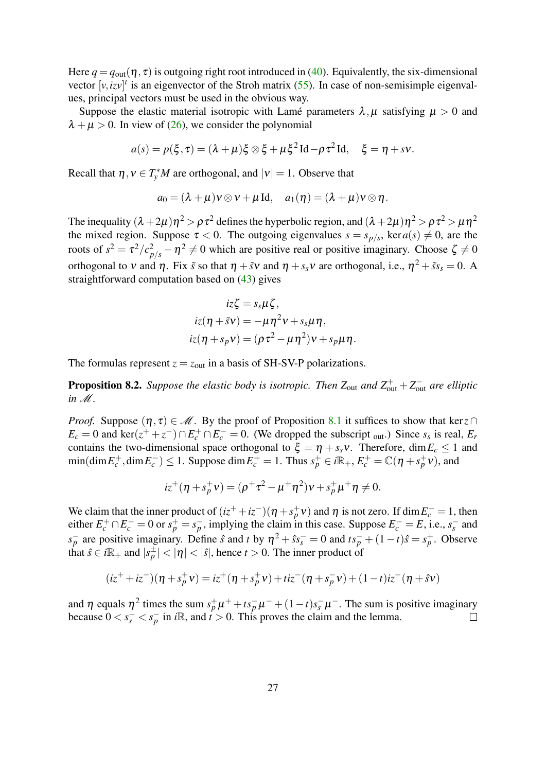Here $q = q_{\text{out}}(\eta,\tau)$ is outgoing right root introduced in (40). Equivalently, the six-dimensional vector $[v, izv]^t$ is an eigenvector of the Stroh matrix (55). In case of non-semisimple eigenvalues, principal vectors must be used in the obvious way.

Suppose the elastic material isotropic with Lamé parameters $\lambda,\mu$ satisfying $\mu > 0$ and $\lambda+\mu > 0$. In view of (26), we consider the polynomial

$$a(s) = p(\xi,\tau) = (\lambda+\mu)\xi\otimes\xi + \mu\xi^2\,\mathrm{Id} - \rho\tau^2\,\mathrm{Id}, \quad \xi = \eta + s\nu.$$

Recall that $\eta,\nu \in T^*_yM$ are orthogonal, and $|\nu| = 1$. Observe that

$$a_0 = (\lambda+\mu)\nu\otimes\nu + \mu\,\mathrm{Id}, \quad a_1(\eta) = (\lambda+\mu)\nu\otimes\eta.$$

The inequality $(\lambda+2\mu)\eta^2 > \rho\tau^2$ defines the hyperbolic region, and $(\lambda+2\mu)\eta^2 > \rho\tau^2 > \mu\eta^2$ the mixed region. Suppose $\tau < 0$. The outgoing eigenvalues $s = s_{p/s}$, $\ker a(s) \neq 0$, are the roots of $s^2 = \tau^2/c^2_{p/s} - \eta^2 \neq 0$ which are positive real or positive imaginary. Choose $\zeta \neq 0$ orthogonal to $\nu$ and $\eta$. Fix $\tilde{s}$ so that $\eta + \tilde{s}\nu$ and $\eta + s_s\nu$ are orthogonal, i.e., $\eta^2 + \tilde{s}s_s = 0$. A straightforward computation based on (43) gives

$$\begin{aligned}
iz\zeta &= s_s\mu\zeta,\\
iz(\eta+\tilde{s}\nu) &= -\mu\eta^2\nu + s_s\mu\eta,\\
iz(\eta+s_p\nu) &= (\rho\tau^2 - \mu\eta^2)\nu + s_p\mu\eta.
\end{aligned}$$

The formulas represent $z = z_{\text{out}}$ in a basis of SH-SV-P polarizations.

**Proposition 8.2.** *Suppose the elastic body is isotropic. Then $Z_{\text{out}}$ and $Z^+_{\text{out}} + Z^-_{\text{out}}$ are elliptic in $\mathscr{M}$.*

*Proof.* Suppose $(\eta,\tau) \in \mathscr{M}$. By the proof of Proposition 8.1 it suffices to show that $\ker z \cap E_c = 0$ and $\ker(z^+ + z^-) \cap E^+_c \cap E^-_c = 0$. (We dropped the subscript $_{\text{out}}$.) Since $s_s$ is real, $E_r$ contains the two-dimensional space orthogonal to $\xi = \eta + s_s\nu$. Therefore, $\dim E_c \leq 1$ and $\min(\dim E^+_c, \dim E^-_c) \leq 1$. Suppose $\dim E^+_c = 1$. Thus $s^+_p \in i\mathbb{R}_+$, $E^+_c = \mathbb{C}(\eta + s^+_p\nu)$, and

$$iz^+(\eta + s^+_p\nu) = (\rho^+\tau^2 - \mu^+\eta^2)\nu + s^+_p\mu^+\eta \neq 0.$$

We claim that the inner product of $(iz^+ + iz^-)(\eta + s^+_p\nu)$ and $\eta$ is not zero. If $\dim E^-_c = 1$, then either $E^+_c \cap E^-_c = 0$ or $s^+_p = s^-_p$, implying the claim in this case. Suppose $E^-_c = E$, i.e., $s^-_s$ and $s^-_p$ are positive imaginary. Define $\hat{s}$ and $t$ by $\eta^2 + \hat{s}s^-_s = 0$ and $ts^-_p + (1-t)\hat{s} = s^+_p$. Observe that $\hat{s} \in i\mathbb{R}_+$ and $|s^\pm_p| < |\eta| < |\hat{s}|$, hence $t > 0$. The inner product of

$$(iz^+ + iz^-)(\eta + s^+_p\nu) = iz^+(\eta + s^+_p\nu) + tiz^-(\eta + s^-_p\nu) + (1-t)iz^-(\eta + \hat{s}\nu)$$

and $\eta$ equals $\eta^2$ times the sum $s^+_p\mu^+ + ts^-_p\mu^- + (1-t)s^-_s\mu^-$. The sum is positive imaginary because $0 < s^-_s < s^-_p$ in $i\mathbb{R}$, and $t > 0$. This proves the claim and the lemma. $\square$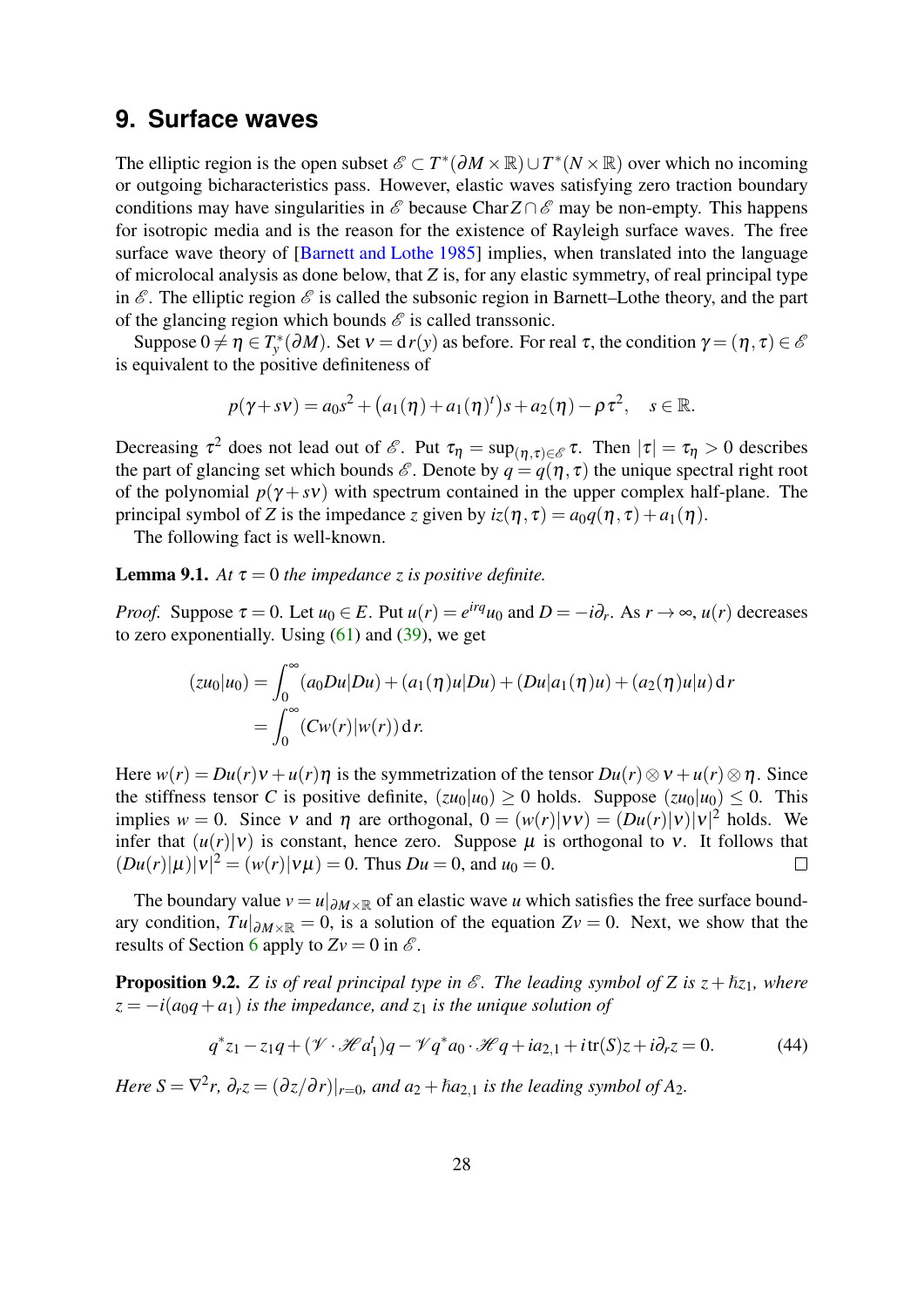## 9. Surface waves

The elliptic region is the open subset $\mathscr{E} \subset T^*(\partial M \times \mathbb{R}) \cup T^*(N \times \mathbb{R})$ over which no incoming or outgoing bicharacteristics pass. However, elastic waves satisfying zero traction boundary conditions may have singularities in $\mathscr{E}$ because $\operatorname{Char} Z \cap \mathscr{E}$ may be non-empty. This happens for isotropic media and is the reason for the existence of Rayleigh surface waves. The free surface wave theory of [Barnett and Lothe 1985] implies, when translated into the language of microlocal analysis as done below, that $Z$ is, for any elastic symmetry, of real principal type in $\mathscr{E}$. The elliptic region $\mathscr{E}$ is called the subsonic region in Barnett–Lothe theory, and the part of the glancing region which bounds $\mathscr{E}$ is called transsonic.

Suppose $0 \neq \eta \in T^*_y(\partial M)$. Set $\nu = \mathrm{d}r(y)$ as before. For real $\tau$, the condition $\gamma = (\eta, \tau) \in \mathscr{E}$ is equivalent to the positive definiteness of

$$p(\gamma + s\nu) = a_0 s^2 + \big(a_1(\eta) + a_1(\eta)^t\big)s + a_2(\eta) - \rho\tau^2, \quad s \in \mathbb{R}.$$

Decreasing $\tau^2$ does not lead out of $\mathscr{E}$. Put $\tau_\eta = \sup_{(\eta,\tau)\in\mathscr{E}} \tau$. Then $|\tau| = \tau_\eta > 0$ describes the part of glancing set which bounds $\mathscr{E}$. Denote by $q = q(\eta, \tau)$ the unique spectral right root of the polynomial $p(\gamma + s\nu)$ with spectrum contained in the upper complex half-plane. The principal symbol of $Z$ is the impedance $z$ given by $iz(\eta,\tau) = a_0 q(\eta,\tau) + a_1(\eta)$.

The following fact is well-known.

**Lemma 9.1.** *At $\tau = 0$ the impedance $z$ is positive definite.*

*Proof.* Suppose $\tau = 0$. Let $u_0 \in E$. Put $u(r) = e^{irq}u_0$ and $D = -i\partial_r$. As $r \to \infty$, $u(r)$ decreases to zero exponentially. Using (61) and (39), we get

$$\begin{aligned}(zu_0|u_0) &= \int_0^\infty (a_0 Du|Du) + (a_1(\eta)u|Du) + (Du|a_1(\eta)u) + (a_2(\eta)u|u)\,\mathrm{d}r \\ &= \int_0^\infty (Cw(r)|w(r))\,\mathrm{d}r.\end{aligned}$$

Here $w(r) = Du(r)\nu + u(r)\eta$ is the symmetrization of the tensor $Du(r)\otimes\nu + u(r)\otimes\eta$. Since the stiffness tensor $C$ is positive definite, $(zu_0|u_0) \geq 0$ holds. Suppose $(zu_0|u_0) \leq 0$. This implies $w = 0$. Since $\nu$ and $\eta$ are orthogonal, $0 = (w(r)|\nu\nu) = (Du(r)|\nu)|\nu|^2$ holds. We infer that $(u(r)|\nu)$ is constant, hence zero. Suppose $\mu$ is orthogonal to $\nu$. It follows that $(Du(r)|\mu)|\nu|^2 = (w(r)|\nu\mu) = 0$. Thus $Du = 0$, and $u_0 = 0$. $\square$

The boundary value $v = u|_{\partial M\times\mathbb{R}}$ of an elastic wave $u$ which satisfies the free surface boundary condition, $Tu|_{\partial M\times\mathbb{R}} = 0$, is a solution of the equation $Zv = 0$. Next, we show that the results of Section 6 apply to $Zv = 0$ in $\mathscr{E}$.

**Proposition 9.2.** *$Z$ is of real principal type in $\mathscr{E}$. The leading symbol of $Z$ is $z + \hbar z_1$, where $z = -i(a_0 q + a_1)$ is the impedance, and $z_1$ is the unique solution of*

$$q^* z_1 - z_1 q + (\mathscr{V}\cdot\mathscr{H}a_1^t)q - \mathscr{V}q^* a_0 \cdot \mathscr{H}q + ia_{2,1} + i\operatorname{tr}(S)z + i\partial_r z = 0. \tag{44}$$

*Here $S = \nabla^2 r$, $\partial_r z = (\partial z/\partial r)|_{r=0}$, and $a_2 + \hbar a_{2,1}$ is the leading symbol of $A_2$.*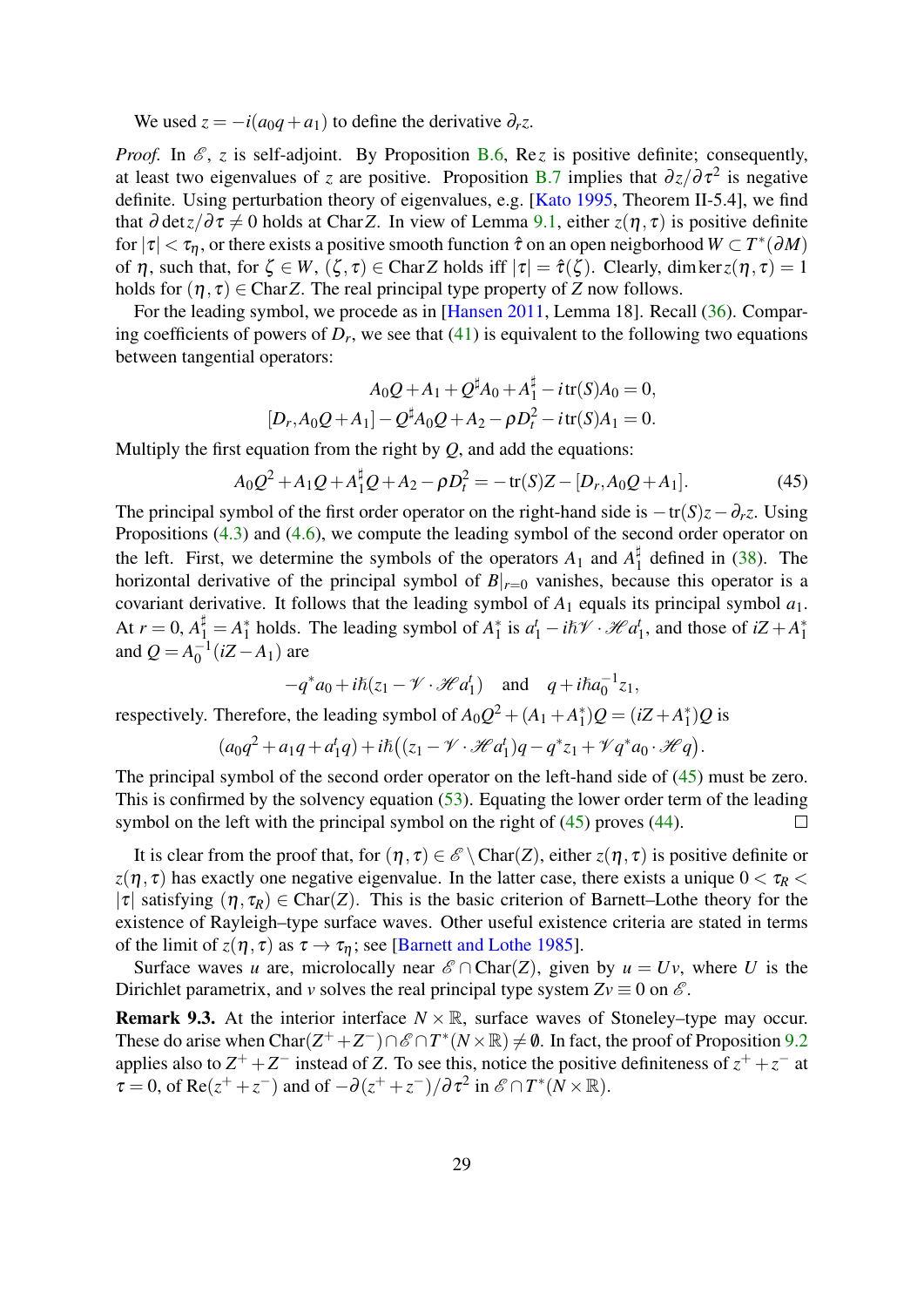We used $z = -i(a_0 q + a_1)$ to define the derivative $\partial_r z$.

*Proof.* In $\mathscr{E}$, $z$ is self-adjoint. By Proposition B.6, $\mathrm{Re}\, z$ is positive definite; consequently, at least two eigenvalues of $z$ are positive. Proposition B.7 implies that $\partial z/\partial \tau^2$ is negative definite. Using perturbation theory of eigenvalues, e.g. [Kato 1995, Theorem II-5.4], we find that $\partial \det z/\partial \tau \neq 0$ holds at $\mathrm{Char}\, Z$. In view of Lemma 9.1, either $z(\eta,\tau)$ is positive definite for $|\tau| < \tau_\eta$, or there exists a positive smooth function $\hat{\tau}$ on an open neigborhood $W \subset T^*(\partial M)$ of $\eta$, such that, for $\zeta \in W$, $(\zeta,\tau) \in \mathrm{Char}\, Z$ holds iff $|\tau| = \hat{\tau}(\zeta)$. Clearly, $\dim \ker z(\eta,\tau) = 1$ holds for $(\eta,\tau) \in \mathrm{Char}\, Z$. The real principal type property of $Z$ now follows.

For the leading symbol, we procede as in [Hansen 2011, Lemma 18]. Recall (36). Comparing coefficients of powers of $D_r$, we see that (41) is equivalent to the following two equations between tangential operators:

$$A_0 Q + A_1 + Q^\sharp A_0 + A_1^\sharp - i\,\mathrm{tr}(S) A_0 = 0,$$
$$[D_r, A_0 Q + A_1] - Q^\sharp A_0 Q + A_2 - \rho D_t^2 - i\,\mathrm{tr}(S) A_1 = 0.$$

Multiply the first equation from the right by $Q$, and add the equations:

$$A_0 Q^2 + A_1 Q + A_1^\sharp Q + A_2 - \rho D_t^2 = -\,\mathrm{tr}(S) Z - [D_r, A_0 Q + A_1]. \tag{45}$$

The principal symbol of the first order operator on the right-hand side is $-\,\mathrm{tr}(S) z - \partial_r z$. Using Propositions (4.3) and (4.6), we compute the leading symbol of the second order operator on the left. First, we determine the symbols of the operators $A_1$ and $A_1^\sharp$ defined in (38). The horizontal derivative of the principal symbol of $B|_{r=0}$ vanishes, because this operator is a covariant derivative. It follows that the leading symbol of $A_1$ equals its principal symbol $a_1$. At $r = 0$, $A_1^\sharp = A_1^*$ holds. The leading symbol of $A_1^*$ is $a_1^t - i\hbar \mathscr{V} \cdot \mathscr{H} a_1^t$, and those of $iZ + A_1^*$ and $Q = A_0^{-1}(iZ - A_1)$ are

$$-q^* a_0 + i\hbar(z_1 - \mathscr{V} \cdot \mathscr{H} a_1^t) \quad \text{and} \quad q + i\hbar a_0^{-1} z_1,$$

respectively. Therefore, the leading symbol of $A_0 Q^2 + (A_1 + A_1^*) Q = (iZ + A_1^*) Q$ is

$$(a_0 q^2 + a_1 q + a_1^t q) + i\hbar\big((z_1 - \mathscr{V} \cdot \mathscr{H} a_1^t) q - q^* z_1 + \mathscr{V} q^* a_0 \cdot \mathscr{H} q\big).$$

The principal symbol of the second order operator on the left-hand side of (45) must be zero. This is confirmed by the solvency equation (53). Equating the lower order term of the leading symbol on the left with the principal symbol on the right of (45) proves (44). ☐

It is clear from the proof that, for $(\eta,\tau) \in \mathscr{E} \setminus \mathrm{Char}(Z)$, either $z(\eta,\tau)$ is positive definite or $z(\eta,\tau)$ has exactly one negative eigenvalue. In the latter case, there exists a unique $0 < \tau_R < |\tau|$ satisfying $(\eta,\tau_R) \in \mathrm{Char}(Z)$. This is the basic criterion of Barnett–Lothe theory for the existence of Rayleigh–type surface waves. Other useful existence criteria are stated in terms of the limit of $z(\eta,\tau)$ as $\tau \to \tau_\eta$; see [Barnett and Lothe 1985].

Surface waves $u$ are, microlocally near $\mathscr{E} \cap \mathrm{Char}(Z)$, given by $u = Uv$, where $U$ is the Dirichlet parametrix, and $v$ solves the real principal type system $Zv \equiv 0$ on $\mathscr{E}$.

**Remark 9.3.** At the interior interface $N \times \mathbb{R}$, surface waves of Stoneley–type may occur. These do arise when $\mathrm{Char}(Z^+ + Z^-) \cap \mathscr{E} \cap T^*(N \times \mathbb{R}) \neq \emptyset$. In fact, the proof of Proposition 9.2 applies also to $Z^+ + Z^-$ instead of $Z$. To see this, notice the positive definiteness of $z^+ + z^-$ at $\tau = 0$, of $\mathrm{Re}(z^+ + z^-)$ and of $-\partial(z^+ + z^-)/\partial \tau^2$ in $\mathscr{E} \cap T^*(N \times \mathbb{R})$.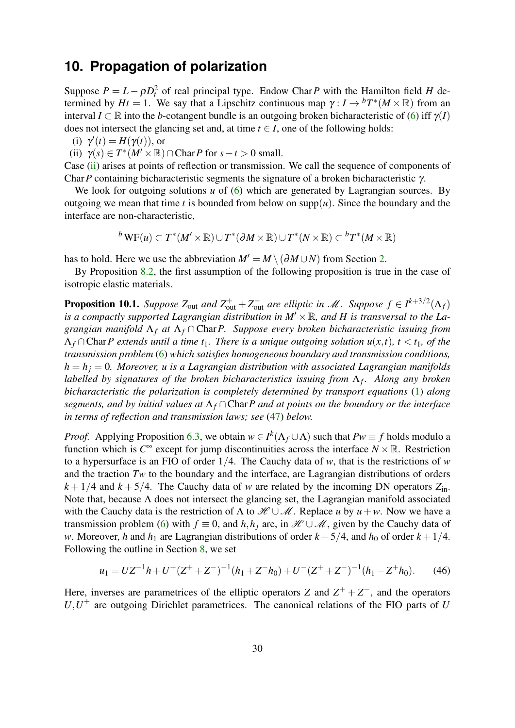## 10. Propagation of polarization

Suppose $P = L - \rho D_t^2$ of real principal type. Endow $\operatorname{Char} P$ with the Hamilton field $H$ determined by $Ht = 1$. We say that a Lipschitz continuous map $\gamma : I \to {}^bT^*(M \times \mathbb{R})$ from an interval $I \subset \mathbb{R}$ into the *b*-cotangent bundle is an outgoing broken bicharacteristic of (6) iff $\gamma(I)$ does not intersect the glancing set and, at time $t \in I$, one of the following holds:

(i) $\gamma'(t) = H(\gamma(t))$, or

(ii) $\gamma(s) \in T^*(M' \times \mathbb{R}) \cap \operatorname{Char} P$ for $s - t > 0$ small.

Case (ii) arises at points of reflection or transmission. We call the sequence of components of $\operatorname{Char} P$ containing bicharacteristic segments the signature of a broken bicharacteristic $\gamma$.

We look for outgoing solutions $u$ of (6) which are generated by Lagrangian sources. By outgoing we mean that time $t$ is bounded from below on $\operatorname{supp}(u)$. Since the boundary and the interface are non-characteristic,

$$
{}^b\mathrm{WF}(u) \subset T^*(M' \times \mathbb{R}) \cup T^*(\partial M \times \mathbb{R}) \cup T^*(N \times \mathbb{R}) \subset {}^bT^*(M \times \mathbb{R})
$$

has to hold. Here we use the abbreviation $M' = M \setminus (\partial M \cup N)$ from Section 2.

By Proposition 8.2, the first assumption of the following proposition is true in the case of isotropic elastic materials.

**Proposition 10.1.** *Suppose $Z_{\text{out}}$ and $Z^+_{\text{out}} + Z^-_{\text{out}}$ are elliptic in $\mathscr{M}$. Suppose $f \in I^{k+3/2}(\Lambda_f)$ is a compactly supported Lagrangian distribution in $M' \times \mathbb{R}$, and $H$ is transversal to the Lagrangian manifold $\Lambda_f$ at $\Lambda_f \cap \operatorname{Char} P$. Suppose every broken bicharacteristic issuing from $\Lambda_f \cap \operatorname{Char} P$ extends until a time $t_1$. There is a unique outgoing solution $u(x,t)$, $t < t_1$, of the transmission problem (6) which satisfies homogeneous boundary and transmission conditions, $h = h_j = 0$. Moreover, $u$ is a Lagrangian distribution with associated Lagrangian manifolds labelled by signatures of the broken bicharacteristics issuing from $\Lambda_f$. Along any broken bicharacteristic the polarization is completely determined by transport equations (1) along segments, and by initial values at $\Lambda_f \cap \operatorname{Char} P$ and at points on the boundary or the interface in terms of reflection and transmission laws; see (47) below.*

*Proof.* Applying Proposition 6.3, we obtain $w \in I^k(\Lambda_f \cup \Lambda)$ such that $Pw \equiv f$ holds modulo a function which is $C^\infty$ except for jump discontinuities across the interface $N \times \mathbb{R}$. Restriction to a hypersurface is an FIO of order $1/4$. The Cauchy data of $w$, that is the restrictions of $w$ and the traction $Tw$ to the boundary and the interface, are Lagrangian distributions of orders $k + 1/4$ and $k + 5/4$. The Cauchy data of $w$ are related by the incoming DN operators $Z_{\text{in}}$. Note that, because $\Lambda$ does not intersect the glancing set, the Lagrangian manifold associated with the Cauchy data is the restriction of $\Lambda$ to $\mathscr{H} \cup \mathscr{M}$. Replace $u$ by $u + w$. Now we have a transmission problem (6) with $f \equiv 0$, and $h, h_j$ are, in $\mathscr{H} \cup \mathscr{M}$, given by the Cauchy data of $w$. Moreover, $h$ and $h_1$ are Lagrangian distributions of order $k + 5/4$, and $h_0$ of order $k + 1/4$. Following the outline in Section 8, we set

$$
u_1 = UZ^{-1}h + U^+(Z^+ + Z^-)^{-1}(h_1 + Z^- h_0) + U^-(Z^+ + Z^-)^{-1}(h_1 - Z^+ h_0). \tag{46}
$$

Here, inverses are parametrices of the elliptic operators $Z$ and $Z^+ + Z^-$, and the operators $U, U^\pm$ are outgoing Dirichlet parametrices. The canonical relations of the FIO parts of $U$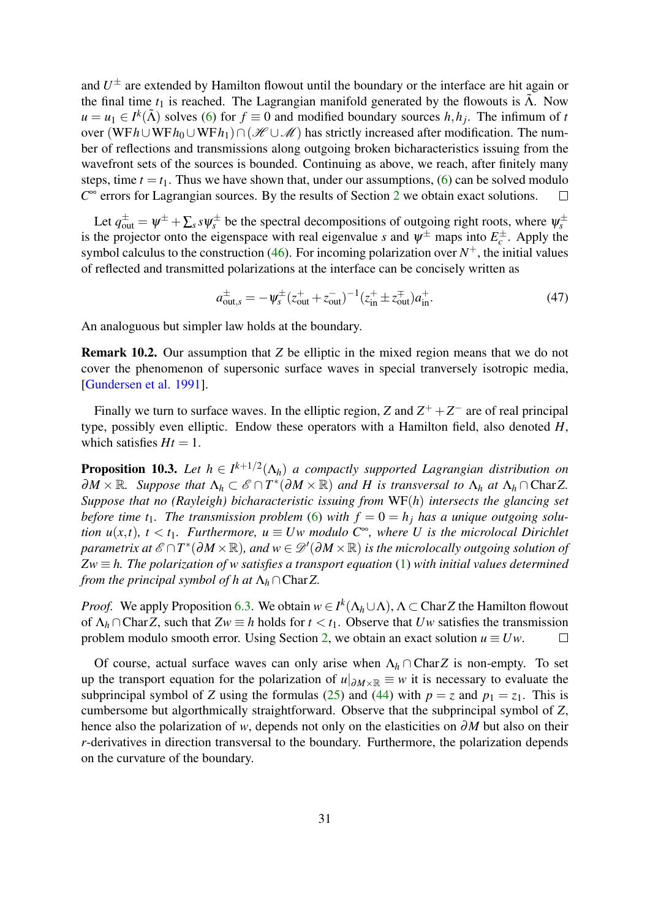and $U^{\pm}$ are extended by Hamilton flowout until the boundary or the interface are hit again or the final time $t_1$ is reached. The Lagrangian manifold generated by the flowouts is $\tilde{\Lambda}$. Now $u = u_1 \in I^k(\tilde{\Lambda})$ solves (6) for $f \equiv 0$ and modified boundary sources $h, h_j$. The infimum of $t$ over $(\mathrm{WF}\, h \cup \mathrm{WF}\, h_0 \cup \mathrm{WF}\, h_1) \cap (\mathscr{H} \cup \mathscr{M})$ has strictly increased after modification. The number of reflections and transmissions along outgoing broken bicharacteristics issuing from the wavefront sets of the sources is bounded. Continuing as above, we reach, after finitely many steps, time $t = t_1$. Thus we have shown that, under our assumptions, (6) can be solved modulo $C^\infty$ errors for Lagrangian sources. By the results of Section 2 we obtain exact solutions. □

Let $q^{\pm}_{\mathrm{out}} = \psi^{\pm} + \sum_s s\psi^{\pm}_s$ be the spectral decompositions of outgoing right roots, where $\psi^{\pm}_s$ is the projector onto the eigenspace with real eigenvalue $s$ and $\psi^{\pm}$ maps into $E^{\pm}_c$. Apply the symbol calculus to the construction (46). For incoming polarization over $N^+$, the initial values of reflected and transmitted polarizations at the interface can be concisely written as

$$a^{\pm}_{\mathrm{out},s} = -\psi^{\pm}_s (z^{+}_{\mathrm{out}} + z^{-}_{\mathrm{out}})^{-1} (z^{+}_{\mathrm{in}} \pm z^{\mp}_{\mathrm{out}}) a^{+}_{\mathrm{in}}. \tag{47}$$

An analoguous but simpler law holds at the boundary.

**Remark 10.2.** Our assumption that $Z$ be elliptic in the mixed region means that we do not cover the phenomenon of supersonic surface waves in special tranversely isotropic media, [Gundersen et al. 1991].

Finally we turn to surface waves. In the elliptic region, $Z$ and $Z^+ + Z^-$ are of real principal type, possibly even elliptic. Endow these operators with a Hamilton field, also denoted $H$, which satisfies $Ht = 1$.

**Proposition 10.3.** *Let $h \in I^{k+1/2}(\Lambda_h)$ a compactly supported Lagrangian distribution on $\partial M \times \mathbb{R}$. Suppose that $\Lambda_h \subset \mathscr{E} \cap T^*(\partial M \times \mathbb{R})$ and $H$ is transversal to $\Lambda_h$ at $\Lambda_h \cap \mathrm{Char}\, Z$. Suppose that no (Rayleigh) bicharacteristic issuing from $\mathrm{WF}(h)$ intersects the glancing set before time $t_1$. The transmission problem (6) with $f = 0 = h_j$ has a unique outgoing solution $u(x,t)$, $t < t_1$. Furthermore, $u \equiv Uw$ modulo $C^\infty$, where $U$ is the microlocal Dirichlet parametrix at $\mathscr{E} \cap T^*(\partial M \times \mathbb{R})$, and $w \in \mathscr{D}'(\partial M \times \mathbb{R})$ is the microlocally outgoing solution of $Zw \equiv h$. The polarization of $w$ satisfies a transport equation (1) with initial values determined from the principal symbol of $h$ at $\Lambda_h \cap \mathrm{Char}\, Z$.*

*Proof.* We apply Proposition 6.3. We obtain $w \in I^k(\Lambda_h \cup \Lambda)$, $\Lambda \subset \mathrm{Char}\, Z$ the Hamilton flowout of $\Lambda_h \cap \mathrm{Char}\, Z$, such that $Zw \equiv h$ holds for $t < t_1$. Observe that $Uw$ satisfies the transmission problem modulo smooth error. Using Section 2, we obtain an exact solution $u \equiv Uw$. □

Of course, actual surface waves can only arise when $\Lambda_h \cap \mathrm{Char}\, Z$ is non-empty. To set up the transport equation for the polarization of $u|_{\partial M \times \mathbb{R}} \equiv w$ it is necessary to evaluate the subprincipal symbol of $Z$ using the formulas (25) and (44) with $p = z$ and $p_1 = z_1$. This is cumbersome but algorthmically straightforward. Observe that the subprincipal symbol of $Z$, hence also the polarization of $w$, depends not only on the elasticities on $\partial M$ but also on their $r$-derivatives in direction transversal to the boundary. Furthermore, the polarization depends on the curvature of the boundary.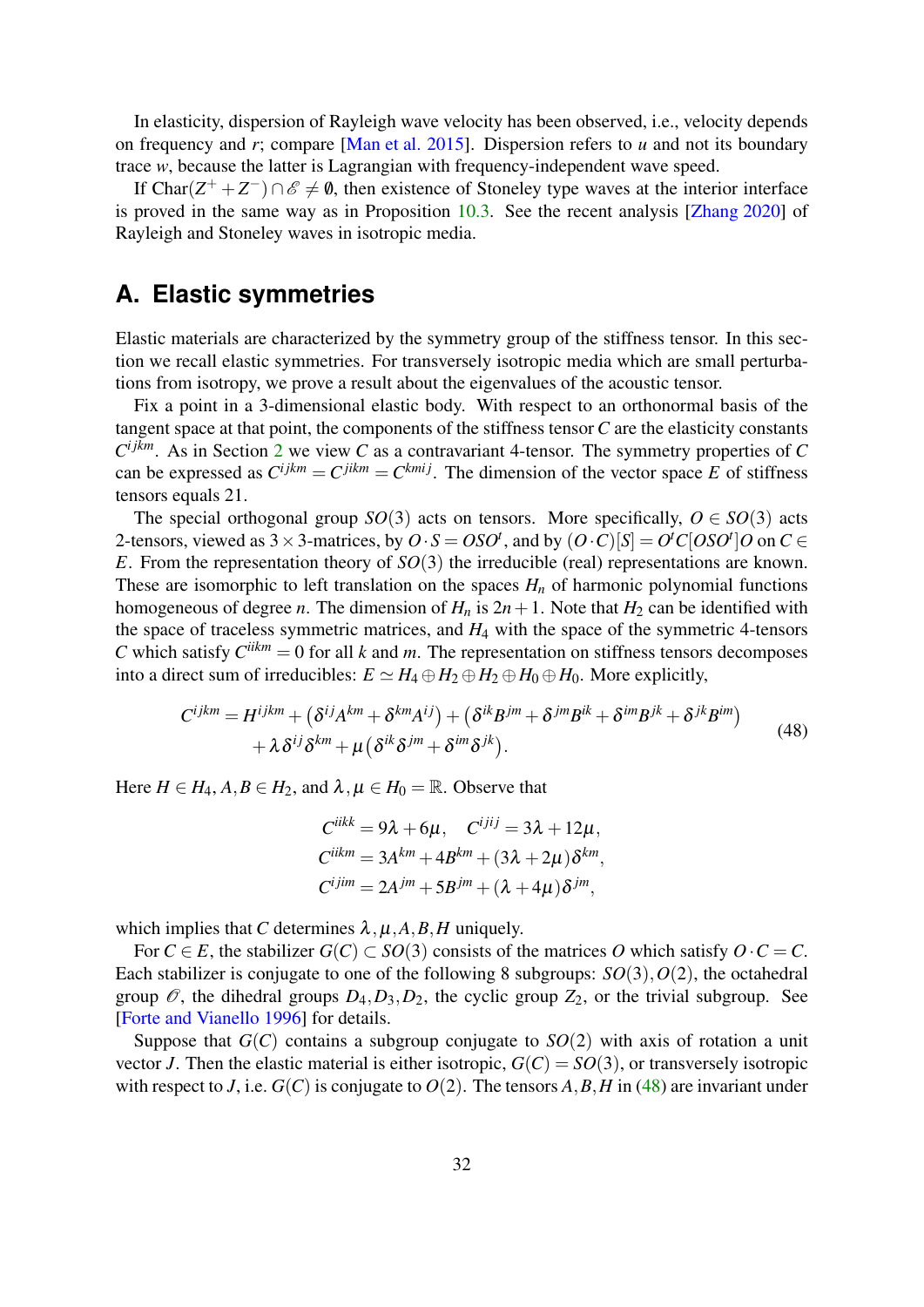In elasticity, dispersion of Rayleigh wave velocity has been observed, i.e., velocity depends on frequency and $r$; compare [Man et al. 2015]. Dispersion refers to $u$ and not its boundary trace $w$, because the latter is Lagrangian with frequency-independent wave speed.

If $\mathrm{Char}(Z^+ + Z^-) \cap \mathscr{E} \neq \emptyset$, then existence of Stoneley type waves at the interior interface is proved in the same way as in Proposition 10.3. See the recent analysis [Zhang 2020] of Rayleigh and Stoneley waves in isotropic media.

# A. Elastic symmetries

Elastic materials are characterized by the symmetry group of the stiffness tensor. In this section we recall elastic symmetries. For transversely isotropic media which are small perturbations from isotropy, we prove a result about the eigenvalues of the acoustic tensor.

Fix a point in a 3-dimensional elastic body. With respect to an orthonormal basis of the tangent space at that point, the components of the stiffness tensor $C$ are the elasticity constants $C^{ijkm}$. As in Section 2 we view $C$ as a contravariant 4-tensor. The symmetry properties of $C$ can be expressed as $C^{ijkm} = C^{jikm} = C^{kmij}$. The dimension of the vector space $E$ of stiffness tensors equals 21.

The special orthogonal group $SO(3)$ acts on tensors. More specifically, $O \in SO(3)$ acts 2-tensors, viewed as $3\times 3$-matrices, by $O \cdot S = OSO^t$, and by $(O\cdot C)[S] = O^t C[OSO^t]O$ on $C \in E$. From the representation theory of $SO(3)$ the irreducible (real) representations are known. These are isomorphic to left translation on the spaces $H_n$ of harmonic polynomial functions homogeneous of degree $n$. The dimension of $H_n$ is $2n+1$. Note that $H_2$ can be identified with the space of traceless symmetric matrices, and $H_4$ with the space of the symmetric 4-tensors $C$ which satisfy $C^{iikm} = 0$ for all $k$ and $m$. The representation on stiffness tensors decomposes into a direct sum of irreducibles: $E \simeq H_4 \oplus H_2 \oplus H_2 \oplus H_0 \oplus H_0$. More explicitly,

$$
\begin{aligned}
C^{ijkm} = H^{ijkm} &+ \left(\delta^{ij}A^{km} + \delta^{km}A^{ij}\right) + \left(\delta^{ik}B^{jm} + \delta^{jm}B^{ik} + \delta^{im}B^{jk} + \delta^{jk}B^{im}\right) \\
&+ \lambda\,\delta^{ij}\delta^{km} + \mu\left(\delta^{ik}\delta^{jm} + \delta^{im}\delta^{jk}\right).
\end{aligned} \tag{48}
$$

Here $H \in H_4$, $A, B \in H_2$, and $\lambda, \mu \in H_0 = \mathbb{R}$. Observe that

$$
\begin{aligned}
C^{iikk} &= 9\lambda + 6\mu, \quad C^{ijij} = 3\lambda + 12\mu, \\
C^{iikm} &= 3A^{km} + 4B^{km} + (3\lambda + 2\mu)\delta^{km}, \\
C^{ijim} &= 2A^{jm} + 5B^{jm} + (\lambda + 4\mu)\delta^{jm},
\end{aligned}
$$

which implies that $C$ determines $\lambda, \mu, A, B, H$ uniquely.

For $C \in E$, the stabilizer $G(C) \subset SO(3)$ consists of the matrices $O$ which satisfy $O \cdot C = C$. Each stabilizer is conjugate to one of the following 8 subgroups: $SO(3), O(2)$, the octahedral group $\mathscr{O}$, the dihedral groups $D_4, D_3, D_2$, the cyclic group $Z_2$, or the trivial subgroup. See [Forte and Vianello 1996] for details.

Suppose that $G(C)$ contains a subgroup conjugate to $SO(2)$ with axis of rotation a unit vector $J$. Then the elastic material is either isotropic, $G(C) = SO(3)$, or transversely isotropic with respect to $J$, i.e. $G(C)$ is conjugate to $O(2)$. The tensors $A, B, H$ in (48) are invariant under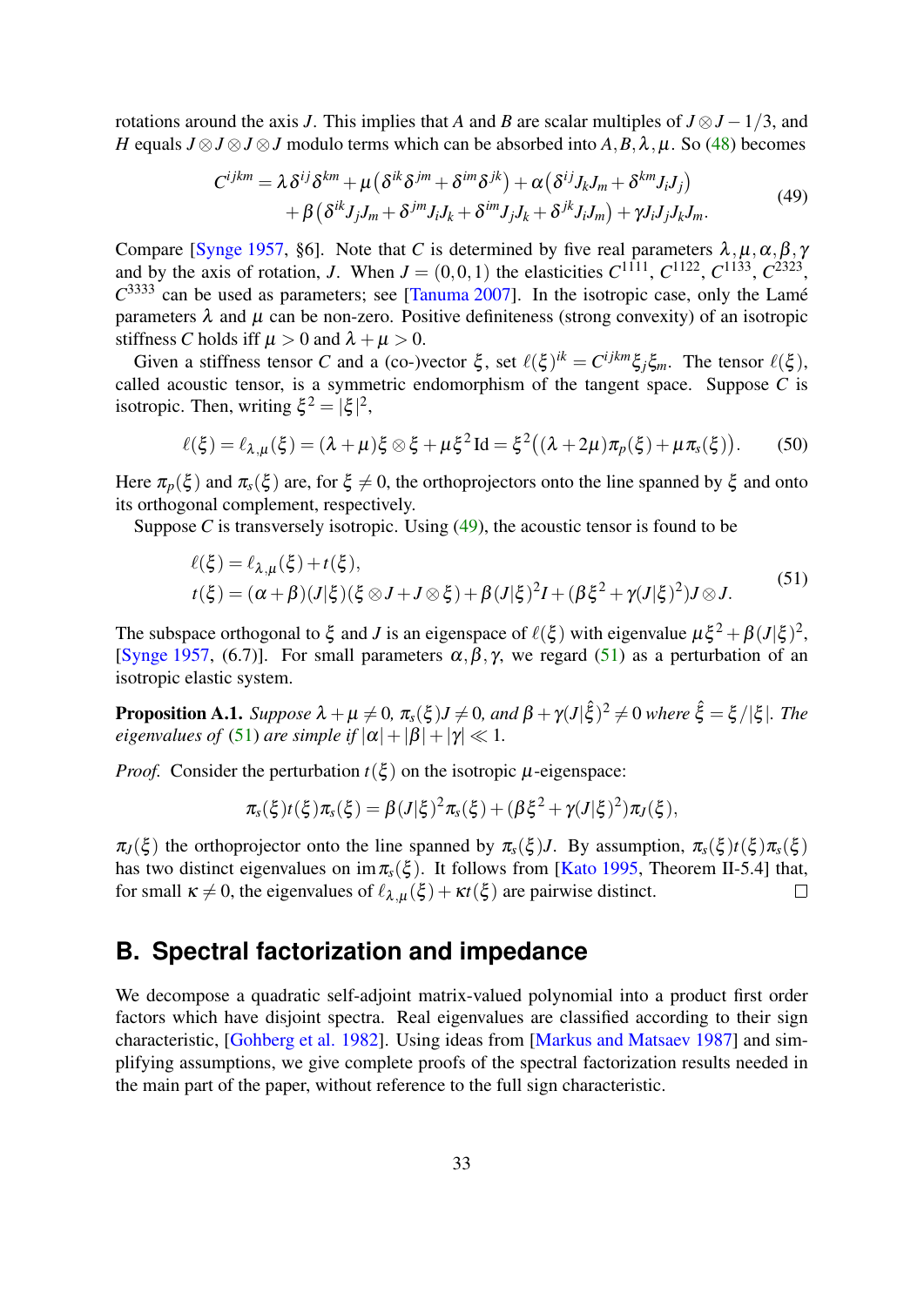rotations around the axis $J$. This implies that $A$ and $B$ are scalar multiples of $J \otimes J - 1/3$, and $H$ equals $J \otimes J \otimes J \otimes J$ modulo terms which can be absorbed into $A, B, \lambda, \mu$. So (48) becomes

$$C^{ijkm} = \lambda \delta^{ij} \delta^{km} + \mu\big(\delta^{ik}\delta^{jm} + \delta^{im}\delta^{jk}\big) + \alpha\big(\delta^{ij} J_k J_m + \delta^{km} J_i J_j\big) \\ + \beta\big(\delta^{ik} J_j J_m + \delta^{jm} J_i J_k + \delta^{im} J_j J_k + \delta^{jk} J_i J_m\big) + \gamma J_i J_j J_k J_m. \tag{49}$$

Compare [Synge 1957, §6]. Note that $C$ is determined by five real parameters $\lambda, \mu, \alpha, \beta, \gamma$ and by the axis of rotation, $J$. When $J = (0,0,1)$ the elasticities $C^{1111}$, $C^{1122}$, $C^{1133}$, $C^{2323}$, $C^{3333}$ can be used as parameters; see [Tanuma 2007]. In the isotropic case, only the Lamé parameters $\lambda$ and $\mu$ can be non-zero. Positive definiteness (strong convexity) of an isotropic stiffness $C$ holds iff $\mu > 0$ and $\lambda + \mu > 0$.

Given a stiffness tensor $C$ and a (co-)vector $\xi$, set $\ell(\xi)^{ik} = C^{ijkm}\xi_j\xi_m$. The tensor $\ell(\xi)$, called acoustic tensor, is a symmetric endomorphism of the tangent space. Suppose $C$ is isotropic. Then, writing $\xi^2 = |\xi|^2$,

$$\ell(\xi) = \ell_{\lambda,\mu}(\xi) = (\lambda + \mu)\xi \otimes \xi + \mu \xi^2 \,\mathrm{Id} = \xi^2\big((\lambda + 2\mu)\pi_p(\xi) + \mu \pi_s(\xi)\big). \tag{50}$$

Here $\pi_p(\xi)$ and $\pi_s(\xi)$ are, for $\xi \neq 0$, the orthoprojectors onto the line spanned by $\xi$ and onto its orthogonal complement, respectively.

Suppose $C$ is transversely isotropic. Using (49), the acoustic tensor is found to be

$$\begin{aligned} \ell(\xi) &= \ell_{\lambda,\mu}(\xi) + t(\xi), \\ t(\xi) &= (\alpha + \beta)(J|\xi)(\xi \otimes J + J \otimes \xi) + \beta (J|\xi)^2 I + (\beta \xi^2 + \gamma (J|\xi)^2) J \otimes J. \end{aligned} \tag{51}$$

The subspace orthogonal to $\xi$ and $J$ is an eigenspace of $\ell(\xi)$ with eigenvalue $\mu\xi^2 + \beta(J|\xi)^2$, [Synge 1957, (6.7)]. For small parameters $\alpha, \beta, \gamma$, we regard (51) as a perturbation of an isotropic elastic system.

**Proposition A.1.** *Suppose $\lambda + \mu \neq 0$, $\pi_s(\xi) J \neq 0$, and $\beta + \gamma(J|\hat{\xi})^2 \neq 0$ where $\hat{\xi} = \xi/|\xi|$. The eigenvalues of (51) are simple if $|\alpha| + |\beta| + |\gamma| \ll 1$.*

*Proof.* Consider the perturbation $t(\xi)$ on the isotropic $\mu$-eigenspace:

$$\pi_s(\xi) t(\xi) \pi_s(\xi) = \beta (J|\xi)^2 \pi_s(\xi) + (\beta \xi^2 + \gamma (J|\xi)^2) \pi_J(\xi),$$

$\pi_J(\xi)$ the orthoprojector onto the line spanned by $\pi_s(\xi)J$. By assumption, $\pi_s(\xi)t(\xi)\pi_s(\xi)$ has two distinct eigenvalues on $\operatorname{im} \pi_s(\xi)$. It follows from [Kato 1995, Theorem II-5.4] that, for small $\kappa \neq 0$, the eigenvalues of $\ell_{\lambda,\mu}(\xi) + \kappa t(\xi)$ are pairwise distinct. ◻

## B. Spectral factorization and impedance

We decompose a quadratic self-adjoint matrix-valued polynomial into a product first order factors which have disjoint spectra. Real eigenvalues are classified according to their sign characteristic, [Gohberg et al. 1982]. Using ideas from [Markus and Matsaev 1987] and simplifying assumptions, we give complete proofs of the spectral factorization results needed in the main part of the paper, without reference to the full sign characteristic.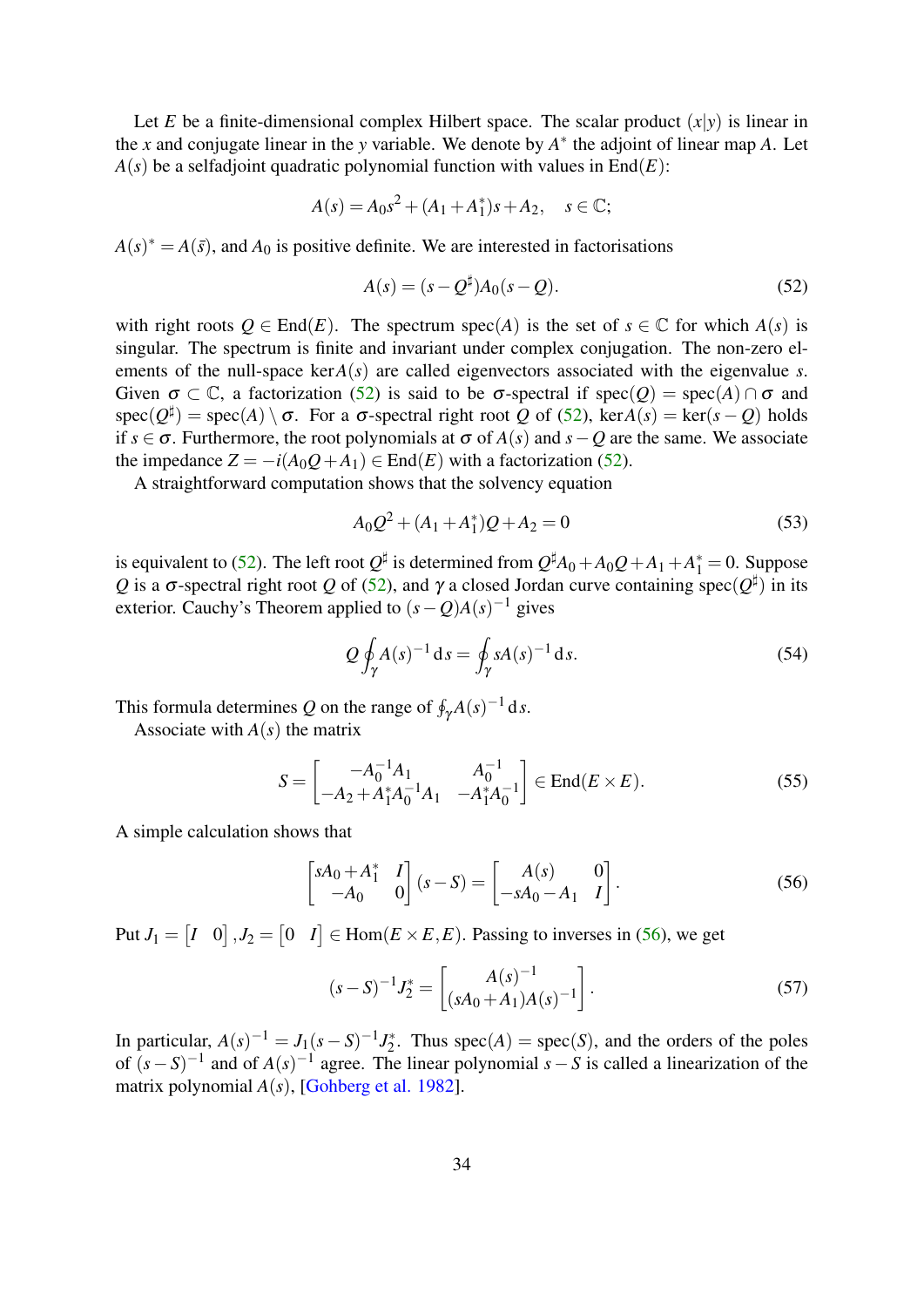Let $E$ be a finite-dimensional complex Hilbert space. The scalar product $(x|y)$ is linear in the $x$ and conjugate linear in the $y$ variable. We denote by $A^*$ the adjoint of linear map $A$. Let $A(s)$ be a selfadjoint quadratic polynomial function with values in $\mathrm{End}(E)$:

$$A(s) = A_0 s^2 + (A_1 + A_1^*)s + A_2, \quad s \in \mathbb{C};$$

$A(s)^* = A(\bar{s})$, and $A_0$ is positive definite. We are interested in factorisations

$$A(s) = (s - Q^\sharp)A_0(s - Q). \tag{52}$$

with right roots $Q \in \mathrm{End}(E)$. The spectrum $\mathrm{spec}(A)$ is the set of $s \in \mathbb{C}$ for which $A(s)$ is singular. The spectrum is finite and invariant under complex conjugation. The non-zero elements of the null-space $\ker A(s)$ are called eigenvectors associated with the eigenvalue $s$. Given $\sigma \subset \mathbb{C}$, a factorization (52) is said to be $\sigma$-spectral if $\mathrm{spec}(Q) = \mathrm{spec}(A) \cap \sigma$ and $\mathrm{spec}(Q^\sharp) = \mathrm{spec}(A) \setminus \sigma$. For a $\sigma$-spectral right root $Q$ of (52), $\ker A(s) = \ker(s - Q)$ holds if $s \in \sigma$. Furthermore, the root polynomials at $\sigma$ of $A(s)$ and $s - Q$ are the same. We associate the impedance $Z = -i(A_0 Q + A_1) \in \mathrm{End}(E)$ with a factorization (52).

A straightforward computation shows that the solvency equation

$$A_0 Q^2 + (A_1 + A_1^*)Q + A_2 = 0 \tag{53}$$

is equivalent to (52). The left root $Q^\sharp$ is determined from $Q^\sharp A_0 + A_0 Q + A_1 + A_1^* = 0$. Suppose $Q$ is a $\sigma$-spectral right root $Q$ of (52), and $\gamma$ a closed Jordan curve containing $\mathrm{spec}(Q^\sharp)$ in its exterior. Cauchy's Theorem applied to $(s - Q)A(s)^{-1}$ gives

$$Q \oint_\gamma A(s)^{-1}\,\mathrm{d}s = \oint_\gamma sA(s)^{-1}\,\mathrm{d}s. \tag{54}$$

This formula determines $Q$ on the range of $\oint_\gamma A(s)^{-1}\,\mathrm{d}s$.

Associate with $A(s)$ the matrix

$$S = \begin{bmatrix} -A_0^{-1}A_1 & A_0^{-1} \\ -A_2 + A_1^* A_0^{-1} A_1 & -A_1^* A_0^{-1} \end{bmatrix} \in \mathrm{End}(E \times E). \tag{55}$$

A simple calculation shows that

$$\begin{bmatrix} sA_0 + A_1^* & I \\ -A_0 & 0 \end{bmatrix} (s - S) = \begin{bmatrix} A(s) & 0 \\ -sA_0 - A_1 & I \end{bmatrix}. \tag{56}$$

Put $J_1 = \begin{bmatrix} I & 0 \end{bmatrix}, J_2 = \begin{bmatrix} 0 & I \end{bmatrix} \in \mathrm{Hom}(E \times E, E)$. Passing to inverses in (56), we get

$$(s - S)^{-1} J_2^* = \begin{bmatrix} A(s)^{-1} \\ (sA_0 + A_1)A(s)^{-1} \end{bmatrix}. \tag{57}$$

In particular, $A(s)^{-1} = J_1(s - S)^{-1}J_2^*$. Thus $\mathrm{spec}(A) = \mathrm{spec}(S)$, and the orders of the poles of $(s - S)^{-1}$ and of $A(s)^{-1}$ agree. The linear polynomial $s - S$ is called a linearization of the matrix polynomial $A(s)$, [Gohberg et al. 1982].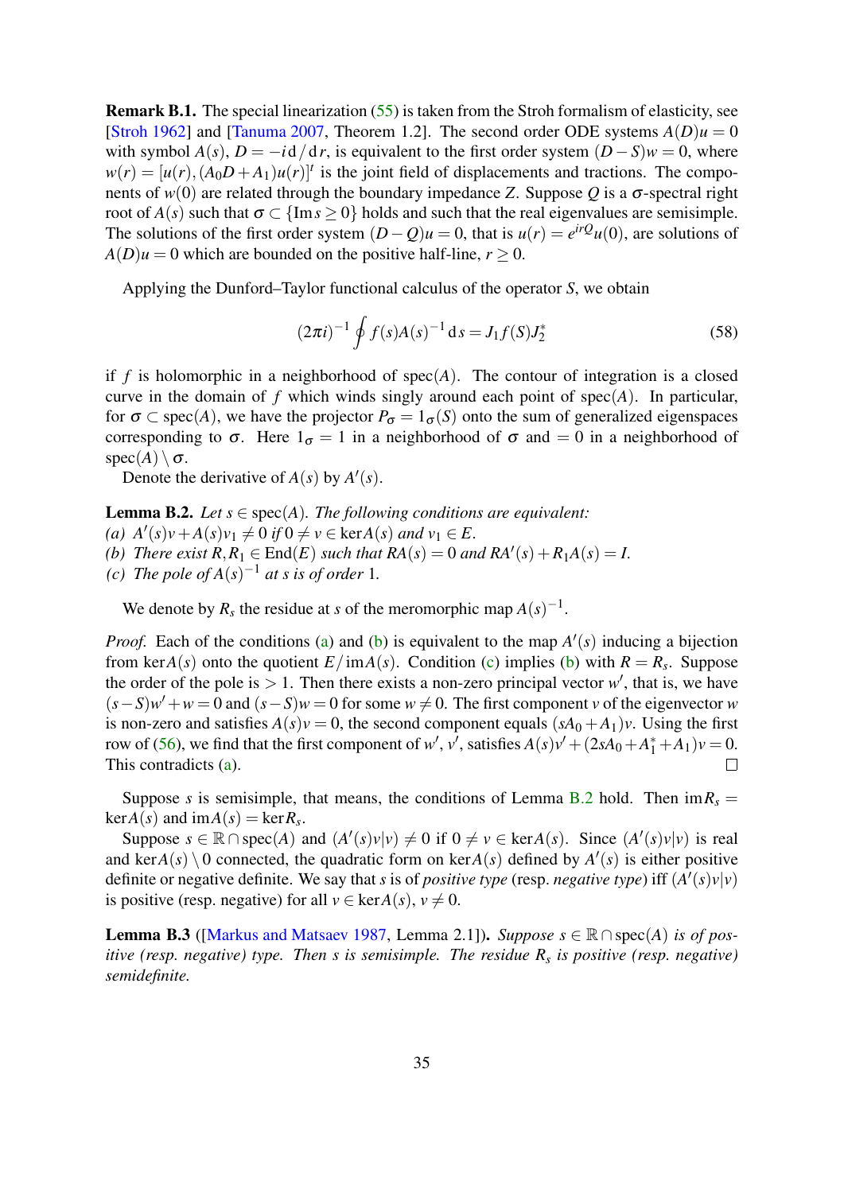**Remark B.1.** The special linearization (55) is taken from the Stroh formalism of elasticity, see [Stroh 1962] and [Tanuma 2007, Theorem 1.2]. The second order ODE systems $A(D)u = 0$ with symbol $A(s)$, $D = -i\,\mathrm{d}/\mathrm{d}r$, is equivalent to the first order system $(D-S)w = 0$, where $w(r) = [u(r), (A_0D + A_1)u(r)]^t$ is the joint field of displacements and tractions. The components of $w(0)$ are related through the boundary impedance $Z$. Suppose $Q$ is a $\sigma$-spectral right root of $A(s)$ such that $\sigma \subset \{\operatorname{Im} s \geq 0\}$ holds and such that the real eigenvalues are semisimple. The solutions of the first order system $(D-Q)u = 0$, that is $u(r) = e^{irQ}u(0)$, are solutions of $A(D)u = 0$ which are bounded on the positive half-line, $r \geq 0$.

Applying the Dunford–Taylor functional calculus of the operator $S$, we obtain

$$(2\pi i)^{-1} \oint f(s) A(s)^{-1} \,\mathrm{d}\,s = J_1 f(S) J_2^* \tag{58}$$

if $f$ is holomorphic in a neighborhood of $\operatorname{spec}(A)$. The contour of integration is a closed curve in the domain of $f$ which winds singly around each point of $\operatorname{spec}(A)$. In particular, for $\sigma \subset \operatorname{spec}(A)$, we have the projector $P_\sigma = 1_\sigma(S)$ onto the sum of generalized eigenspaces corresponding to $\sigma$. Here $1_\sigma = 1$ in a neighborhood of $\sigma$ and $= 0$ in a neighborhood of $\operatorname{spec}(A) \setminus \sigma$.

Denote the derivative of $A(s)$ by $A'(s)$.

**Lemma B.2.** *Let $s \in \operatorname{spec}(A)$. The following conditions are equivalent:*
*(a) $A'(s)v + A(s)v_1 \neq 0$ if $0 \neq v \in \ker A(s)$ and $v_1 \in E$.*
*(b) There exist $R, R_1 \in \operatorname{End}(E)$ such that $RA(s) = 0$ and $RA'(s) + R_1A(s) = I$.*
*(c) The pole of $A(s)^{-1}$ at $s$ is of order 1.*

We denote by $R_s$ the residue at $s$ of the meromorphic map $A(s)^{-1}$.

*Proof.* Each of the conditions (a) and (b) is equivalent to the map $A'(s)$ inducing a bijection from $\ker A(s)$ onto the quotient $E/\operatorname{im} A(s)$. Condition (c) implies (b) with $R = R_s$. Suppose the order of the pole is $> 1$. Then there exists a non-zero principal vector $w'$, that is, we have $(s-S)w' + w = 0$ and $(s-S)w = 0$ for some $w \neq 0$. The first component $v$ of the eigenvector $w$ is non-zero and satisfies $A(s)v = 0$, the second component equals $(sA_0 + A_1)v$. Using the first row of (56), we find that the first component of $w'$, $v'$, satisfies $A(s)v' + (2sA_0 + A_1^* + A_1)v = 0$. This contradicts (a). ∎

Suppose $s$ is semisimple, that means, the conditions of Lemma B.2 hold. Then $\operatorname{im} R_s = \ker A(s)$ and $\operatorname{im} A(s) = \ker R_s$.

Suppose $s \in \mathbb{R} \cap \operatorname{spec}(A)$ and $(A'(s)v|v) \neq 0$ if $0 \neq v \in \ker A(s)$. Since $(A'(s)v|v)$ is real and $\ker A(s) \setminus 0$ connected, the quadratic form on $\ker A(s)$ defined by $A'(s)$ is either positive definite or negative definite. We say that $s$ is of *positive type* (resp. *negative type*) iff $(A'(s)v|v)$ is positive (resp. negative) for all $v \in \ker A(s)$, $v \neq 0$.

**Lemma B.3** ([Markus and Matsaev 1987, Lemma 2.1])**.** *Suppose $s \in \mathbb{R} \cap \operatorname{spec}(A)$ is of positive (resp. negative) type. Then $s$ is semisimple. The residue $R_s$ is positive (resp. negative) semidefinite.*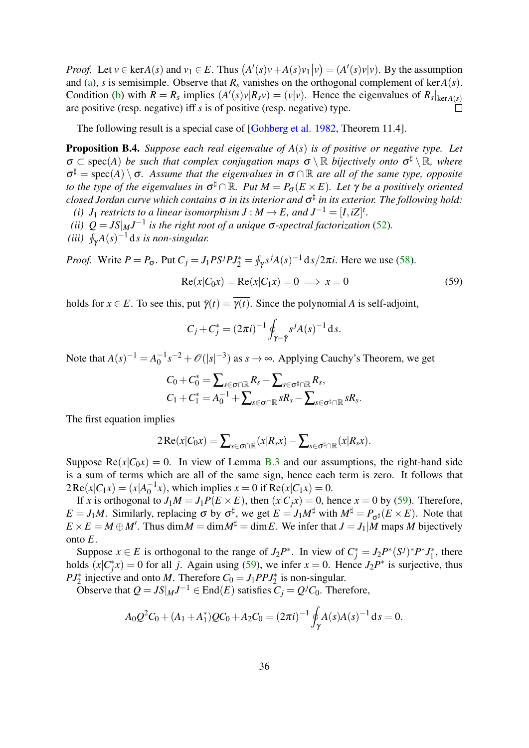*Proof.* Let $v \in \ker A(s)$ and $v_1 \in E$. Thus $\big(A'(s)v + A(s)v_1\big|v\big) = (A'(s)v|v)$. By the assumption and (a), $s$ is semisimple. Observe that $R_s$ vanishes on the orthogonal complement of $\ker A(s)$. Condition (b) with $R = R_s$ implies $(A'(s)v|R_s v) = (v|v)$. Hence the eigenvalues of $R_s|_{\ker A(s)}$ are positive (resp. negative) iff $s$ is of positive (resp. negative) type. ◻

The following result is a special case of [Gohberg et al. 1982, Theorem 11.4].

**Proposition B.4.** *Suppose each real eigenvalue of $A(s)$ is of positive or negative type. Let $\sigma \subset \operatorname{spec}(A)$ be such that complex conjugation maps $\sigma \setminus \mathbb{R}$ bijectively onto $\sigma^\sharp \setminus \mathbb{R}$, where $\sigma^\sharp = \operatorname{spec}(A) \setminus \sigma$. Assume that the eigenvalues in $\sigma \cap \mathbb{R}$ are all of the same type, opposite to the type of the eigenvalues in $\sigma^\sharp \cap \mathbb{R}$. Put $M = P_\sigma(E \times E)$. Let $\gamma$ be a positively oriented closed Jordan curve which contains $\sigma$ in its interior and $\sigma^\sharp$ in its exterior. The following hold:*

*(i) $J_1$ restricts to a linear isomorphism $J : M \to E$, and $J^{-1} = [I, iZ]^t$.*

*(ii) $Q = JS|_M J^{-1}$ is the right root of a unique $\sigma$-spectral factorization (52).*

*(iii) $\oint_\gamma A(s)^{-1}\,\mathrm{d}s$ is non-singular.*

*Proof.* Write $P = P_\sigma$. Put $C_j = J_1 P S^j P J_2^* = \oint_\gamma s^j A(s)^{-1}\,\mathrm{d}s/2\pi i$. Here we use (58).

$$\operatorname{Re}(x|C_0 x) = \operatorname{Re}(x|C_1 x) = 0 \implies x = 0 \tag{59}$$

holds for $x \in E$. To see this, put $\bar\gamma(t) = \overline{\gamma(t)}$. Since the polynomial $A$ is self-adjoint,

$$C_j + C_j^* = (2\pi i)^{-1} \oint_{\gamma - \bar\gamma} s^j A(s)^{-1}\,\mathrm{d}s.$$

Note that $A(s)^{-1} = A_0^{-1} s^{-2} + \mathscr{O}(|s|^{-3})$ as $s \to \infty$. Applying Cauchy's Theorem, we get

$$C_0 + C_0^* = \textstyle\sum_{s \in \sigma \cap \mathbb{R}} R_s - \sum_{s \in \sigma^\sharp \cap \mathbb{R}} R_s,$$
$$C_1 + C_1^* = A_0^{-1} + \textstyle\sum_{s \in \sigma \cap \mathbb{R}} s R_s - \sum_{s \in \sigma^\sharp \cap \mathbb{R}} s R_s.$$

The first equation implies

$$2\operatorname{Re}(x|C_0 x) = \textstyle\sum_{s \in \sigma \cap \mathbb{R}} (x|R_s x) - \sum_{s \in \sigma^\sharp \cap \mathbb{R}} (x|R_s x).$$

Suppose $\operatorname{Re}(x|C_0 x) = 0$. In view of Lemma B.3 and our assumptions, the right-hand side is a sum of terms which are all of the same sign, hence each term is zero. It follows that $2\operatorname{Re}(x|C_1 x) = (x|A_0^{-1} x)$, which implies $x = 0$ if $\operatorname{Re}(x|C_1 x) = 0$.

If $x$ is orthogonal to $J_1 M = J_1 P(E \times E)$, then $(x|C_j x) = 0$, hence $x = 0$ by (59). Therefore, $E = J_1 M$. Similarly, replacing $\sigma$ by $\sigma^\sharp$, we get $E = J_1 M^\sharp$ with $M^\sharp = P_{\sigma^\sharp}(E \times E)$. Note that $E \times E = M \oplus M'$. Thus $\dim M = \dim M^\sharp = \dim E$. We infer that $J = J_1|M$ maps $M$ bijectively onto $E$.

Suppose $x \in E$ is orthogonal to the range of $J_2 P^*$. In view of $C_j^* = J_2 P^* (S^j)^* P^* J_1^*$, there holds $(x|C_j^* x) = 0$ for all $j$. Again using (59), we infer $x = 0$. Hence $J_2 P^*$ is surjective, thus $P J_2^*$ injective and onto $M$. Therefore $C_0 = J_1 P P J_2^*$ is non-singular.

Observe that $Q = JS|_M J^{-1} \in \operatorname{End}(E)$ satisfies $C_j = Q^j C_0$. Therefore,

$$A_0 Q^2 C_0 + (A_1 + A_1^*) Q C_0 + A_2 C_0 = (2\pi i)^{-1} \oint_\gamma A(s) A(s)^{-1}\,\mathrm{d}s = 0.$$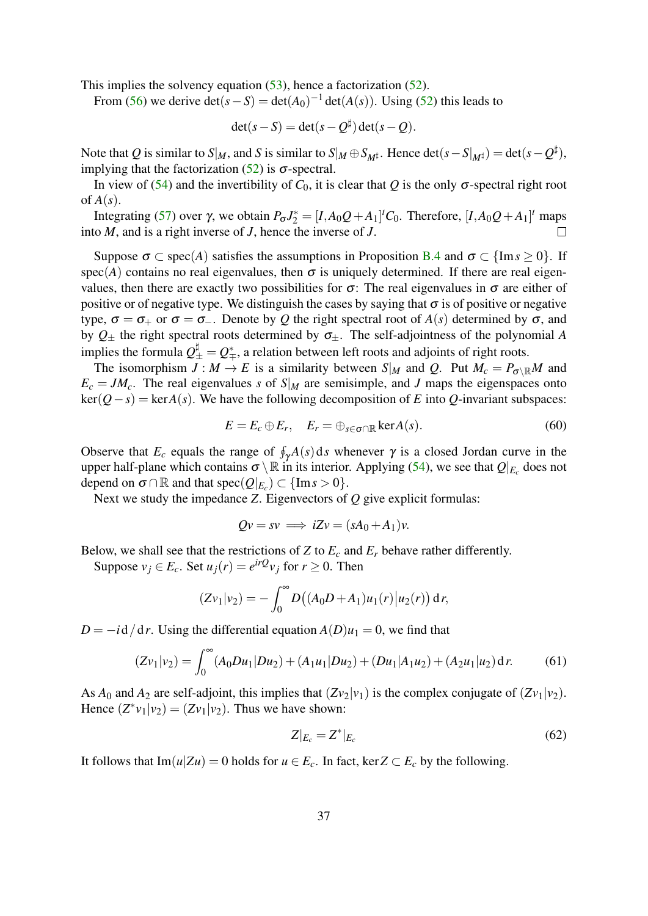This implies the solvency equation (53), hence a factorization (52).

From (56) we derive $\det(s-S) = \det(A_0)^{-1}\det(A(s))$. Using (52) this leads to

$$\det(s-S) = \det(s-Q^\sharp)\det(s-Q).$$

Note that $Q$ is similar to $S|_M$, and $S$ is similar to $S|_M \oplus S_{M^\sharp}$. Hence $\det(s-S|_{M^\sharp}) = \det(s-Q^\sharp)$, implying that the factorization (52) is $\sigma$-spectral.

In view of (54) and the invertibility of $C_0$, it is clear that $Q$ is the only $\sigma$-spectral right root of $A(s)$.

Integrating (57) over $\gamma$, we obtain $P_\sigma J_2^* = [I, A_0Q + A_1]^t C_0$. Therefore, $[I, A_0Q + A_1]^t$ maps into $M$, and is a right inverse of $J$, hence the inverse of $J$. $\square$

Suppose $\sigma \subset \operatorname{spec}(A)$ satisfies the assumptions in Proposition B.4 and $\sigma \subset \{\operatorname{Im} s \geq 0\}$. If $\operatorname{spec}(A)$ contains no real eigenvalues, then $\sigma$ is uniquely determined. If there are real eigenvalues, then there are exactly two possibilities for $\sigma$: The real eigenvalues in $\sigma$ are either of positive or of negative type. We distinguish the cases by saying that $\sigma$ is of positive or negative type, $\sigma = \sigma_+$ or $\sigma = \sigma_-$. Denote by $Q$ the right spectral root of $A(s)$ determined by $\sigma$, and by $Q_\pm$ the right spectral roots determined by $\sigma_\pm$. The self-adjointness of the polynomial $A$ implies the formula $Q_\pm^\sharp = Q_\mp^*$, a relation between left roots and adjoints of right roots.

The isomorphism $J : M \to E$ is a similarity between $S|_M$ and $Q$. Put $M_c = P_{\sigma\setminus\mathbb{R}}M$ and $E_c = JM_c$. The real eigenvalues $s$ of $S|_M$ are semisimple, and $J$ maps the eigenspaces onto $\ker(Q-s) = \ker A(s)$. We have the following decomposition of $E$ into $Q$-invariant subspaces:

$$E = E_c \oplus E_r, \quad E_r = \oplus_{s\in\sigma\cap\mathbb{R}} \ker A(s). \tag{60}$$

Observe that $E_c$ equals the range of $\oint_\gamma A(s)\,\mathrm{d}s$ whenever $\gamma$ is a closed Jordan curve in the upper half-plane which contains $\sigma \setminus \mathbb{R}$ in its interior. Applying (54), we see that $Q|_{E_c}$ does not depend on $\sigma \cap \mathbb{R}$ and that $\operatorname{spec}(Q|_{E_c}) \subset \{\operatorname{Im} s > 0\}$.

Next we study the impedance $Z$. Eigenvectors of $Q$ give explicit formulas:

$$Qv = sv \implies iZv = (sA_0 + A_1)v.$$

Below, we shall see that the restrictions of $Z$ to $E_c$ and $E_r$ behave rather differently.

Suppose $v_j \in E_c$. Set $u_j(r) = e^{irQ}v_j$ for $r \geq 0$. Then

$$(Zv_1|v_2) = -\int_0^\infty D\big((A_0D + A_1)u_1(r)\big|u_2(r)\big)\,\mathrm{d}r,$$

$D = -i\,\mathrm{d}/\mathrm{d}r$. Using the differential equation $A(D)u_1 = 0$, we find that

$$(Zv_1|v_2) = \int_0^\infty (A_0Du_1|Du_2) + (A_1u_1|Du_2) + (Du_1|A_1u_2) + (A_2u_1|u_2)\,\mathrm{d}r. \tag{61}$$

As $A_0$ and $A_2$ are self-adjoint, this implies that $(Zv_2|v_1)$ is the complex conjugate of $(Zv_1|v_2)$. Hence $(Z^*v_1|v_2) = (Zv_1|v_2)$. Thus we have shown:

$$Z|_{E_c} = Z^*|_{E_c} \tag{62}$$

It follows that $\operatorname{Im}(u|Zu) = 0$ holds for $u \in E_c$. In fact, $\ker Z \subset E_c$ by the following.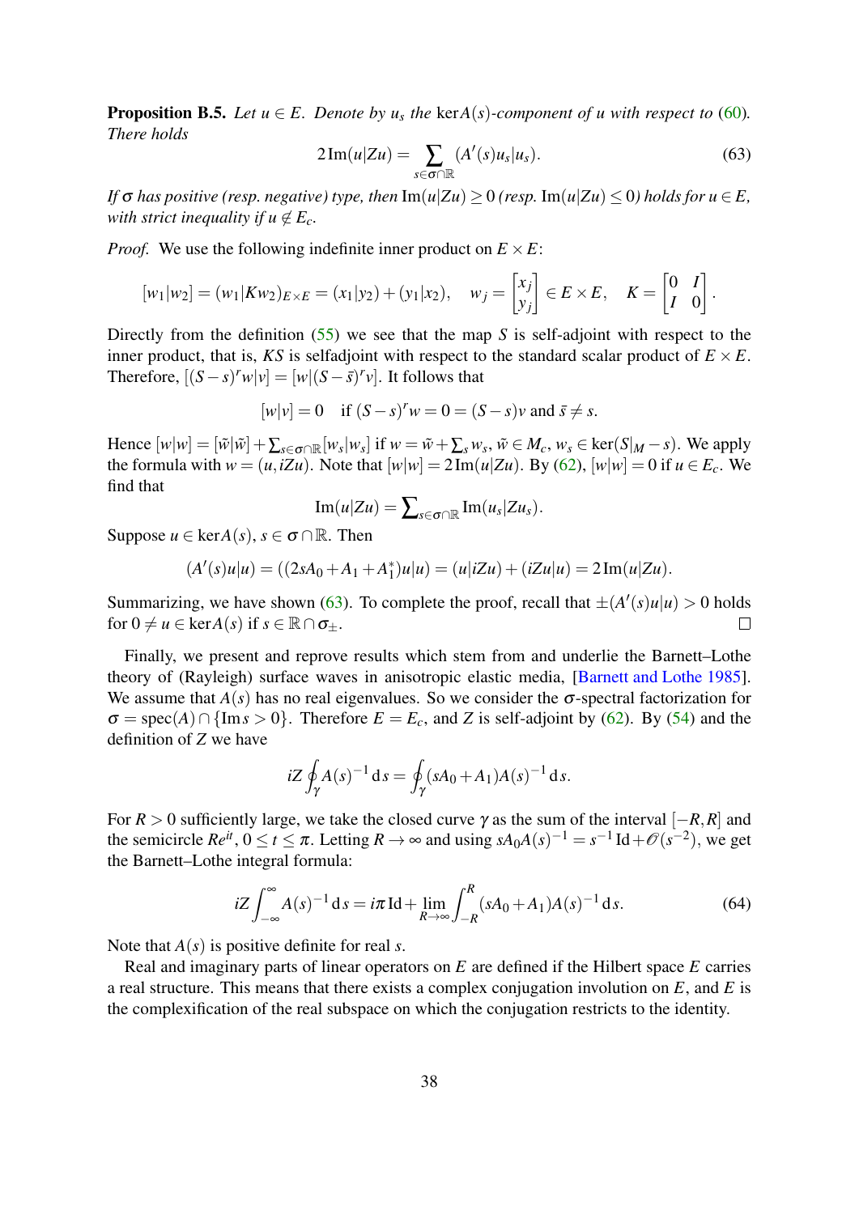**Proposition B.5.** *Let $u \in E$. Denote by $u_s$ the* $\ker A(s)$*-component of $u$ with respect to* (60)*. There holds*

$$2\operatorname{Im}(u|Zu) = \sum_{s\in\sigma\cap\mathbb{R}} (A'(s)u_s|u_s). \tag{63}$$

*If $\sigma$ has positive (resp. negative) type, then* $\operatorname{Im}(u|Zu) \geq 0$ *(resp.* $\operatorname{Im}(u|Zu) \leq 0$*) holds for $u \in E$, with strict inequality if $u \notin E_c$.*

*Proof.* We use the following indefinite inner product on $E \times E$:

$$[w_1|w_2] = (w_1|Kw_2)_{E\times E} = (x_1|y_2) + (y_1|x_2), \quad w_j = \begin{bmatrix} x_j \\ y_j \end{bmatrix} \in E \times E, \quad K = \begin{bmatrix} 0 & I \\ I & 0 \end{bmatrix}.$$

Directly from the definition (55) we see that the map $S$ is self-adjoint with respect to the inner product, that is, $KS$ is selfadjoint with respect to the standard scalar product of $E \times E$. Therefore, $[(S-s)^r w|v] = [w|(S-\bar{s})^r v]$. It follows that

$$[w|v] = 0 \quad \text{if } (S-s)^r w = 0 = (S-s)v \text{ and } \bar{s} \neq s.$$

Hence $[w|w] = [\tilde{w}|\tilde{w}] + \sum_{s\in\sigma\cap\mathbb{R}} [w_s|w_s]$ if $w = \tilde{w} + \sum_s w_s$, $\tilde{w} \in M_c$, $w_s \in \ker(S|_M - s)$. We apply the formula with $w = (u, iZu)$. Note that $[w|w] = 2\operatorname{Im}(u|Zu)$. By (62), $[w|w] = 0$ if $u \in E_c$. We find that

$$\operatorname{Im}(u|Zu) = \sum\nolimits_{s\in\sigma\cap\mathbb{R}} \operatorname{Im}(u_s|Zu_s).$$

Suppose $u \in \ker A(s)$, $s \in \sigma \cap \mathbb{R}$. Then

$$(A'(s)u|u) = ((2sA_0 + A_1 + A_1^*)u|u) = (u|iZu) + (iZu|u) = 2\operatorname{Im}(u|Zu).$$

Summarizing, we have shown (63). To complete the proof, recall that $\pm(A'(s)u|u) > 0$ holds for $0 \neq u \in \ker A(s)$ if $s \in \mathbb{R} \cap \sigma_\pm$. □

Finally, we present and reprove results which stem from and underlie the Barnett–Lothe theory of (Rayleigh) surface waves in anisotropic elastic media, [Barnett and Lothe 1985]. We assume that $A(s)$ has no real eigenvalues. So we consider the $\sigma$-spectral factorization for $\sigma = \operatorname{spec}(A) \cap \{\operatorname{Im} s > 0\}$. Therefore $E = E_c$, and $Z$ is self-adjoint by (62). By (54) and the definition of $Z$ we have

$$iZ \oint_\gamma A(s)^{-1}\,\mathrm{d}s = \oint_\gamma (sA_0 + A_1)A(s)^{-1}\,\mathrm{d}s.$$

For $R > 0$ sufficiently large, we take the closed curve $\gamma$ as the sum of the interval $[-R, R]$ and the semicircle $Re^{it}$, $0 \leq t \leq \pi$. Letting $R \to \infty$ and using $sA_0A(s)^{-1} = s^{-1}\operatorname{Id} + \mathcal{O}(s^{-2})$, we get the Barnett–Lothe integral formula:

$$iZ \int_{-\infty}^{\infty} A(s)^{-1}\,\mathrm{d}s = i\pi\operatorname{Id} + \lim_{R\to\infty} \int_{-R}^{R} (sA_0 + A_1)A(s)^{-1}\,\mathrm{d}s. \tag{64}$$

Note that $A(s)$ is positive definite for real $s$.

Real and imaginary parts of linear operators on $E$ are defined if the Hilbert space $E$ carries a real structure. This means that there exists a complex conjugation involution on $E$, and $E$ is the complexification of the real subspace on which the conjugation restricts to the identity.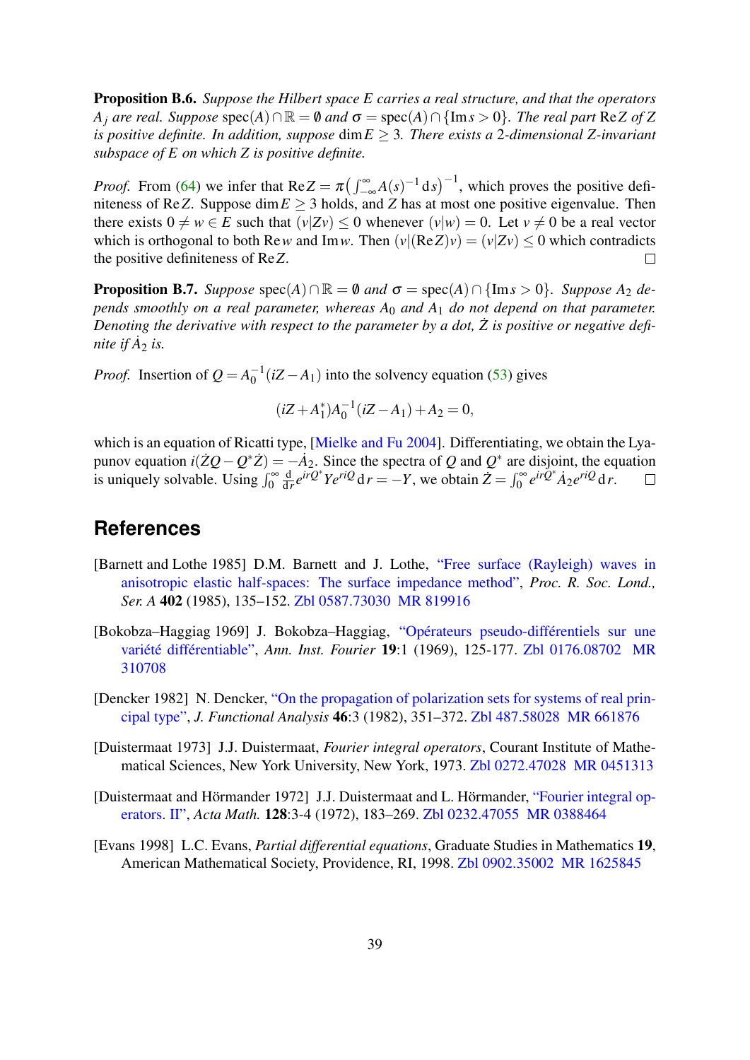**Proposition B.6.** *Suppose the Hilbert space $E$ carries a real structure, and that the operators $A_j$ are real. Suppose* $\operatorname{spec}(A) \cap \mathbb{R} = \emptyset$ *and* $\sigma = \operatorname{spec}(A) \cap \{\operatorname{Im} s > 0\}$*. The real part* $\operatorname{Re} Z$ *of $Z$ is positive definite. In addition, suppose* $\dim E \geq 3$*. There exists a 2-dimensional $Z$-invariant subspace of $E$ on which $Z$ is positive definite.*

*Proof.* From (64) we infer that $\operatorname{Re} Z = \pi \left( \int_{-\infty}^{\infty} A(s)^{-1} \, \mathrm{d}s \right)^{-1}$, which proves the positive definiteness of $\operatorname{Re} Z$. Suppose $\dim E \geq 3$ holds, and $Z$ has at most one positive eigenvalue. Then there exists $0 \neq w \in E$ such that $(v|Zv) \leq 0$ whenever $(v|w) = 0$. Let $v \neq 0$ be a real vector which is orthogonal to both $\operatorname{Re} w$ and $\operatorname{Im} w$. Then $(v|(\operatorname{Re} Z)v) = (v|Zv) \leq 0$ which contradicts the positive definiteness of $\operatorname{Re} Z$. □

**Proposition B.7.** *Suppose* $\operatorname{spec}(A) \cap \mathbb{R} = \emptyset$ *and* $\sigma = \operatorname{spec}(A) \cap \{\operatorname{Im} s > 0\}$*. Suppose $A_2$ depends smoothly on a real parameter, whereas $A_0$ and $A_1$ do not depend on that parameter. Denoting the derivative with respect to the parameter by a dot, $\dot{Z}$ is positive or negative definite if $\dot{A}_2$ is.*

*Proof.* Insertion of $Q = A_0^{-1}(iZ - A_1)$ into the solvency equation (53) gives

$$(iZ + A_1^*)A_0^{-1}(iZ - A_1) + A_2 = 0,$$

which is an equation of Ricatti type, [Mielke and Fu 2004]. Differentiating, we obtain the Lyapunov equation $i(\dot{Z}Q - Q^*\dot{Z}) = -\dot{A}_2$. Since the spectra of $Q$ and $Q^*$ are disjoint, the equation is uniquely solvable. Using $\int_0^\infty \frac{\mathrm{d}}{\mathrm{d}r} e^{irQ^*} Y e^{riQ} \, \mathrm{d}r = -Y$, we obtain $\dot{Z} = \int_0^\infty e^{irQ^*} \dot{A}_2 e^{riQ} \, \mathrm{d}r$. □

## References

[Barnett and Lothe 1985] D.M. Barnett and J. Lothe, "Free surface (Rayleigh) waves in anisotropic elastic half-spaces: The surface impedance method", *Proc. R. Soc. Lond., Ser. A* **402** (1985), 135–152. Zbl 0587.73030 MR 819916

[Bokobza–Haggiag 1969] J. Bokobza–Haggiag, "Opérateurs pseudo-différentiels sur une variété différentiable", *Ann. Inst. Fourier* **19**:1 (1969), 125-177. Zbl 0176.08702 MR 310708

[Dencker 1982] N. Dencker, "On the propagation of polarization sets for systems of real principal type", *J. Functional Analysis* **46**:3 (1982), 351–372. Zbl 487.58028 MR 661876

[Duistermaat 1973] J.J. Duistermaat, *Fourier integral operators*, Courant Institute of Mathematical Sciences, New York University, New York, 1973. Zbl 0272.47028 MR 0451313

[Duistermaat and Hörmander 1972] J.J. Duistermaat and L. Hörmander, "Fourier integral operators. II", *Acta Math.* **128**:3-4 (1972), 183–269. Zbl 0232.47055 MR 0388464

[Evans 1998] L.C. Evans, *Partial differential equations*, Graduate Studies in Mathematics **19**, American Mathematical Society, Providence, RI, 1998. Zbl 0902.35002 MR 1625845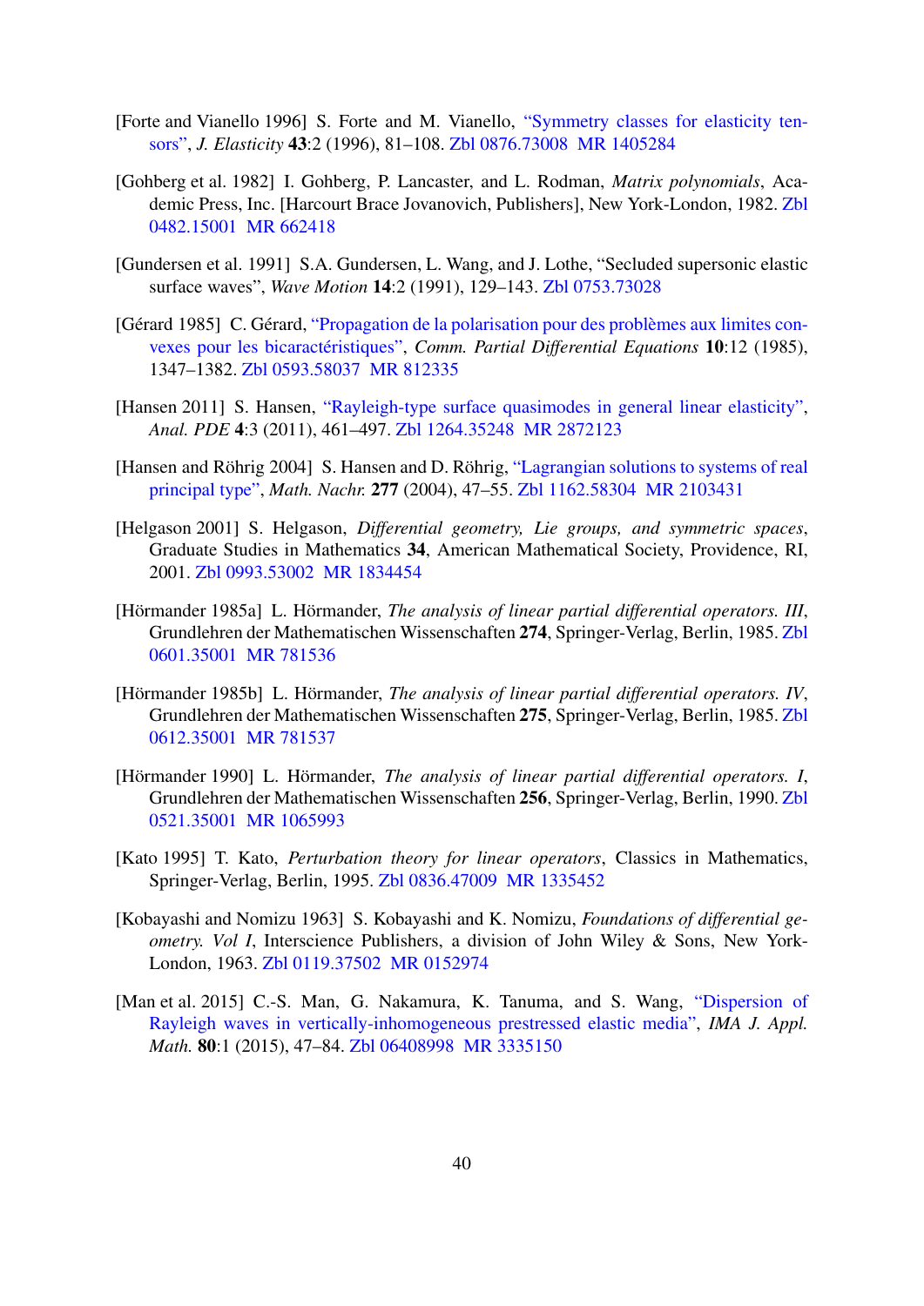[Forte and Vianello 1996] S. Forte and M. Vianello, "Symmetry classes for elasticity tensors", *J. Elasticity* **43**:2 (1996), 81–108. Zbl 0876.73008 MR 1405284

[Gohberg et al. 1982] I. Gohberg, P. Lancaster, and L. Rodman, *Matrix polynomials*, Academic Press, Inc. [Harcourt Brace Jovanovich, Publishers], New York-London, 1982. Zbl 0482.15001 MR 662418

[Gundersen et al. 1991] S.A. Gundersen, L. Wang, and J. Lothe, "Secluded supersonic elastic surface waves", *Wave Motion* **14**:2 (1991), 129–143. Zbl 0753.73028

[Gérard 1985] C. Gérard, "Propagation de la polarisation pour des problèmes aux limites convexes pour les bicaractéristiques", *Comm. Partial Differential Equations* **10**:12 (1985), 1347–1382. Zbl 0593.58037 MR 812335

[Hansen 2011] S. Hansen, "Rayleigh-type surface quasimodes in general linear elasticity", *Anal. PDE* **4**:3 (2011), 461–497. Zbl 1264.35248 MR 2872123

[Hansen and Röhrig 2004] S. Hansen and D. Röhrig, "Lagrangian solutions to systems of real principal type", *Math. Nachr.* **277** (2004), 47–55. Zbl 1162.58304 MR 2103431

[Helgason 2001] S. Helgason, *Differential geometry, Lie groups, and symmetric spaces*, Graduate Studies in Mathematics **34**, American Mathematical Society, Providence, RI, 2001. Zbl 0993.53002 MR 1834454

[Hörmander 1985a] L. Hörmander, *The analysis of linear partial differential operators. III*, Grundlehren der Mathematischen Wissenschaften **274**, Springer-Verlag, Berlin, 1985. Zbl 0601.35001 MR 781536

[Hörmander 1985b] L. Hörmander, *The analysis of linear partial differential operators. IV*, Grundlehren der Mathematischen Wissenschaften **275**, Springer-Verlag, Berlin, 1985. Zbl 0612.35001 MR 781537

[Hörmander 1990] L. Hörmander, *The analysis of linear partial differential operators. I*, Grundlehren der Mathematischen Wissenschaften **256**, Springer-Verlag, Berlin, 1990. Zbl 0521.35001 MR 1065993

[Kato 1995] T. Kato, *Perturbation theory for linear operators*, Classics in Mathematics, Springer-Verlag, Berlin, 1995. Zbl 0836.47009 MR 1335452

[Kobayashi and Nomizu 1963] S. Kobayashi and K. Nomizu, *Foundations of differential geometry. Vol I*, Interscience Publishers, a division of John Wiley & Sons, New York-London, 1963. Zbl 0119.37502 MR 0152974

[Man et al. 2015] C.-S. Man, G. Nakamura, K. Tanuma, and S. Wang, "Dispersion of Rayleigh waves in vertically-inhomogeneous prestressed elastic media", *IMA J. Appl. Math.* **80**:1 (2015), 47–84. Zbl 06408998 MR 3335150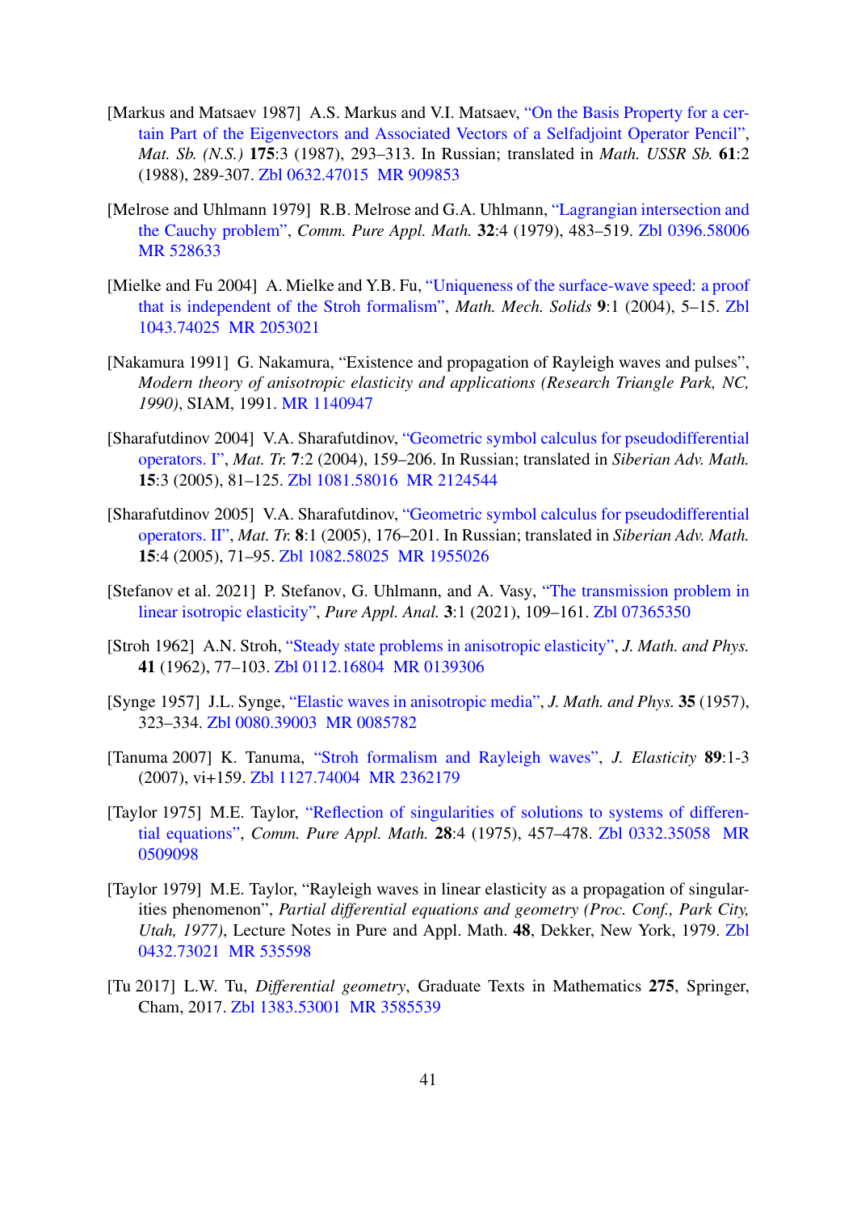[Markus and Matsaev 1987] A.S. Markus and V.I. Matsaev, "On the Basis Property for a certain Part of the Eigenvectors and Associated Vectors of a Selfadjoint Operator Pencil", *Mat. Sb. (N.S.)* **175**:3 (1987), 293–313. In Russian; translated in *Math. USSR Sb.* **61**:2 (1988), 289-307. Zbl 0632.47015 MR 909853

[Melrose and Uhlmann 1979] R.B. Melrose and G.A. Uhlmann, "Lagrangian intersection and the Cauchy problem", *Comm. Pure Appl. Math.* **32**:4 (1979), 483–519. Zbl 0396.58006 MR 528633

[Mielke and Fu 2004] A. Mielke and Y.B. Fu, "Uniqueness of the surface-wave speed: a proof that is independent of the Stroh formalism", *Math. Mech. Solids* **9**:1 (2004), 5–15. Zbl 1043.74025 MR 2053021

[Nakamura 1991] G. Nakamura, "Existence and propagation of Rayleigh waves and pulses", *Modern theory of anisotropic elasticity and applications (Research Triangle Park, NC, 1990)*, SIAM, 1991. MR 1140947

[Sharafutdinov 2004] V.A. Sharafutdinov, "Geometric symbol calculus for pseudodifferential operators. I", *Mat. Tr.* **7**:2 (2004), 159–206. In Russian; translated in *Siberian Adv. Math.* **15**:3 (2005), 81–125. Zbl 1081.58016 MR 2124544

[Sharafutdinov 2005] V.A. Sharafutdinov, "Geometric symbol calculus for pseudodifferential operators. II", *Mat. Tr.* **8**:1 (2005), 176–201. In Russian; translated in *Siberian Adv. Math.* **15**:4 (2005), 71–95. Zbl 1082.58025 MR 1955026

[Stefanov et al. 2021] P. Stefanov, G. Uhlmann, and A. Vasy, "The transmission problem in linear isotropic elasticity", *Pure Appl. Anal.* **3**:1 (2021), 109–161. Zbl 07365350

[Stroh 1962] A.N. Stroh, "Steady state problems in anisotropic elasticity", *J. Math. and Phys.* **41** (1962), 77–103. Zbl 0112.16804 MR 0139306

[Synge 1957] J.L. Synge, "Elastic waves in anisotropic media", *J. Math. and Phys.* **35** (1957), 323–334. Zbl 0080.39003 MR 0085782

[Tanuma 2007] K. Tanuma, "Stroh formalism and Rayleigh waves", *J. Elasticity* **89**:1-3 (2007), vi+159. Zbl 1127.74004 MR 2362179

[Taylor 1975] M.E. Taylor, "Reflection of singularities of solutions to systems of differential equations", *Comm. Pure Appl. Math.* **28**:4 (1975), 457–478. Zbl 0332.35058 MR 0509098

[Taylor 1979] M.E. Taylor, "Rayleigh waves in linear elasticity as a propagation of singularities phenomenon", *Partial differential equations and geometry (Proc. Conf., Park City, Utah, 1977)*, Lecture Notes in Pure and Appl. Math. **48**, Dekker, New York, 1979. Zbl 0432.73021 MR 535598

[Tu 2017] L.W. Tu, *Differential geometry*, Graduate Texts in Mathematics **275**, Springer, Cham, 2017. Zbl 1383.53001 MR 3585539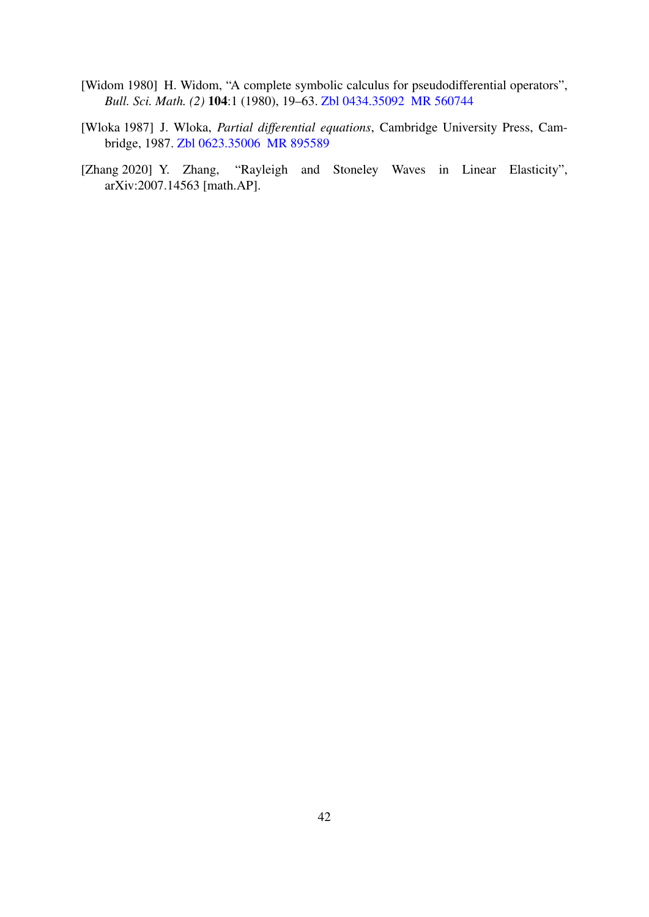[Widom 1980] H. Widom, "A complete symbolic calculus for pseudodifferential operators", *Bull. Sci. Math. (2)* **104**:1 (1980), 19–63. Zbl 0434.35092 MR 560744

[Wloka 1987] J. Wloka, *Partial differential equations*, Cambridge University Press, Cambridge, 1987. Zbl 0623.35006 MR 895589

[Zhang 2020] Y. Zhang, "Rayleigh and Stoneley Waves in Linear Elasticity", arXiv:2007.14563 [math.AP].